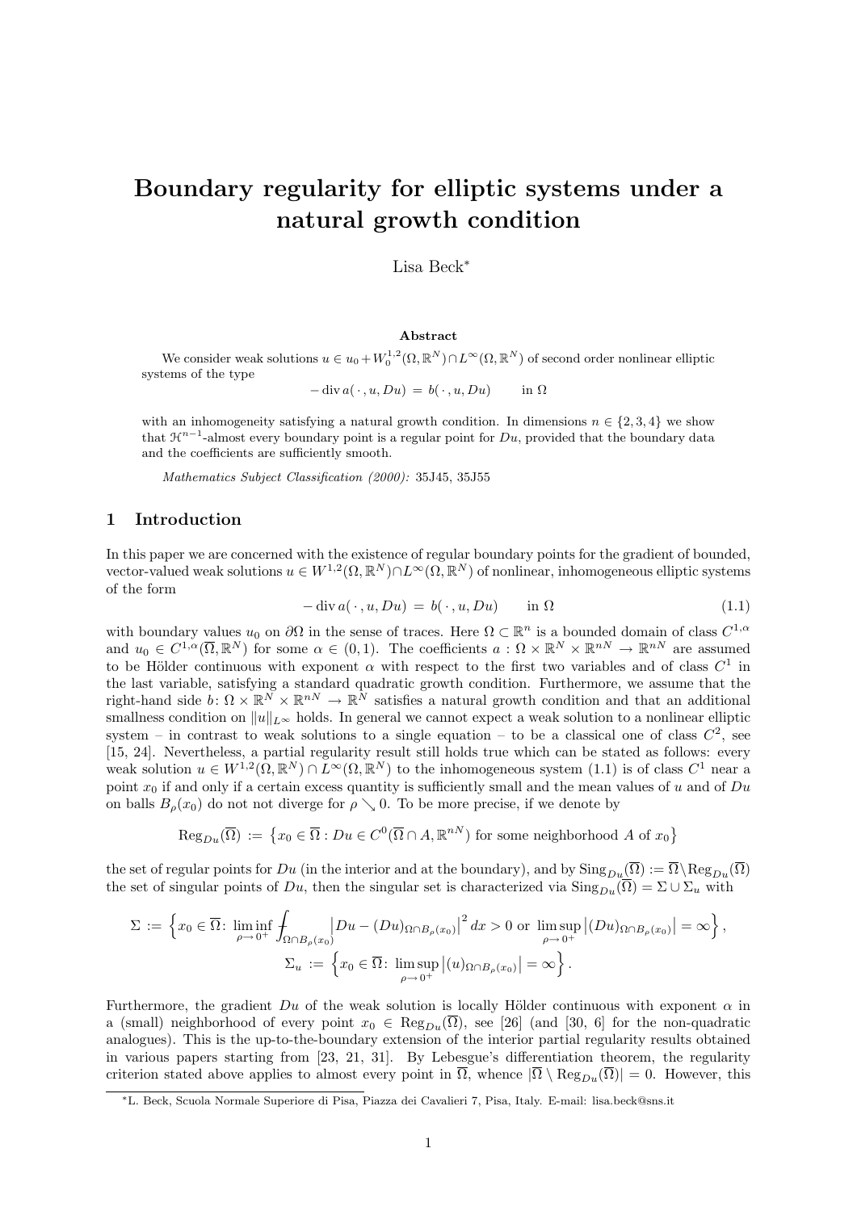# Boundary regularity for elliptic systems under a natural growth condition

Lisa Beck*

**Abstract**

We consider weak solutions $u \in u_0 + W_0^{1,2}(\Omega,\mathbb{R}^N) \cap L^\infty(\Omega,\mathbb{R}^N)$ of second order nonlinear elliptic systems of the type

$$-\operatorname{div} a(\,\cdot\,, u, Du) \,=\, b(\,\cdot\,, u, Du) \qquad \text{in } \Omega$$

with an inhomogeneity satisfying a natural growth condition. In dimensions $n \in \{2,3,4\}$ we show that $\mathcal{H}^{n-1}$-almost every boundary point is a regular point for $Du$, provided that the boundary data and the coefficients are sufficiently smooth.

*Mathematics Subject Classification (2000):* 35J45, 35J55

## 1 Introduction

In this paper we are concerned with the existence of regular boundary points for the gradient of bounded, vector-valued weak solutions $u \in W^{1,2}(\Omega,\mathbb{R}^N) \cap L^\infty(\Omega,\mathbb{R}^N)$ of nonlinear, inhomogeneous elliptic systems of the form

$$-\operatorname{div} a(\,\cdot\,, u, Du) \,=\, b(\,\cdot\,, u, Du) \qquad \text{in } \Omega \tag{1.1}$$

with boundary values $u_0$ on $\partial\Omega$ in the sense of traces. Here $\Omega \subset \mathbb{R}^n$ is a bounded domain of class $C^{1,\alpha}$ and $u_0 \in C^{1,\alpha}(\overline{\Omega},\mathbb{R}^N)$ for some $\alpha \in (0,1)$. The coefficients $a : \Omega \times \mathbb{R}^N \times \mathbb{R}^{nN} \to \mathbb{R}^{nN}$ are assumed to be Hölder continuous with exponent $\alpha$ with respect to the first two variables and of class $C^1$ in the last variable, satisfying a standard quadratic growth condition. Furthermore, we assume that the right-hand side $b \colon \Omega \times \mathbb{R}^N \times \mathbb{R}^{nN} \to \mathbb{R}^N$ satisfies a natural growth condition and that an additional smallness condition on $\|u\|_{L^\infty}$ holds. In general we cannot expect a weak solution to a nonlinear elliptic system – in contrast to weak solutions to a single equation – to be a classical one of class $C^2$, see [15, 24]. Nevertheless, a partial regularity result still holds true which can be stated as follows: every weak solution $u \in W^{1,2}(\Omega,\mathbb{R}^N) \cap L^\infty(\Omega,\mathbb{R}^N)$ to the inhomogeneous system (1.1) is of class $C^1$ near a point $x_0$ if and only if a certain excess quantity is sufficiently small and the mean values of $u$ and of $Du$ on balls $B_\rho(x_0)$ do not not diverge for $\rho \searrow 0$. To be more precise, if we denote by

$$\operatorname{Reg}_{Du}(\overline{\Omega}) \,:=\, \big\{x_0 \in \overline{\Omega} : Du \in C^0(\overline{\Omega} \cap A, \mathbb{R}^{nN}) \text{ for some neighborhood } A \text{ of } x_0\big\}$$

the set of regular points for $Du$ (in the interior and at the boundary), and by $\operatorname{Sing}_{Du}(\overline{\Omega}) := \overline{\Omega} \setminus \operatorname{Reg}_{Du}(\overline{\Omega})$ the set of singular points of $Du$, then the singular set is characterized via $\operatorname{Sing}_{Du}(\overline{\Omega}) = \Sigma \cup \Sigma_u$ with

$$\Sigma \,:=\, \Big\{x_0 \in \overline{\Omega} \colon \liminf_{\rho \to 0^+} \fint_{\Omega \cap B_\rho(x_0)} \big|Du - (Du)_{\Omega \cap B_\rho(x_0)}\big|^2 \, dx > 0 \text{ or } \limsup_{\rho \to 0^+} \big|(Du)_{\Omega \cap B_\rho(x_0)}\big| = \infty\Big\},$$

$$\Sigma_u \,:=\, \Big\{x_0 \in \overline{\Omega} \colon \limsup_{\rho \to 0^+} \big|(u)_{\Omega \cap B_\rho(x_0)}\big| = \infty\Big\}.$$

Furthermore, the gradient $Du$ of the weak solution is locally Hölder continuous with exponent $\alpha$ in a (small) neighborhood of every point $x_0 \in \operatorname{Reg}_{Du}(\overline{\Omega})$, see [26] (and [30, 6] for the non-quadratic analogues). This is the up-to-the-boundary extension of the interior partial regularity results obtained in various papers starting from [23, 21, 31]. By Lebesgue's differentiation theorem, the regularity criterion stated above applies to almost every point in $\overline{\Omega}$, whence $|\overline{\Omega} \setminus \operatorname{Reg}_{Du}(\overline{\Omega})| = 0$. However, this

*L. Beck, Scuola Normale Superiore di Pisa, Piazza dei Cavalieri 7, Pisa, Italy. E-mail: lisa.beck@sns.it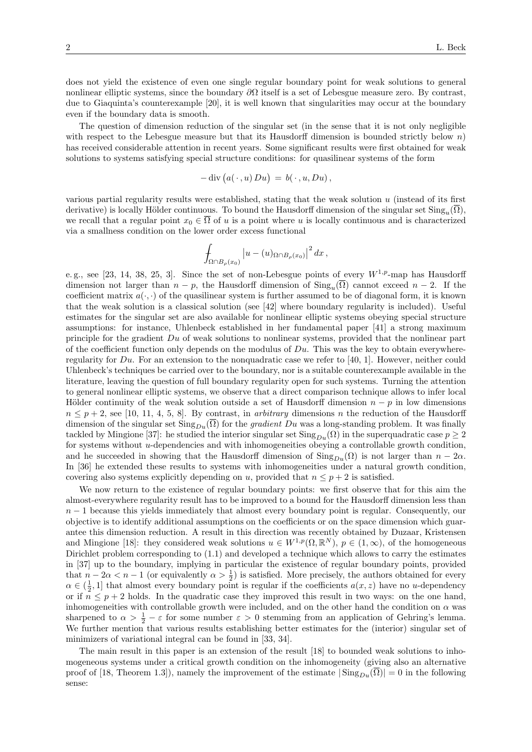does not yield the existence of even one single regular boundary point for weak solutions to general nonlinear elliptic systems, since the boundary $\partial\Omega$ itself is a set of Lebesgue measure zero. By contrast, due to Giaquinta's counterexample [20], it is well known that singularities may occur at the boundary even if the boundary data is smooth.

The question of dimension reduction of the singular set (in the sense that it is not only negligible with respect to the Lebesgue measure but that its Hausdorff dimension is bounded strictly below $n$) has received considerable attention in recent years. Some significant results were first obtained for weak solutions to systems satisfying special structure conditions: for quasilinear systems of the form

$$-\operatorname{div}\big(a(\,\cdot\,,u)\,Du\big) \,=\, b(\,\cdot\,,u,Du)\,,$$

various partial regularity results were established, stating that the weak solution $u$ (instead of its first derivative) is locally Hölder continuous. To bound the Hausdorff dimension of the singular set $\mathrm{Sing}_u(\overline{\Omega})$, we recall that a regular point $x_0 \in \overline{\Omega}$ of $u$ is a point where $u$ is locally continuous and is characterized via a smallness condition on the lower order excess functional

$$\fint_{\Omega\cap B_\rho(x_0)} \big|u-(u)_{\Omega\cap B_\rho(x_0)}\big|^2\,dx\,,$$

e. g., see [23, 14, 38, 25, 3]. Since the set of non-Lebesgue points of every $W^{1,p}$-map has Hausdorff dimension not larger than $n-p$, the Hausdorff dimension of $\mathrm{Sing}_u(\overline{\Omega})$ cannot exceed $n-2$. If the coefficient matrix $a(\cdot,\cdot)$ of the quasilinear system is further assumed to be of diagonal form, it is known that the weak solution is a classical solution (see [42] where boundary regularity is included). Useful estimates for the singular set are also available for nonlinear elliptic systems obeying special structure assumptions: for instance, Uhlenbeck established in her fundamental paper [41] a strong maximum principle for the gradient $Du$ of weak solutions to nonlinear systems, provided that the nonlinear part of the coefficient function only depends on the modulus of $Du$. This was the key to obtain everywhere-regularity for $Du$. For an extension to the nonquadratic case we refer to [40, 1]. However, neither could Uhlenbeck's techniques be carried over to the boundary, nor is a suitable counterexample available in the literature, leaving the question of full boundary regularity open for such systems. Turning the attention to general nonlinear elliptic systems, we observe that a direct comparison technique allows to infer local Hölder continuity of the weak solution outside a set of Hausdorff dimension $n-p$ in low dimensions $n \le p+2$, see [10, 11, 4, 5, 8]. By contrast, in *arbitrary* dimensions $n$ the reduction of the Hausdorff dimension of the singular set $\mathrm{Sing}_{Du}(\overline{\Omega})$ for the *gradient* $Du$ was a long-standing problem. It was finally tackled by Mingione [37]: he studied the interior singular set $\mathrm{Sing}_{Du}(\Omega)$ in the superquadratic case $p \ge 2$ for systems without $u$-dependencies and with inhomogeneities obeying a controllable growth condition, and he succeeded in showing that the Hausdorff dimension of $\mathrm{Sing}_{Du}(\Omega)$ is not larger than $n-2\alpha$. In [36] he extended these results to systems with inhomogeneities under a natural growth condition, covering also systems explicitly depending on $u$, provided that $n \le p+2$ is satisfied.

We now return to the existence of regular boundary points: we first observe that for this aim the almost-everywhere regularity result has to be improved to a bound for the Hausdorff dimension less than $n-1$ because this yields immediately that almost every boundary point is regular. Consequently, our objective is to identify additional assumptions on the coefficients or on the space dimension which guarantee this dimension reduction. A result in this direction was recently obtained by Duzaar, Kristensen and Mingione [18]: they considered weak solutions $u \in W^{1,p}(\Omega,\mathbb{R}^N)$, $p \in (1,\infty)$, of the homogeneous Dirichlet problem corresponding to (1.1) and developed a technique which allows to carry the estimates in [37] up to the boundary, implying in particular the existence of regular boundary points, provided that $n-2\alpha < n-1$ (or equivalently $\alpha > \frac{1}{2}$) is satisfied. More precisely, the authors obtained for every $\alpha \in (\frac{1}{2},1]$ that almost every boundary point is regular if the coefficients $a(x,z)$ have no $u$-dependency or if $n \le p+2$ holds. In the quadratic case they improved this result in two ways: on the one hand, inhomogeneities with controllable growth were included, and on the other hand the condition on $\alpha$ was sharpened to $\alpha > \frac{1}{2}-\varepsilon$ for some number $\varepsilon > 0$ stemming from an application of Gehring's lemma. We further mention that various results establishing better estimates for the (interior) singular set of minimizers of variational integral can be found in [33, 34].

The main result in this paper is an extension of the result [18] to bounded weak solutions to inhomogeneous systems under a critical growth condition on the inhomogeneity (giving also an alternative proof of [18, Theorem 1.3]), namely the improvement of the estimate $|\mathrm{Sing}_{Du}(\overline{\Omega})| = 0$ in the following sense: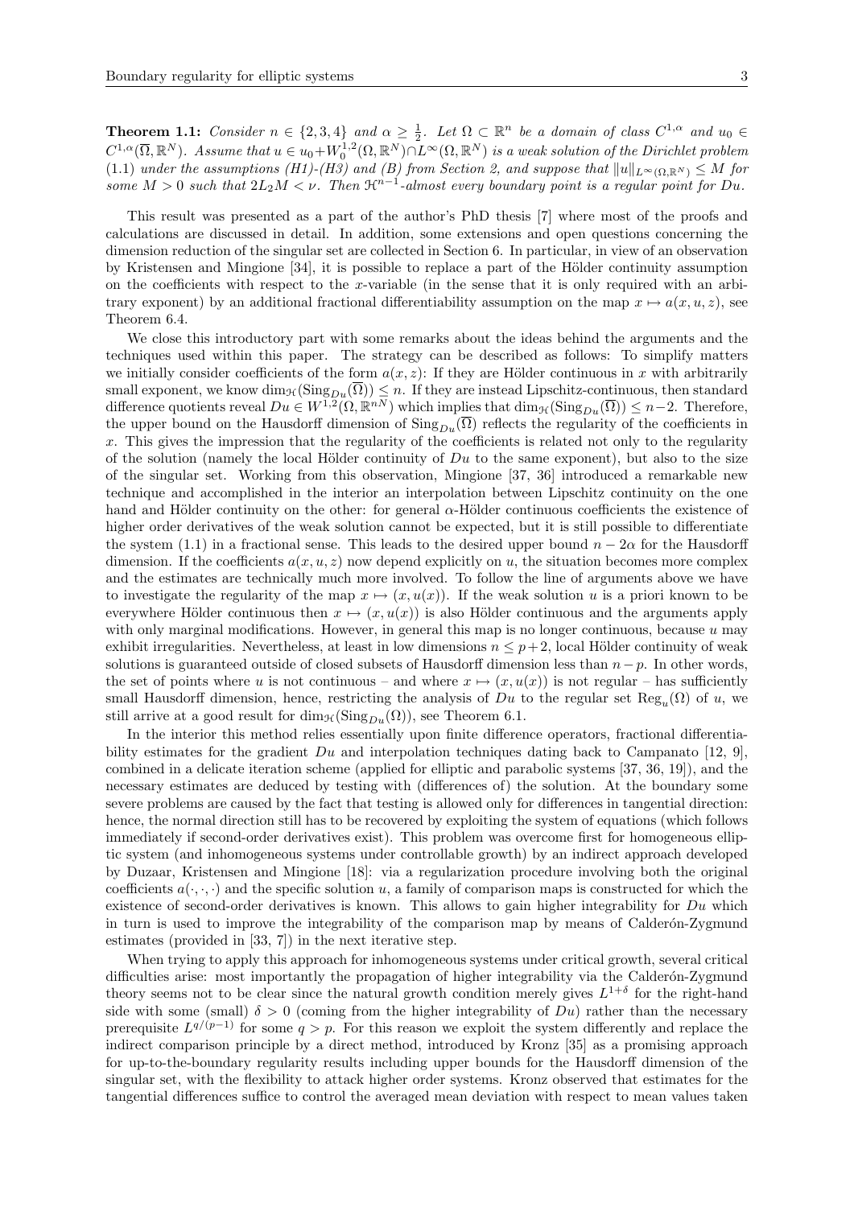**Theorem 1.1:** *Consider $n \in \{2,3,4\}$ and $\alpha \geq \frac{1}{2}$. Let $\Omega \subset \mathbb{R}^n$ be a domain of class $C^{1,\alpha}$ and $u_0 \in C^{1,\alpha}(\overline{\Omega}, \mathbb{R}^N)$. Assume that $u \in u_0 + W_0^{1,2}(\Omega, \mathbb{R}^N) \cap L^\infty(\Omega, \mathbb{R}^N)$ is a weak solution of the Dirichlet problem (1.1) under the assumptions (H1)-(H3) and (B) from Section 2, and suppose that $\|u\|_{L^\infty(\Omega,\mathbb{R}^N)} \leq M$ for some $M > 0$ such that $2L_2 M < \nu$. Then $\mathcal{H}^{n-1}$-almost every boundary point is a regular point for $Du$.*

This result was presented as a part of the author's PhD thesis [7] where most of the proofs and calculations are discussed in detail. In addition, some extensions and open questions concerning the dimension reduction of the singular set are collected in Section 6. In particular, in view of an observation by Kristensen and Mingione [34], it is possible to replace a part of the Hölder continuity assumption on the coefficients with respect to the $x$-variable (in the sense that it is only required with an arbitrary exponent) by an additional fractional differentiability assumption on the map $x \mapsto a(x,u,z)$, see Theorem 6.4.

We close this introductory part with some remarks about the ideas behind the arguments and the techniques used within this paper. The strategy can be described as follows: To simplify matters we initially consider coefficients of the form $a(x,z)$: If they are Hölder continuous in $x$ with arbitrarily small exponent, we know $\dim_{\mathcal{H}}(\mathrm{Sing}_{Du}(\overline{\Omega})) \leq n$. If they are instead Lipschitz-continuous, then standard difference quotients reveal $Du \in W^{1,2}(\Omega, \mathbb{R}^{nN})$ which implies that $\dim_{\mathcal{H}}(\mathrm{Sing}_{Du}(\overline{\Omega})) \leq n-2$. Therefore, the upper bound on the Hausdorff dimension of $\mathrm{Sing}_{Du}(\overline{\Omega})$ reflects the regularity of the coefficients in $x$. This gives the impression that the regularity of the coefficients is related not only to the regularity of the solution (namely the local Hölder continuity of $Du$ to the same exponent), but also to the size of the singular set. Working from this observation, Mingione [37, 36] introduced a remarkable new technique and accomplished in the interior an interpolation between Lipschitz continuity on the one hand and Hölder continuity on the other: for general $\alpha$-Hölder continuous coefficients the existence of higher order derivatives of the weak solution cannot be expected, but it is still possible to differentiate the system (1.1) in a fractional sense. This leads to the desired upper bound $n - 2\alpha$ for the Hausdorff dimension. If the coefficients $a(x,u,z)$ now depend explicitly on $u$, the situation becomes more complex and the estimates are technically much more involved. To follow the line of arguments above we have to investigate the regularity of the map $x \mapsto (x, u(x))$. If the weak solution $u$ is a priori known to be everywhere Hölder continuous then $x \mapsto (x,u(x))$ is also Hölder continuous and the arguments apply with only marginal modifications. However, in general this map is no longer continuous, because $u$ may exhibit irregularities. Nevertheless, at least in low dimensions $n \leq p+2$, local Hölder continuity of weak solutions is guaranteed outside of closed subsets of Hausdorff dimension less than $n-p$. In other words, the set of points where $u$ is not continuous – and where $x \mapsto (x,u(x))$ is not regular – has sufficiently small Hausdorff dimension, hence, restricting the analysis of $Du$ to the regular set $\mathrm{Reg}_u(\Omega)$ of $u$, we still arrive at a good result for $\dim_{\mathcal{H}}(\mathrm{Sing}_{Du}(\Omega))$, see Theorem 6.1.

In the interior this method relies essentially upon finite difference operators, fractional differentiability estimates for the gradient $Du$ and interpolation techniques dating back to Campanato [12, 9], combined in a delicate iteration scheme (applied for elliptic and parabolic systems [37, 36, 19]), and the necessary estimates are deduced by testing with (differences of) the solution. At the boundary some severe problems are caused by the fact that testing is allowed only for differences in tangential direction: hence, the normal direction still has to be recovered by exploiting the system of equations (which follows immediately if second-order derivatives exist). This problem was overcome first for homogeneous elliptic system (and inhomogeneous systems under controllable growth) by an indirect approach developed by Duzaar, Kristensen and Mingione [18]: via a regularization procedure involving both the original coefficients $a(\cdot,\cdot,\cdot)$ and the specific solution $u$, a family of comparison maps is constructed for which the existence of second-order derivatives is known. This allows to gain higher integrability for $Du$ which in turn is used to improve the integrability of the comparison map by means of Calderón-Zygmund estimates (provided in [33, 7]) in the next iterative step.

When trying to apply this approach for inhomogeneous systems under critical growth, several critical difficulties arise: most importantly the propagation of higher integrability via the Calderón-Zygmund theory seems not to be clear since the natural growth condition merely gives $L^{1+\delta}$ for the right-hand side with some (small) $\delta > 0$ (coming from the higher integrability of $Du$) rather than the necessary prerequisite $L^{q/(p-1)}$ for some $q > p$. For this reason we exploit the system differently and replace the indirect comparison principle by a direct method, introduced by Kronz [35] as a promising approach for up-to-the-boundary regularity results including upper bounds for the Hausdorff dimension of the singular set, with the flexibility to attack higher order systems. Kronz observed that estimates for the tangential differences suffice to control the averaged mean deviation with respect to mean values taken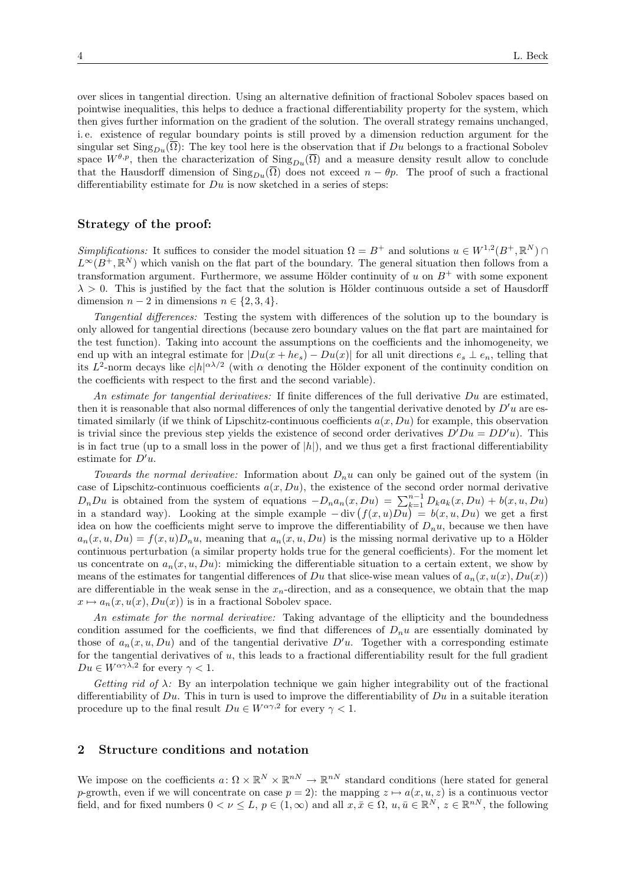over slices in tangential direction. Using an alternative definition of fractional Sobolev spaces based on pointwise inequalities, this helps to deduce a fractional differentiability property for the system, which then gives further information on the gradient of the solution. The overall strategy remains unchanged, i. e. existence of regular boundary points is still proved by a dimension reduction argument for the singular set $\mathrm{Sing}_{Du}(\overline{\Omega})$: The key tool here is the observation that if $Du$ belongs to a fractional Sobolev space $W^{\theta,p}$, then the characterization of $\mathrm{Sing}_{Du}(\overline{\Omega})$ and a measure density result allow to conclude that the Hausdorff dimension of $\mathrm{Sing}_{Du}(\overline{\Omega})$ does not exceed $n - \theta p$. The proof of such a fractional differentiability estimate for $Du$ is now sketched in a series of steps:

## Strategy of the proof:

*Simplifications:* It suffices to consider the model situation $\Omega = B^+$ and solutions $u \in W^{1,2}(B^+, \mathbb{R}^N) \cap L^\infty(B^+, \mathbb{R}^N)$ which vanish on the flat part of the boundary. The general situation then follows from a transformation argument. Furthermore, we assume Hölder continuity of $u$ on $B^+$ with some exponent $\lambda > 0$. This is justified by the fact that the solution is Hölder continuous outside a set of Hausdorff dimension $n-2$ in dimensions $n \in \{2, 3, 4\}$.

*Tangential differences:* Testing the system with differences of the solution up to the boundary is only allowed for tangential directions (because zero boundary values on the flat part are maintained for the test function). Taking into account the assumptions on the coefficients and the inhomogeneity, we end up with an integral estimate for $|Du(x + he_s) - Du(x)|$ for all unit directions $e_s \perp e_n$, telling that its $L^2$-norm decays like $c|h|^{\alpha\lambda/2}$ (with $\alpha$ denoting the Hölder exponent of the continuity condition on the coefficients with respect to the first and the second variable).

*An estimate for tangential derivatives:* If finite differences of the full derivative $Du$ are estimated, then it is reasonable that also normal differences of only the tangential derivative denoted by $D'u$ are estimated similarly (if we think of Lipschitz-continuous coefficients $a(x, Du)$ for example, this observation is trivial since the previous step yields the existence of second order derivatives $D'Du = DD'u$). This is in fact true (up to a small loss in the power of $|h|$), and we thus get a first fractional differentiability estimate for $D'u$.

*Towards the normal derivative:* Information about $D_n u$ can only be gained out of the system (in case of Lipschitz-continuous coefficients $a(x, Du)$, the existence of the second order normal derivative $D_n Du$ is obtained from the system of equations $-D_n a_n(x, Du) = \sum_{k=1}^{n-1} D_k a_k(x, Du) + b(x, u, Du)$ in a standard way). Looking at the simple example $-\operatorname{div}\big(f(x, u)Du\big) = b(x, u, Du)$ we get a first idea on how the coefficients might serve to improve the differentiability of $D_n u$, because we then have $a_n(x, u, Du) = f(x, u)D_n u$, meaning that $a_n(x, u, Du)$ is the missing normal derivative up to a Hölder continuous perturbation (a similar property holds true for the general coefficients). For the moment let us concentrate on $a_n(x, u, Du)$: mimicking the differentiable situation to a certain extent, we show by means of the estimates for tangential differences of $Du$ that slice-wise mean values of $a_n(x, u(x), Du(x))$ are differentiable in the weak sense in the $x_n$-direction, and as a consequence, we obtain that the map $x \mapsto a_n(x, u(x), Du(x))$ is in a fractional Sobolev space.

*An estimate for the normal derivative:* Taking advantage of the ellipticity and the boundedness condition assumed for the coefficients, we find that differences of $D_n u$ are essentially dominated by those of $a_n(x, u, Du)$ and of the tangential derivative $D'u$. Together with a corresponding estimate for the tangential derivatives of $u$, this leads to a fractional differentiability result for the full gradient $Du \in W^{\alpha\gamma\lambda,2}$ for every $\gamma < 1$.

*Getting rid of $\lambda$:* By an interpolation technique we gain higher integrability out of the fractional differentiability of $Du$. This in turn is used to improve the differentiability of $Du$ in a suitable iteration procedure up to the final result $Du \in W^{\alpha\gamma,2}$ for every $\gamma < 1$.

## 2 Structure conditions and notation

We impose on the coefficients $a\colon \Omega \times \mathbb{R}^N \times \mathbb{R}^{nN} \to \mathbb{R}^{nN}$ standard conditions (here stated for general $p$-growth, even if we will concentrate on case $p = 2$): the mapping $z \mapsto a(x, u, z)$ is a continuous vector field, and for fixed numbers $0 < \nu \leq L$, $p \in (1, \infty)$ and all $x, \bar{x} \in \Omega$, $u, \bar{u} \in \mathbb{R}^N$, $z \in \mathbb{R}^{nN}$, the following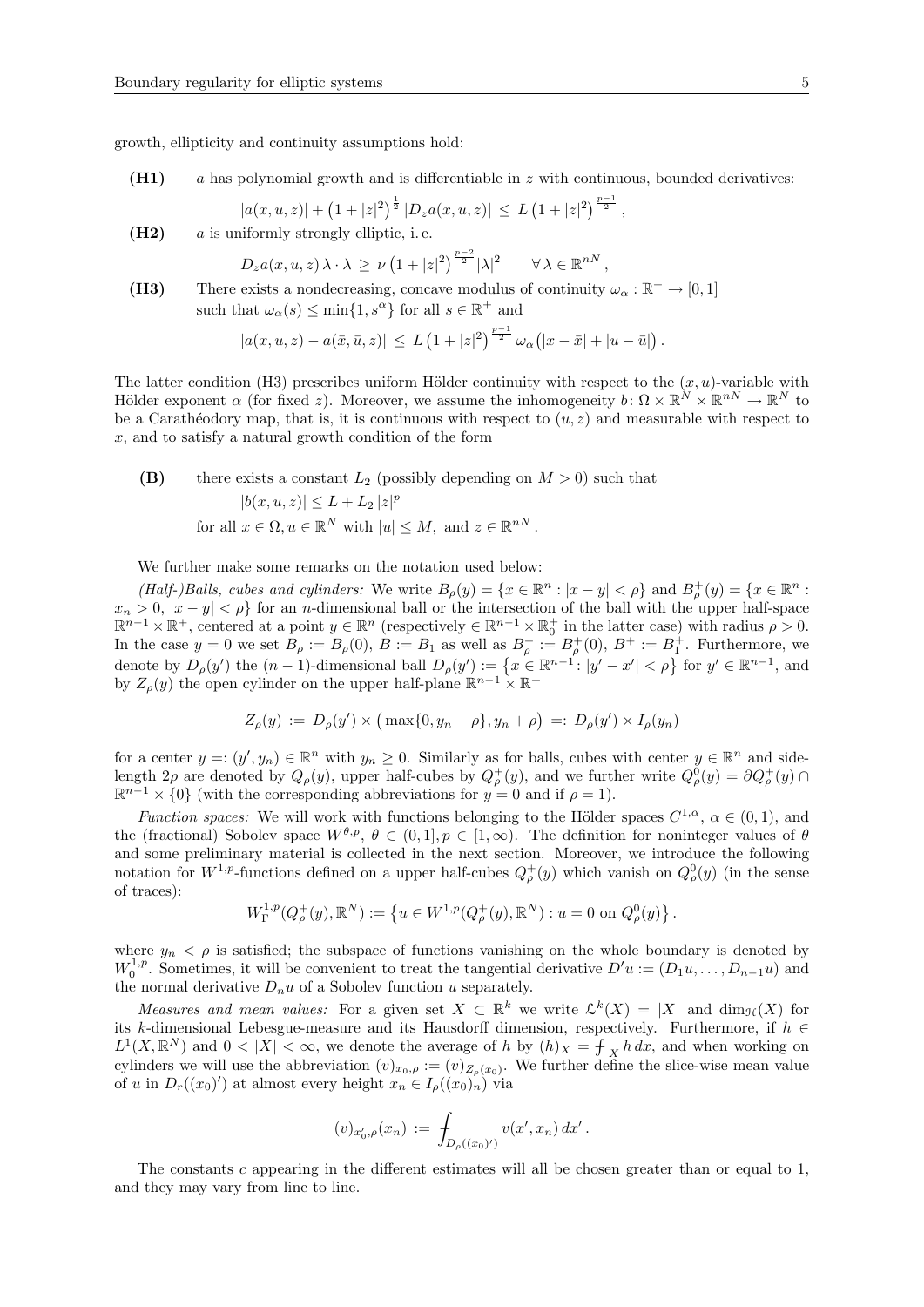growth, ellipticity and continuity assumptions hold:

**(H1)** $a$ has polynomial growth and is differentiable in $z$ with continuous, bounded derivatives:

$$|a(x,u,z)| + \left(1+|z|^2\right)^{\frac{1}{2}} |D_z a(x,u,z)| \le L\left(1+|z|^2\right)^{\frac{p-1}{2}},$$

**(H2)** $a$ is uniformly strongly elliptic, i. e.

$$D_z a(x,u,z)\,\lambda\cdot\lambda \ge \nu\left(1+|z|^2\right)^{\frac{p-2}{2}} |\lambda|^2 \qquad \forall\,\lambda\in\mathbb{R}^{nN},$$

**(H3)** There exists a nondecreasing, concave modulus of continuity $\omega_\alpha:\mathbb{R}^+\to[0,1]$ such that $\omega_\alpha(s)\le\min\{1,s^\alpha\}$ for all $s\in\mathbb{R}^+$ and

$$|a(x,u,z)-a(\bar{x},\bar{u},z)| \le L\left(1+|z|^2\right)^{\frac{p-1}{2}}\omega_\alpha\big(|x-\bar{x}|+|u-\bar{u}|\big).$$

The latter condition (H3) prescribes uniform Hölder continuity with respect to the $(x,u)$-variable with Hölder exponent $\alpha$ (for fixed $z$). Moreover, we assume the inhomogeneity $b\colon\Omega\times\mathbb{R}^N\times\mathbb{R}^{nN}\to\mathbb{R}^N$ to be a Carathéodory map, that is, it is continuous with respect to $(u,z)$ and measurable with respect to $x$, and to satisfy a natural growth condition of the form

**(B)** there exists a constant $L_2$ (possibly depending on $M>0$) such that

$$|b(x,u,z)| \le L + L_2\,|z|^p$$

for all $x\in\Omega, u\in\mathbb{R}^N$ with $|u|\le M$, and $z\in\mathbb{R}^{nN}$.

We further make some remarks on the notation used below:

*(Half-)Balls, cubes and cylinders:* We write $B_\rho(y)=\{x\in\mathbb{R}^n: |x-y|<\rho\}$ and $B_\rho^+(y)=\{x\in\mathbb{R}^n: x_n>0,\,|x-y|<\rho\}$ for an $n$-dimensional ball or the intersection of the ball with the upper half-space $\mathbb{R}^{n-1}\times\mathbb{R}^+$, centered at a point $y\in\mathbb{R}^n$ (respectively $\in\mathbb{R}^{n-1}\times\mathbb{R}_0^+$ in the latter case) with radius $\rho>0$. In the case $y=0$ we set $B_\rho:=B_\rho(0)$, $B:=B_1$ as well as $B_\rho^+:=B_\rho^+(0)$, $B^+:=B_1^+$. Furthermore, we denote by $D_\rho(y')$ the $(n-1)$-dimensional ball $D_\rho(y'):=\{x\in\mathbb{R}^{n-1}\colon |y'-x'|<\rho\}$ for $y'\in\mathbb{R}^{n-1}$, and by $Z_\rho(y)$ the open cylinder on the upper half-plane $\mathbb{R}^{n-1}\times\mathbb{R}^+$

$$Z_\rho(y) := D_\rho(y')\times\big(\max\{0,y_n-\rho\},y_n+\rho\big) =: D_\rho(y')\times I_\rho(y_n)$$

for a center $y=:(y',y_n)\in\mathbb{R}^n$ with $y_n\ge 0$. Similarly as for balls, cubes with center $y\in\mathbb{R}^n$ and side-length $2\rho$ are denoted by $Q_\rho(y)$, upper half-cubes by $Q_\rho^+(y)$, and we further write $Q_\rho^0(y)=\partial Q_\rho^+(y)\cap\mathbb{R}^{n-1}\times\{0\}$ (with the corresponding abbreviations for $y=0$ and if $\rho=1$).

*Function spaces:* We will work with functions belonging to the Hölder spaces $C^{1,\alpha}$, $\alpha\in(0,1)$, and the (fractional) Sobolev space $W^{\theta,p}$, $\theta\in(0,1], p\in[1,\infty)$. The definition for noninteger values of $\theta$ and some preliminary material is collected in the next section. Moreover, we introduce the following notation for $W^{1,p}$-functions defined on a upper half-cubes $Q_\rho^+(y)$ which vanish on $Q_\rho^0(y)$ (in the sense of traces):

$$W_\Gamma^{1,p}(Q_\rho^+(y),\mathbb{R}^N) := \big\{u\in W^{1,p}(Q_\rho^+(y),\mathbb{R}^N): u=0 \text{ on } Q_\rho^0(y)\big\}.$$

where $y_n<\rho$ is satisfied; the subspace of functions vanishing on the whole boundary is denoted by $W_0^{1,p}$. Sometimes, it will be convenient to treat the tangential derivative $D'u:=(D_1u,\ldots,D_{n-1}u)$ and the normal derivative $D_nu$ of a Sobolev function $u$ separately.

*Measures and mean values:* For a given set $X\subset\mathbb{R}^k$ we write $\mathcal{L}^k(X)=|X|$ and $\dim_{\mathcal{H}}(X)$ for its $k$-dimensional Lebesgue-measure and its Hausdorff dimension, respectively. Furthermore, if $h\in L^1(X,\mathbb{R}^N)$ and $0<|X|<\infty$, we denote the average of $h$ by $(h)_X=⨍_X h\,dx$, and when working on cylinders we will use the abbreviation $(v)_{x_0,\rho}:=(v)_{Z_\rho(x_0)}$. We further define the slice-wise mean value of $u$ in $D_r((x_0)')$ at almost every height $x_n\in I_\rho((x_0)_n)$ via

$$(v)_{x_0',\rho}(x_n) := ⨍_{D_\rho((x_0)')} v(x',x_n)\,dx'.$$

The constants $c$ appearing in the different estimates will all be chosen greater than or equal to 1, and they may vary from line to line.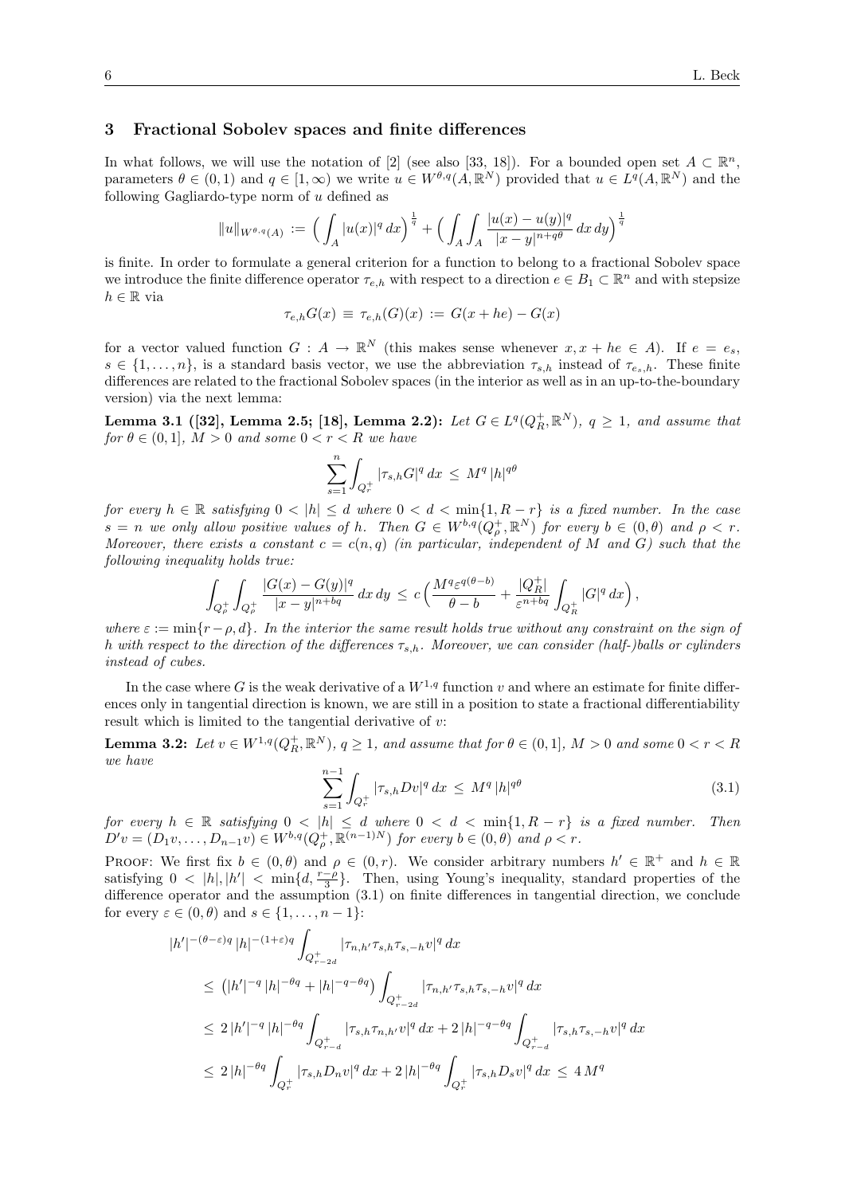## 3 Fractional Sobolev spaces and finite differences

In what follows, we will use the notation of [2] (see also [33, 18]). For a bounded open set $A \subset \mathbb{R}^n$, parameters $\theta \in (0,1)$ and $q \in [1,\infty)$ we write $u \in W^{\theta,q}(A,\mathbb{R}^N)$ provided that $u \in L^q(A,\mathbb{R}^N)$ and the following Gagliardo-type norm of $u$ defined as

$$\|u\|_{W^{\theta,q}(A)} := \Big(\int_A |u(x)|^q\,dx\Big)^{\frac{1}{q}} + \Big(\int_A\int_A \frac{|u(x)-u(y)|^q}{|x-y|^{n+q\theta}}\,dx\,dy\Big)^{\frac{1}{q}}$$

is finite. In order to formulate a general criterion for a function to belong to a fractional Sobolev space we introduce the finite difference operator $\tau_{e,h}$ with respect to a direction $e \in B_1 \subset \mathbb{R}^n$ and with stepsize $h \in \mathbb{R}$ via

$$\tau_{e,h}G(x) \equiv \tau_{e,h}(G)(x) := G(x+he) - G(x)$$

for a vector valued function $G : A \to \mathbb{R}^N$ (this makes sense whenever $x, x+he \in A$). If $e = e_s$, $s \in \{1,\dots,n\}$, is a standard basis vector, we use the abbreviation $\tau_{s,h}$ instead of $\tau_{e_s,h}$. These finite differences are related to the fractional Sobolev spaces (in the interior as well as in an up-to-the-boundary version) via the next lemma:

**Lemma 3.1 ([32], Lemma 2.5; [18], Lemma 2.2):** *Let $G \in L^q(Q_R^+,\mathbb{R}^N)$, $q \geq 1$, and assume that for $\theta \in (0,1]$, $M > 0$ and some $0 < r < R$ we have*

$$\sum_{s=1}^n \int_{Q_r^+} |\tau_{s,h}G|^q\,dx \leq M^q\,|h|^{q\theta}$$

*for every $h \in \mathbb{R}$ satisfying $0 < |h| \leq d$ where $0 < d < \min\{1, R-r\}$ is a fixed number. In the case $s = n$ we only allow positive values of $h$. Then $G \in W^{b,q}(Q_\rho^+,\mathbb{R}^N)$ for every $b \in (0,\theta)$ and $\rho < r$. Moreover, there exists a constant $c = c(n,q)$ (in particular, independent of $M$ and $G$) such that the following inequality holds true:*

$$\int_{Q_\rho^+}\int_{Q_\rho^+} \frac{|G(x)-G(y)|^q}{|x-y|^{n+bq}}\,dx\,dy \leq c\Big(\frac{M^q\varepsilon^{q(\theta-b)}}{\theta-b} + \frac{|Q_R^+|}{\varepsilon^{n+bq}}\int_{Q_R^+}|G|^q\,dx\Big),$$

*where $\varepsilon := \min\{r-\rho, d\}$. In the interior the same result holds true without any constraint on the sign of $h$ with respect to the direction of the differences $\tau_{s,h}$. Moreover, we can consider (half-)balls or cylinders instead of cubes.*

In the case where $G$ is the weak derivative of a $W^{1,q}$ function $v$ and where an estimate for finite differences only in tangential direction is known, we are still in a position to state a fractional differentiability result which is limited to the tangential derivative of $v$:

**Lemma 3.2:** *Let $v \in W^{1,q}(Q_R^+,\mathbb{R}^N)$, $q \geq 1$, and assume that for $\theta \in (0,1]$, $M > 0$ and some $0 < r < R$ we have*

$$\sum_{s=1}^{n-1} \int_{Q_r^+} |\tau_{s,h}Dv|^q\,dx \leq M^q\,|h|^{q\theta} \tag{3.1}$$

*for every $h \in \mathbb{R}$ satisfying $0 < |h| \leq d$ where $0 < d < \min\{1, R-r\}$ is a fixed number. Then $D'v = (D_1v,\dots,D_{n-1}v) \in W^{b,q}(Q_\rho^+,\mathbb{R}^{(n-1)N})$ for every $b \in (0,\theta)$ and $\rho < r$.*

Proof: We first fix $b \in (0,\theta)$ and $\rho \in (0,r)$. We consider arbitrary numbers $h' \in \mathbb{R}^+$ and $h \in \mathbb{R}$ satisfying $0 < |h|, |h'| < \min\{d, \frac{r-\rho}{3}\}$. Then, using Young's inequality, standard properties of the difference operator and the assumption (3.1) on finite differences in tangential direction, we conclude for every $\varepsilon \in (0,\theta)$ and $s \in \{1,\dots,n-1\}$:

$$\begin{aligned}
&|h'|^{-(\theta-\varepsilon)q}\,|h|^{-(1+\varepsilon)q}\int_{Q_{r-2d}^+} |\tau_{n,h'}\tau_{s,h}\tau_{s,-h}v|^q\,dx \\
&\leq \big(|h'|^{-q}\,|h|^{-\theta q} + |h|^{-q-\theta q}\big)\int_{Q_{r-2d}^+} |\tau_{n,h'}\tau_{s,h}\tau_{s,-h}v|^q\,dx \\
&\leq 2\,|h'|^{-q}\,|h|^{-\theta q}\int_{Q_{r-d}^+} |\tau_{s,h}\tau_{n,h'}v|^q\,dx + 2\,|h|^{-q-\theta q}\int_{Q_{r-d}^+} |\tau_{s,h}\tau_{s,-h}v|^q\,dx \\
&\leq 2\,|h|^{-\theta q}\int_{Q_r^+} |\tau_{s,h}D_nv|^q\,dx + 2\,|h|^{-\theta q}\int_{Q_r^+} |\tau_{s,h}D_sv|^q\,dx \leq 4\,M^q
\end{aligned}$$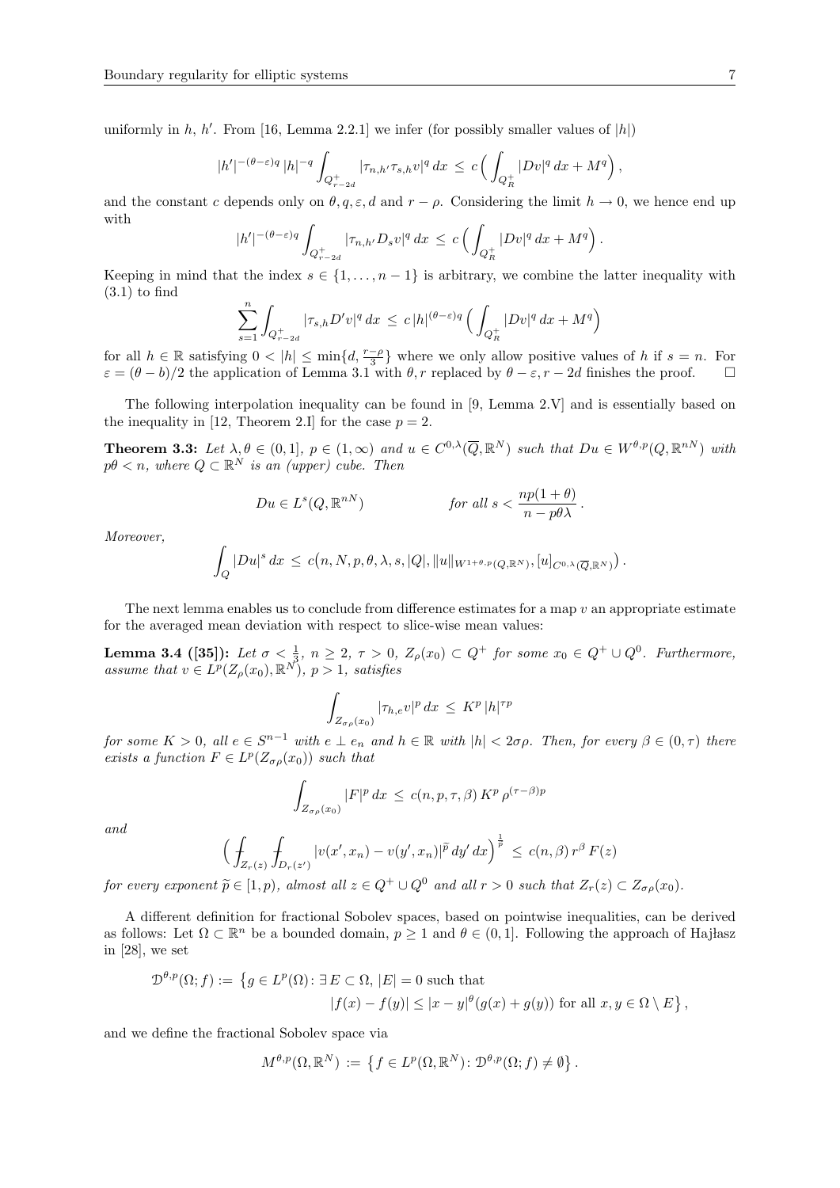uniformly in $h$, $h'$. From [16, Lemma 2.2.1] we infer (for possibly smaller values of $|h|$)

$$|h'|^{-(\theta-\varepsilon)q}\,|h|^{-q}\int_{Q^+_{r-2d}} |\tau_{n,h'}\tau_{s,h}v|^q\,dx \;\le\; c\Big(\int_{Q^+_R}|Dv|^q\,dx + M^q\Big),$$

and the constant $c$ depends only on $\theta, q, \varepsilon, d$ and $r-\rho$. Considering the limit $h\to 0$, we hence end up with

$$|h'|^{-(\theta-\varepsilon)q}\int_{Q^+_{r-2d}} |\tau_{n,h'}D_s v|^q\,dx \;\le\; c\Big(\int_{Q^+_R}|Dv|^q\,dx + M^q\Big).$$

Keeping in mind that the index $s\in\{1,\ldots,n-1\}$ is arbitrary, we combine the latter inequality with (3.1) to find

$$\sum_{s=1}^{n}\int_{Q^+_{r-2d}} |\tau_{s,h}D'v|^q\,dx \;\le\; c\,|h|^{(\theta-\varepsilon)q}\Big(\int_{Q^+_R}|Dv|^q\,dx + M^q\Big)$$

for all $h\in\mathbb{R}$ satisfying $0<|h|\le \min\{d,\frac{r-\rho}{3}\}$ where we only allow positive values of $h$ if $s=n$. For $\varepsilon=(\theta-b)/2$ the application of Lemma 3.1 with $\theta, r$ replaced by $\theta-\varepsilon, r-2d$ finishes the proof. $\square$

The following interpolation inequality can be found in [9, Lemma 2.V] and is essentially based on the inequality in [12, Theorem 2.I] for the case $p=2$.

**Theorem 3.3:** *Let $\lambda,\theta\in(0,1]$, $p\in(1,\infty)$ and $u\in C^{0,\lambda}(\overline{Q},\mathbb{R}^N)$ such that $Du\in W^{\theta,p}(Q,\mathbb{R}^{nN})$ with $p\theta<n$, where $Q\subset\mathbb{R}^N$ is an (upper) cube. Then*

$$Du\in L^s(Q,\mathbb{R}^{nN}) \qquad\qquad \textit{for all } s<\frac{np(1+\theta)}{n-p\theta\lambda}\,.$$

*Moreover,*

$$\int_Q |Du|^s\,dx \;\le\; c\big(n,N,p,\theta,\lambda,s,|Q|,\|u\|_{W^{1+\theta,p}(Q,\mathbb{R}^N)},[u]_{C^{0,\lambda}(\overline{Q},\mathbb{R}^N)}\big)\,.$$

The next lemma enables us to conclude from difference estimates for a map $v$ an appropriate estimate for the averaged mean deviation with respect to slice-wise mean values:

**Lemma 3.4 ([35]):** *Let $\sigma<\frac13$, $n\ge 2$, $\tau>0$, $Z_\rho(x_0)\subset Q^+$ for some $x_0\in Q^+\cup Q^0$. Furthermore, assume that $v\in L^p(Z_\rho(x_0),\mathbb{R}^N)$, $p>1$, satisfies*

$$\int_{Z_{\sigma\rho}(x_0)} |\tau_{h,e}v|^p\,dx \;\le\; K^p\,|h|^{\tau p}$$

*for some $K>0$, all $e\in S^{n-1}$ with $e\perp e_n$ and $h\in\mathbb{R}$ with $|h|<2\sigma\rho$. Then, for every $\beta\in(0,\tau)$ there exists a function $F\in L^p(Z_{\sigma\rho}(x_0))$ such that*

$$\int_{Z_{\sigma\rho}(x_0)} |F|^p\,dx \;\le\; c(n,p,\tau,\beta)\,K^p\,\rho^{(\tau-\beta)p}$$

*and*

$$\Big(\fint_{Z_r(z)}\fint_{D_r(z')} |v(x',x_n)-v(y',x_n)|^{\widetilde p}\,dy'\,dx\Big)^{\frac{1}{\widetilde p}} \;\le\; c(n,\beta)\,r^\beta\,F(z)$$

*for every exponent $\widetilde p\in[1,p)$, almost all $z\in Q^+\cup Q^0$ and all $r>0$ such that $Z_r(z)\subset Z_{\sigma\rho}(x_0)$.*

A different definition for fractional Sobolev spaces, based on pointwise inequalities, can be derived as follows: Let $\Omega\subset\mathbb{R}^n$ be a bounded domain, $p\ge 1$ and $\theta\in(0,1]$. Following the approach of Hajłasz in [28], we set

$$\begin{aligned}\mathcal{D}^{\theta,p}(\Omega;f) := \big\{ g\in L^p(\Omega)\colon \exists\, E\subset\Omega,\ |E|=0 \text{ such that}\\ |f(x)-f(y)|\le |x-y|^\theta(g(x)+g(y)) \text{ for all } x,y\in\Omega\setminus E\big\}\,,\end{aligned}$$

and we define the fractional Sobolev space via

$$M^{\theta,p}(\Omega,\mathbb{R}^N) := \big\{ f\in L^p(\Omega,\mathbb{R}^N)\colon \mathcal{D}^{\theta,p}(\Omega;f)\neq\emptyset\big\}\,.$$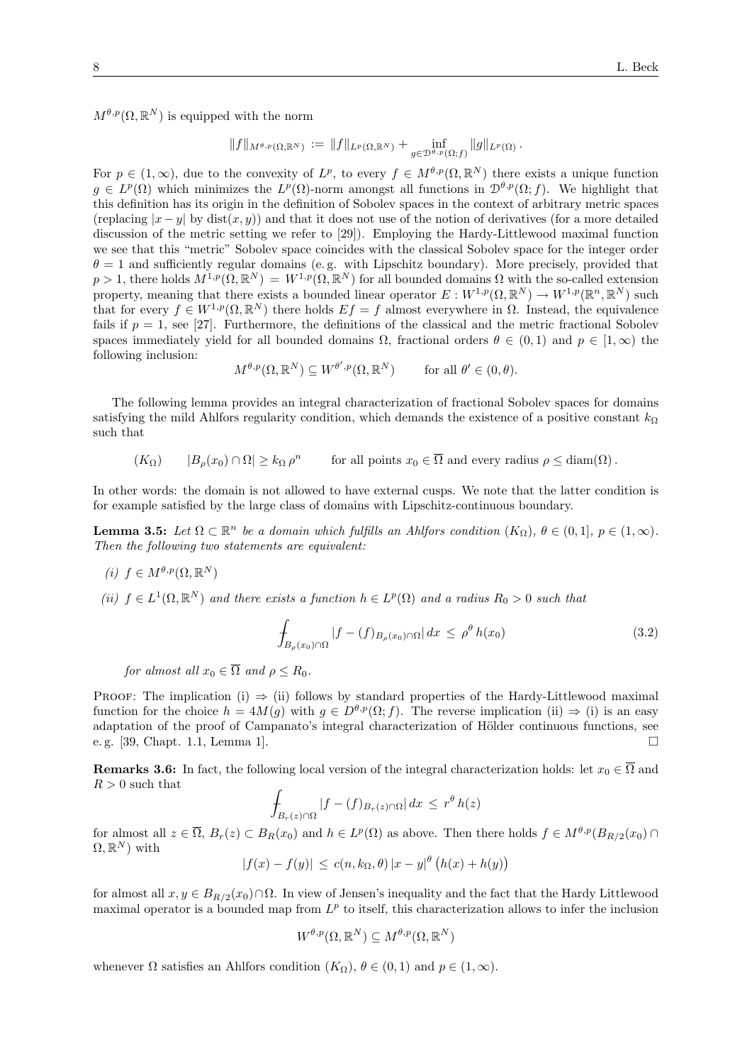$M^{\theta,p}(\Omega,\mathbb{R}^N)$ is equipped with the norm

$$\|f\|_{M^{\theta,p}(\Omega,\mathbb{R}^N)} := \|f\|_{L^p(\Omega,\mathbb{R}^N)} + \inf_{g\in \mathcal{D}^{\theta,p}(\Omega;f)} \|g\|_{L^p(\Omega)}\,.$$

For $p \in (1,\infty)$, due to the convexity of $L^p$, to every $f \in M^{\theta,p}(\Omega,\mathbb{R}^N)$ there exists a unique function $g \in L^p(\Omega)$ which minimizes the $L^p(\Omega)$-norm amongst all functions in $\mathcal{D}^{\theta,p}(\Omega;f)$. We highlight that this definition has its origin in the definition of Sobolev spaces in the context of arbitrary metric spaces (replacing $|x-y|$ by $\operatorname{dist}(x,y)$) and that it does not use of the notion of derivatives (for a more detailed discussion of the metric setting we refer to [29]). Employing the Hardy-Littlewood maximal function we see that this "metric" Sobolev space coincides with the classical Sobolev space for the integer order $\theta = 1$ and sufficiently regular domains (e. g. with Lipschitz boundary). More precisely, provided that $p > 1$, there holds $M^{1,p}(\Omega,\mathbb{R}^N) = W^{1,p}(\Omega,\mathbb{R}^N)$ for all bounded domains $\Omega$ with the so-called extension property, meaning that there exists a bounded linear operator $E : W^{1,p}(\Omega,\mathbb{R}^N) \to W^{1,p}(\mathbb{R}^n,\mathbb{R}^N)$ such that for every $f \in W^{1,p}(\Omega,\mathbb{R}^N)$ there holds $Ef = f$ almost everywhere in $\Omega$. Instead, the equivalence fails if $p = 1$, see [27]. Furthermore, the definitions of the classical and the metric fractional Sobolev spaces immediately yield for all bounded domains $\Omega$, fractional orders $\theta \in (0,1)$ and $p \in [1,\infty)$ the following inclusion:

$$M^{\theta,p}(\Omega,\mathbb{R}^N) \subseteq W^{\theta',p}(\Omega,\mathbb{R}^N) \qquad \text{for all } \theta' \in (0,\theta).$$

The following lemma provides an integral characterization of fractional Sobolev spaces for domains satisfying the mild Ahlfors regularity condition, which demands the existence of a positive constant $k_\Omega$ such that

$$(K_\Omega) \qquad |B_\rho(x_0)\cap\Omega| \geq k_\Omega\,\rho^n \qquad \text{for all points } x_0 \in \overline{\Omega} \text{ and every radius } \rho \leq \operatorname{diam}(\Omega)\,.$$

In other words: the domain is not allowed to have external cusps. We note that the latter condition is for example satisfied by the large class of domains with Lipschitz-continuous boundary.

**Lemma 3.5:** *Let $\Omega \subset \mathbb{R}^n$ be a domain which fulfills an Ahlfors condition $(K_\Omega)$, $\theta \in (0,1]$, $p \in (1,\infty)$. Then the following two statements are equivalent:*

*(i) $f \in M^{\theta,p}(\Omega,\mathbb{R}^N)$*

*(ii) $f \in L^1(\Omega,\mathbb{R}^N)$ and there exists a function $h \in L^p(\Omega)$ and a radius $R_0 > 0$ such that*

$$\fint_{B_\rho(x_0)\cap\Omega} |f-(f)_{B_\rho(x_0)\cap\Omega}|\,dx \;\leq\; \rho^\theta\, h(x_0) \tag{3.2}$$

*for almost all $x_0 \in \overline{\Omega}$ and $\rho \leq R_0$.*

Proof: The implication (i) $\Rightarrow$ (ii) follows by standard properties of the Hardy-Littlewood maximal function for the choice $h = 4M(g)$ with $g \in D^{\theta,p}(\Omega;f)$. The reverse implication (ii) $\Rightarrow$ (i) is an easy adaptation of the proof of Campanato's integral characterization of Hölder continuous functions, see e. g. [39, Chapt. 1.1, Lemma 1]. $\square$

**Remarks 3.6:** In fact, the following local version of the integral characterization holds: let $x_0 \in \overline{\Omega}$ and $R > 0$ such that

$$\fint_{B_r(z)\cap\Omega} |f-(f)_{B_r(z)\cap\Omega}|\,dx \;\leq\; r^\theta\, h(z)$$

for almost all $z \in \overline{\Omega}$, $B_r(z) \subset B_R(x_0)$ and $h \in L^p(\Omega)$ as above. Then there holds $f \in M^{\theta,p}(B_{R/2}(x_0)\cap\Omega,\mathbb{R}^N)$ with

$$|f(x)-f(y)| \;\leq\; c(n,k_\Omega,\theta)\,|x-y|^\theta\,\big(h(x)+h(y)\big)$$

for almost all $x,y \in B_{R/2}(x_0)\cap\Omega$. In view of Jensen's inequality and the fact that the Hardy Littlewood maximal operator is a bounded map from $L^p$ to itself, this characterization allows to infer the inclusion

$$W^{\theta,p}(\Omega,\mathbb{R}^N) \subseteq M^{\theta,p}(\Omega,\mathbb{R}^N)$$

whenever $\Omega$ satisfies an Ahlfors condition $(K_\Omega)$, $\theta \in (0,1)$ and $p \in (1,\infty)$.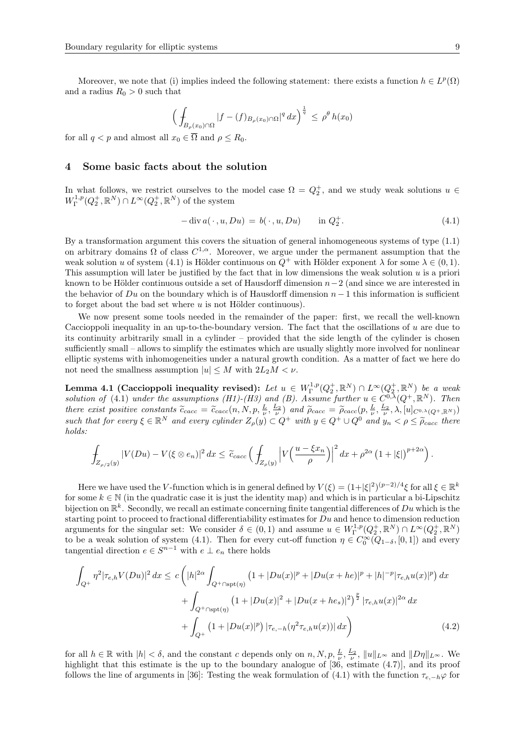Moreover, we note that (i) implies indeed the following statement: there exists a function $h \in L^p(\Omega)$ and a radius $R_0 > 0$ such that

$$\Big( \fint_{B_\rho(x_0)\cap\Omega} |f - (f)_{B_\rho(x_0)\cap\Omega}|^q \, dx \Big)^{\frac{1}{q}} \le \rho^\theta \, h(x_0)$$

for all $q < p$ and almost all $x_0 \in \overline{\Omega}$ and $\rho \le R_0$.

## 4 Some basic facts about the solution

In what follows, we restrict ourselves to the model case $\Omega = Q_2^+$, and we study weak solutions $u \in W^{1,p}_\Gamma(Q_2^+, \mathbb{R}^N) \cap L^\infty(Q_2^+, \mathbb{R}^N)$ of the system

$$-\operatorname{div} a(\,\cdot\,, u, Du) = b(\,\cdot\,, u, Du) \qquad \text{in } Q_2^+. \tag{4.1}$$

By a transformation argument this covers the situation of general inhomogeneous systems of type (1.1) on arbitrary domains $\Omega$ of class $C^{1,\alpha}$. Moreover, we argue under the permanent assumption that the weak solution $u$ of system (4.1) is Hölder continuous on $Q^+$ with Hölder exponent $\lambda$ for some $\lambda \in (0,1)$. This assumption will later be justified by the fact that in low dimensions the weak solution $u$ is a priori known to be Hölder continuous outside a set of Hausdorff dimension $n-2$ (and since we are interested in the behavior of $Du$ on the boundary which is of Hausdorff dimension $n-1$ this information is sufficient to forget about the bad set where $u$ is not Hölder continuous).

We now present some tools needed in the remainder of the paper: first, we recall the well-known Caccioppoli inequality in an up-to-the-boundary version. The fact that the oscillations of $u$ are due to its continuity arbitrarily small in a cylinder – provided that the side length of the cylinder is chosen sufficiently small – allows to simplify the estimates which are usually slightly more involved for nonlinear elliptic systems with inhomogeneities under a natural growth condition. As a matter of fact we here do not need the smallness assumption $|u| \le M$ with $2L_2 M < \nu$.

**Lemma 4.1 (Caccioppoli inequality revised):** *Let $u \in W^{1,p}_\Gamma(Q_2^+, \mathbb{R}^N) \cap L^\infty(Q_2^+, \mathbb{R}^N)$ be a weak solution of (4.1) under the assumptions (H1)-(H3) and (B). Assume further $u \in C^{0,\lambda}(Q^+, \mathbb{R}^N)$. Then there exist positive constants $\widetilde{c}_{cacc} = \widetilde{c}_{cacc}(n, N, p, \frac{L}{\nu}, \frac{L_2}{\nu})$ and $\widetilde{\rho}_{cacc} = \widetilde{\rho}_{cacc}(p, \frac{L}{\nu}, \frac{L_2}{\nu}, \lambda, [u]_{C^{0,\lambda}(Q^+,\mathbb{R}^N)})$ such that for every $\xi \in \mathbb{R}^N$ and every cylinder $Z_\rho(y) \subset Q^+$ with $y \in Q^+ \cup Q^0$ and $y_n < \rho \le \widetilde{\rho}_{cacc}$ there holds:*

$$\fint_{Z_{\rho/2}(y)} |V(Du) - V(\xi \otimes e_n)|^2 \, dx \le \widetilde{c}_{cacc} \Big( \fint_{Z_\rho(y)} \Big| V\Big( \frac{u - \xi x_n}{\rho} \Big) \Big|^2 dx + \rho^{2\alpha} \big(1 + |\xi|\big)^{p + 2\alpha} \Big).$$

Here we have used the $V$-function which is in general defined by $V(\xi) = (1+|\xi|^2)^{(p-2)/4}\xi$ for all $\xi \in \mathbb{R}^k$ for some $k \in \mathbb{N}$ (in the quadratic case it is just the identity map) and which is in particular a bi-Lipschitz bijection on $\mathbb{R}^k$. Secondly, we recall an estimate concerning finite tangential differences of $Du$ which is the starting point to proceed to fractional differentiability estimates for $Du$ and hence to dimension reduction arguments for the singular set: We consider $\delta \in (0,1)$ and assume $u \in W^{1,p}_\Gamma(Q_2^+, \mathbb{R}^N) \cap L^\infty(Q_2^+, \mathbb{R}^N)$ to be a weak solution of system (4.1). Then for every cut-off function $\eta \in C_0^\infty(Q_{1-\delta}, [0,1])$ and every tangential direction $e \in S^{n-1}$ with $e \perp e_n$ there holds

$$\begin{aligned}
\int_{Q^+} \eta^2 |\tau_{e,h} V(Du)|^2 \, dx \le c \bigg( &|h|^{2\alpha} \int_{Q^+ \cap \operatorname{spt}(\eta)} \big(1 + |Du(x)|^p + |Du(x+he)|^p + |h|^{-p} |\tau_{e,h} u(x)|^p\big) \, dx \\
&+ \int_{Q^+ \cap \operatorname{spt}(\eta)} \big(1 + |Du(x)|^2 + |Du(x+he_s)|^2\big)^{\frac{p}{2}} |\tau_{e,h} u(x)|^{2\alpha} \, dx \\
&+ \int_{Q^+} \big(1 + |Du(x)|^p\big) \, |\tau_{e,-h}(\eta^2 \tau_{e,h} u(x))| \, dx \bigg)
\end{aligned} \tag{4.2}$$

for all $h \in \mathbb{R}$ with $|h| < \delta$, and the constant $c$ depends only on $n, N, p, \frac{L}{\nu}, \frac{L_2}{\nu}$, $\|u\|_{L^\infty}$ and $\|D\eta\|_{L^\infty}$. We highlight that this estimate is the up to the boundary analogue of [36, estimate (4.7)], and its proof follows the line of arguments in [36]: Testing the weak formulation of (4.1) with the function $\tau_{e,-h}\varphi$ for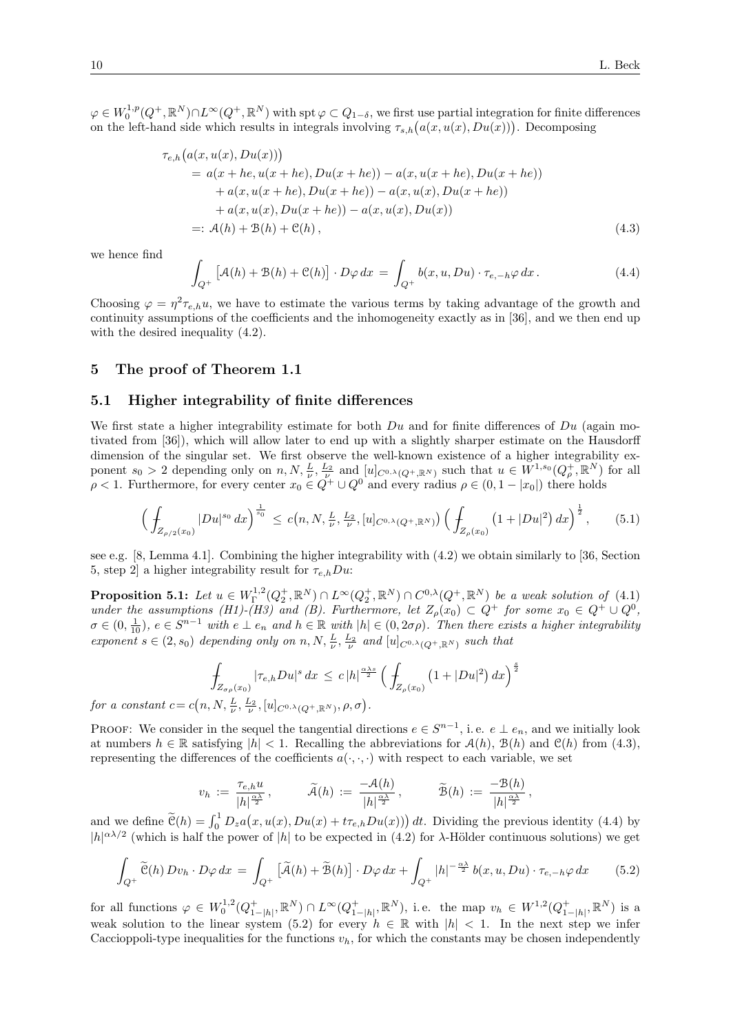$\varphi \in W_0^{1,p}(Q^+,\mathbb{R}^N)\cap L^\infty(Q^+,\mathbb{R}^N)$ with $\operatorname{spt}\varphi \subset Q_{1-\delta}$, we first use partial integration for finite differences on the left-hand side which results in integrals involving $\tau_{s,h}\big(a(x,u(x),Du(x))\big)$. Decomposing

$$
\begin{aligned}
&\tau_{e,h}\big(a(x,u(x),Du(x))\big)\\
&\quad = a(x+he,u(x+he),Du(x+he)) - a(x,u(x+he),Du(x+he))\\
&\qquad + a(x,u(x+he),Du(x+he)) - a(x,u(x),Du(x+he))\\
&\qquad + a(x,u(x),Du(x+he)) - a(x,u(x),Du(x))\\
&\quad =: \mathcal{A}(h) + \mathcal{B}(h) + \mathcal{C}(h)\,, \qquad (4.3)
\end{aligned}
$$

we hence find

$$
\int_{Q^+} \big[\mathcal{A}(h)+\mathcal{B}(h)+\mathcal{C}(h)\big]\cdot D\varphi\,dx \,=\, \int_{Q^+} b(x,u,Du)\cdot \tau_{e,-h}\varphi\,dx\,. \qquad (4.4)
$$

Choosing $\varphi = \eta^2\tau_{e,h}u$, we have to estimate the various terms by taking advantage of the growth and continuity assumptions of the coefficients and the inhomogeneity exactly as in [36], and we then end up with the desired inequality (4.2).

## 5 The proof of Theorem 1.1

### 5.1 Higher integrability of finite differences

We first state a higher integrability estimate for both $Du$ and for finite differences of $Du$ (again motivated from [36]), which will allow later to end up with a slightly sharper estimate on the Hausdorff dimension of the singular set. We first observe the well-known existence of a higher integrability exponent $s_0 > 2$ depending only on $n, N, \frac{L}{\nu}, \frac{L_2}{\nu}$ and $[u]_{C^{0,\lambda}(Q^+,\mathbb{R}^N)}$ such that $u \in W^{1,s_0}(Q_\rho^+,\mathbb{R}^N)$ for all $\rho < 1$. Furthermore, for every center $x_0 \in Q^+\cup Q^0$ and every radius $\rho \in (0,1-|x_0|)$ there holds

$$
\Big(\fint_{Z_{\rho/2}(x_0)} |Du|^{s_0}\,dx\Big)^{\frac{1}{s_0}} \,\le\, c\big(n,N,\tfrac{L}{\nu},\tfrac{L_2}{\nu},[u]_{C^{0,\lambda}(Q^+,\mathbb{R}^N)}\big)\,\Big(\fint_{Z_\rho(x_0)}\big(1+|Du|^2\big)\,dx\Big)^{\frac{1}{2}}, \qquad (5.1)
$$

see e.g. [8, Lemma 4.1]. Combining the higher integrability with (4.2) we obtain similarly to [36, Section 5, step 2] a higher integrability result for $\tau_{e,h}Du$:

**Proposition 5.1:** *Let $u \in W_\Gamma^{1,2}(Q_2^+,\mathbb{R}^N)\cap L^\infty(Q_2^+,\mathbb{R}^N)\cap C^{0,\lambda}(Q^+,\mathbb{R}^N)$ be a weak solution of (4.1) under the assumptions (H1)-(H3) and (B). Furthermore, let $Z_\rho(x_0)\subset Q^+$ for some $x_0 \in Q^+\cup Q^0$, $\sigma \in (0,\frac{1}{10})$, $e \in S^{n-1}$ with $e \perp e_n$ and $h \in \mathbb{R}$ with $|h| \in (0,2\sigma\rho)$. Then there exists a higher integrability exponent $s \in (2,s_0)$ depending only on $n, N, \frac{L}{\nu}, \frac{L_2}{\nu}$ and $[u]_{C^{0,\lambda}(Q^+,\mathbb{R}^N)}$ such that*

$$
\fint_{Z_{\sigma\rho}(x_0)} |\tau_{e,h}Du|^s\,dx \,\le\, c\,|h|^{\frac{\alpha\lambda s}{2}}\,\Big(\fint_{Z_\rho(x_0)}\big(1+|Du|^2\big)\,dx\Big)^{\frac{s}{2}}
$$

*for a constant $c = c\big(n,N,\frac{L}{\nu},\frac{L_2}{\nu},[u]_{C^{0,\lambda}(Q^+,\mathbb{R}^N)},\rho,\sigma\big)$.*

Proof: We consider in the sequel the tangential directions $e \in S^{n-1}$, i.e. $e \perp e_n$, and we initially look at numbers $h \in \mathbb{R}$ satisfying $|h| < 1$. Recalling the abbreviations for $\mathcal{A}(h)$, $\mathcal{B}(h)$ and $\mathcal{C}(h)$ from (4.3), representing the differences of the coefficients $a(\cdot,\cdot,\cdot)$ with respect to each variable, we set

$$
v_h \,:=\, \frac{\tau_{e,h}u}{|h|^{\frac{\alpha\lambda}{2}}}\,, \qquad \widetilde{\mathcal{A}}(h) \,:=\, \frac{-\mathcal{A}(h)}{|h|^{\frac{\alpha\lambda}{2}}}\,, \qquad \widetilde{\mathcal{B}}(h) \,:=\, \frac{-\mathcal{B}(h)}{|h|^{\frac{\alpha\lambda}{2}}}\,,
$$

and we define $\widetilde{\mathcal{C}}(h) = \int_0^1 D_z a\big(x,u(x),Du(x)+t\tau_{e,h}Du(x)\big)\big)\,dt$. Dividing the previous identity (4.4) by $|h|^{\alpha\lambda/2}$ (which is half the power of $|h|$ to be expected in (4.2) for $\lambda$-Hölder continuous solutions) we get

$$
\int_{Q^+} \widetilde{\mathcal{C}}(h)\,Dv_h\cdot D\varphi\,dx \,=\, \int_{Q^+}\big[\widetilde{\mathcal{A}}(h)+\widetilde{\mathcal{B}}(h)\big]\cdot D\varphi\,dx + \int_{Q^+} |h|^{-\frac{\alpha\lambda}{2}}\,b(x,u,Du)\cdot\tau_{e,-h}\varphi\,dx \qquad (5.2)
$$

for all functions $\varphi \in W_0^{1,2}(Q_{1-|h|}^+,\mathbb{R}^N)\cap L^\infty(Q_{1-|h|}^+,\mathbb{R}^N)$, i.e. the map $v_h \in W^{1,2}(Q_{1-|h|}^+,\mathbb{R}^N)$ is a weak solution to the linear system (5.2) for every $h \in \mathbb{R}$ with $|h| < 1$. In the next step we infer Caccioppoli-type inequalities for the functions $v_h$, for which the constants may be chosen independently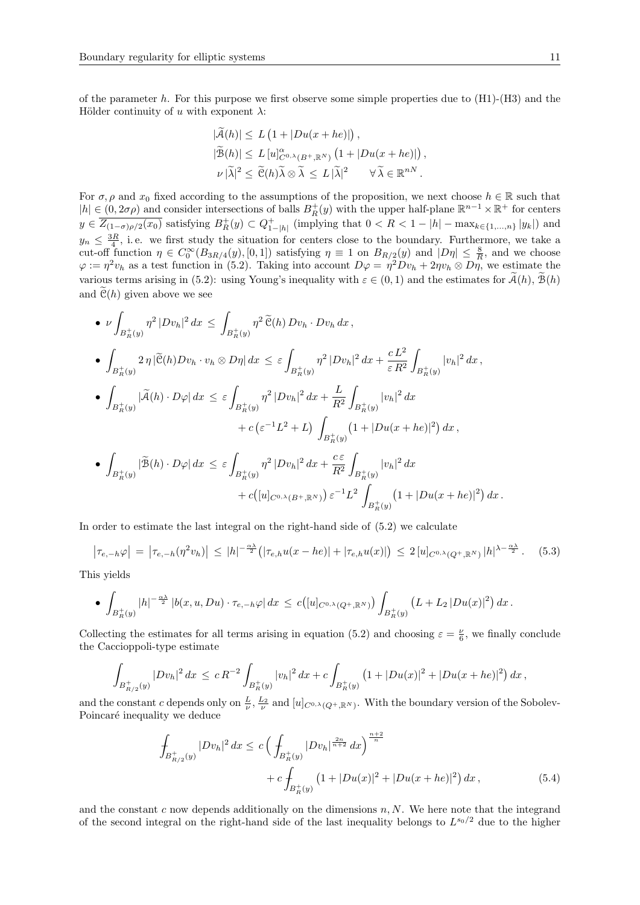of the parameter $h$. For this purpose we first observe some simple properties due to (H1)-(H3) and the Hölder continuity of $u$ with exponent $\lambda$:

$$
\begin{aligned}
|\widetilde{\mathcal{A}}(h)| &\leq L\left(1+|Du(x+he)|\right), \\
|\widetilde{\mathcal{B}}(h)| &\leq L\,[u]^{\alpha}_{C^{0,\lambda}(B^+,\mathbb{R}^N)}\left(1+|Du(x+he)|\right), \\
\nu\,|\widetilde{\lambda}|^2 &\leq \widetilde{\mathcal{C}}(h)\widetilde{\lambda}\otimes\widetilde{\lambda} \leq L\,|\widetilde{\lambda}|^2 \qquad \forall\,\widetilde{\lambda}\in\mathbb{R}^{nN}.
\end{aligned}
$$

For $\sigma,\rho$ and $x_0$ fixed according to the assumptions of the proposition, we next choose $h\in\mathbb{R}$ such that $|h|\in(0,2\sigma\rho)$ and consider intersections of balls $B^+_R(y)$ with the upper half-plane $\mathbb{R}^{n-1}\times\mathbb{R}^+$ for centers $y\in\overline{Z_{(1-\sigma)\rho/2}(x_0)}$ satisfying $B^+_R(y)\subset Q^+_{1-|h|}$ (implying that $0<R<1-|h|-\max_{k\in\{1,\ldots,n\}}|y_k|$) and $y_n\leq\frac{3R}{4}$, i.e. we first study the situation for centers close to the boundary. Furthermore, we take a cut-off function $\eta\in C^\infty_0(B_{3R/4}(y),[0,1])$ satisfying $\eta\equiv1$ on $B_{R/2}(y)$ and $|D\eta|\leq\frac{8}{R}$, and we choose $\varphi:=\eta^2 v_h$ as a test function in (5.2). Taking into account $D\varphi=\eta^2 Dv_h+2\eta v_h\otimes D\eta$, we estimate the various terms arising in (5.2): using Young's inequality with $\varepsilon\in(0,1)$ and the estimates for $\widetilde{\mathcal{A}}(h)$, $\widetilde{\mathcal{B}}(h)$ and $\widetilde{\mathcal{C}}(h)$ given above we see

- $$\nu\int_{B^+_R(y)}\eta^2\,|Dv_h|^2\,dx \leq \int_{B^+_R(y)}\eta^2\,\widetilde{\mathcal{C}}(h)\,Dv_h\cdot Dv_h\,dx,$$

- $$\int_{B^+_R(y)}2\,\eta\,|\widetilde{\mathcal{C}}(h)Dv_h\cdot v_h\otimes D\eta|\,dx \leq \varepsilon\int_{B^+_R(y)}\eta^2\,|Dv_h|^2\,dx+\frac{c\,L^2}{\varepsilon\,R^2}\int_{B^+_R(y)}|v_h|^2\,dx,$$

- $$\begin{aligned}\int_{B^+_R(y)}|\widetilde{\mathcal{A}}(h)\cdot D\varphi|\,dx &\leq \varepsilon\int_{B^+_R(y)}\eta^2\,|Dv_h|^2\,dx+\frac{L}{R^2}\int_{B^+_R(y)}|v_h|^2\,dx\\ &\quad+c\left(\varepsilon^{-1}L^2+L\right)\int_{B^+_R(y)}\left(1+|Du(x+he)|^2\right)dx,\end{aligned}$$

- $$\begin{aligned}\int_{B^+_R(y)}|\widetilde{\mathcal{B}}(h)\cdot D\varphi|\,dx &\leq \varepsilon\int_{B^+_R(y)}\eta^2\,|Dv_h|^2\,dx+\frac{c\,\varepsilon}{R^2}\int_{B^+_R(y)}|v_h|^2\,dx\\ &\quad+c\big([u]_{C^{0,\lambda}(B^+,\mathbb{R}^N)}\big)\,\varepsilon^{-1}L^2\int_{B^+_R(y)}\left(1+|Du(x+he)|^2\right)dx.\end{aligned}$$

In order to estimate the last integral on the right-hand side of (5.2) we calculate

$$
\left|\tau_{e,-h}\varphi\right| = \left|\tau_{e,-h}(\eta^2 v_h)\right| \leq |h|^{-\frac{\alpha\lambda}{2}}\big(|\tau_{e,h}u(x-he)|+|\tau_{e,h}u(x)|\big) \leq 2\,[u]_{C^{0,\lambda}(Q^+,\mathbb{R}^N)}\,|h|^{\lambda-\frac{\alpha\lambda}{2}}. \tag{5.3}
$$

This yields

- $$\int_{B^+_R(y)}|h|^{-\frac{\alpha\lambda}{2}}\,|b(x,u,Du)\cdot\tau_{e,-h}\varphi|\,dx \leq c\big([u]_{C^{0,\lambda}(Q^+,\mathbb{R}^N)}\big)\int_{B^+_R(y)}\left(L+L_2\,|Du(x)|^2\right)dx.$$

Collecting the estimates for all terms arising in equation (5.2) and choosing $\varepsilon=\frac{\nu}{6}$, we finally conclude the Caccioppoli-type estimate

$$
\int_{B^+_{R/2}(y)}|Dv_h|^2\,dx \leq c\,R^{-2}\int_{B^+_R(y)}|v_h|^2\,dx+c\int_{B^+_R(y)}\left(1+|Du(x)|^2+|Du(x+he)|^2\right)dx,
$$

and the constant $c$ depends only on $\frac{L}{\nu}$, $\frac{L_2}{\nu}$ and $[u]_{C^{0,\lambda}(Q^+,\mathbb{R}^N)}$. With the boundary version of the Sobolev-Poincaré inequality we deduce

$$
\begin{aligned}
⨍_{B^+_{R/2}(y)}|Dv_h|^2\,dx &\leq c\Big(⨍_{B^+_R(y)}|Dv_h|^{\frac{2n}{n+2}}\,dx\Big)^{\frac{n+2}{n}}\\
&\quad+c\,⨍_{B^+_R(y)}\left(1+|Du(x)|^2+|Du(x+he)|^2\right)dx,
\end{aligned} \tag{5.4}
$$

and the constant $c$ now depends additionally on the dimensions $n,N$. We here note that the integrand of the second integral on the right-hand side of the last inequality belongs to $L^{s_0/2}$ due to the higher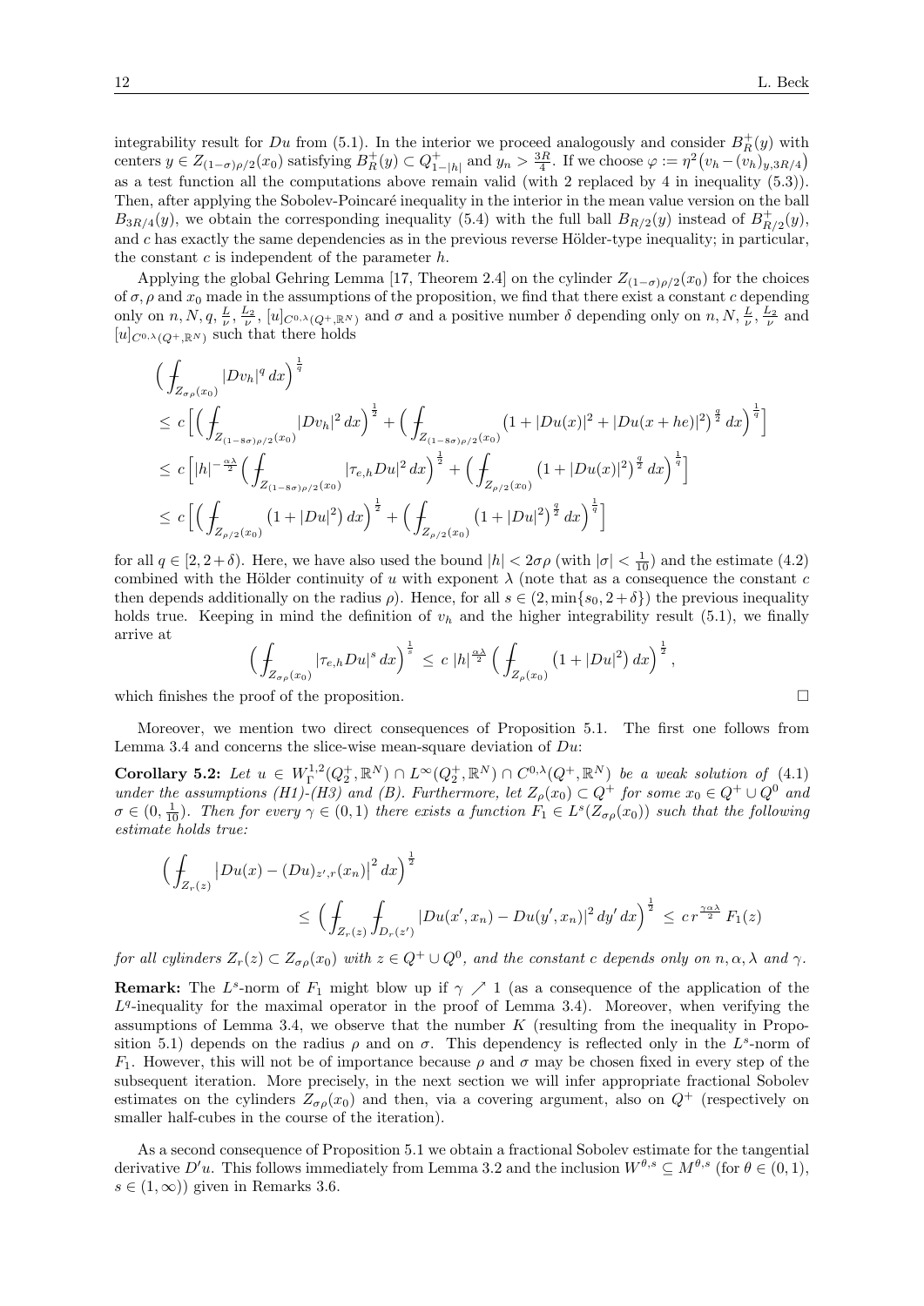integrability result for $Du$ from (5.1). In the interior we proceed analogously and consider $B_R^+(y)$ with centers $y \in Z_{(1-\sigma)\rho/2}(x_0)$ satisfying $B_R^+(y) \subset Q^+_{1-|h|}$ and $y_n > \frac{3R}{4}$. If we choose $\varphi := \eta^2\big(v_h - (v_h)_{y,3R/4}\big)$ as a test function all the computations above remain valid (with 2 replaced by 4 in inequality (5.3)). Then, after applying the Sobolev-Poincaré inequality in the interior in the mean value version on the ball $B_{3R/4}(y)$, we obtain the corresponding inequality (5.4) with the full ball $B_{R/2}(y)$ instead of $B^+_{R/2}(y)$, and $c$ has exactly the same dependencies as in the previous reverse Hölder-type inequality; in particular, the constant $c$ is independent of the parameter $h$.

Applying the global Gehring Lemma [17, Theorem 2.4] on the cylinder $Z_{(1-\sigma)\rho/2}(x_0)$ for the choices of $\sigma, \rho$ and $x_0$ made in the assumptions of the proposition, we find that there exist a constant $c$ depending only on $n, N, q, \frac{L}{\nu}, \frac{L_2}{\nu}, [u]_{C^{0,\lambda}(Q^+,\mathbb{R}^N)}$ and $\sigma$ and a positive number $\delta$ depending only on $n, N, \frac{L}{\nu}, \frac{L_2}{\nu}$ and $[u]_{C^{0,\lambda}(Q^+,\mathbb{R}^N)}$ such that there holds

$$
\begin{aligned}
&\Big(\fint_{Z_{\sigma\rho}(x_0)} |Dv_h|^q\,dx\Big)^{\frac1q}\\
&\leq c\,\Big[\Big(\fint_{Z_{(1-8\sigma)\rho/2}(x_0)} |Dv_h|^2\,dx\Big)^{\frac12} + \Big(\fint_{Z_{(1-8\sigma)\rho/2}(x_0)} \big(1+|Du(x)|^2+|Du(x+he)|^2\big)^{\frac q2}\,dx\Big)^{\frac1q}\Big]\\
&\leq c\,\Big[|h|^{-\frac{\alpha\lambda}{2}}\Big(\fint_{Z_{(1-8\sigma)\rho/2}(x_0)} |\tau_{e,h}Du|^2\,dx\Big)^{\frac12} + \Big(\fint_{Z_{\rho/2}(x_0)} \big(1+|Du(x)|^2\big)^{\frac q2}\,dx\Big)^{\frac1q}\Big]\\
&\leq c\,\Big[\Big(\fint_{Z_{\rho/2}(x_0)} \big(1+|Du|^2\big)\,dx\Big)^{\frac12} + \Big(\fint_{Z_{\rho/2}(x_0)} \big(1+|Du|^2\big)^{\frac q2}\,dx\Big)^{\frac1q}\Big]
\end{aligned}
$$

for all $q \in [2, 2+\delta)$. Here, we have also used the bound $|h| < 2\sigma\rho$ (with $|\sigma| < \frac{1}{10}$) and the estimate (4.2) combined with the Hölder continuity of $u$ with exponent $\lambda$ (note that as a consequence the constant $c$ then depends additionally on the radius $\rho$). Hence, for all $s \in (2, \min\{s_0, 2+\delta\})$ the previous inequality holds true. Keeping in mind the definition of $v_h$ and the higher integrability result (5.1), we finally arrive at

$$
\Big(\fint_{Z_{\sigma\rho}(x_0)} |\tau_{e,h}Du|^s\,dx\Big)^{\frac1s} \;\leq\; c\,|h|^{\frac{\alpha\lambda}{2}}\Big(\fint_{Z_\rho(x_0)} \big(1+|Du|^2\big)\,dx\Big)^{\frac12},
$$

which finishes the proof of the proposition. □

Moreover, we mention two direct consequences of Proposition 5.1. The first one follows from Lemma 3.4 and concerns the slice-wise mean-square deviation of $Du$:

**Corollary 5.2:** *Let $u \in W^{1,2}_\Gamma(Q_2^+,\mathbb{R}^N) \cap L^\infty(Q_2^+,\mathbb{R}^N) \cap C^{0,\lambda}(Q^+,\mathbb{R}^N)$ be a weak solution of (4.1) under the assumptions (H1)-(H3) and (B). Furthermore, let $Z_\rho(x_0) \subset Q^+$ for some $x_0 \in Q^+ \cup Q^0$ and $\sigma \in (0, \frac{1}{10})$. Then for every $\gamma \in (0,1)$ there exists a function $F_1 \in L^s(Z_{\sigma\rho}(x_0))$ such that the following estimate holds true:*

$$
\begin{aligned}
&\Big(\fint_{Z_r(z)} \big|Du(x) - (Du)_{z',r}(x_n)\big|^2\,dx\Big)^{\frac12}\\
&\qquad\qquad \leq \Big(\fint_{Z_r(z)} \fint_{D_r(z')} |Du(x',x_n) - Du(y',x_n)|^2\,dy'\,dx\Big)^{\frac12} \;\leq\; c\,r^{\frac{\gamma\alpha\lambda}{2}}\,F_1(z)
\end{aligned}
$$

*for all cylinders $Z_r(z) \subset Z_{\sigma\rho}(x_0)$ with $z \in Q^+ \cup Q^0$, and the constant $c$ depends only on $n, \alpha, \lambda$ and $\gamma$.*

**Remark:** The $L^s$-norm of $F_1$ might blow up if $\gamma \nearrow 1$ (as a consequence of the application of the $L^q$-inequality for the maximal operator in the proof of Lemma 3.4). Moreover, when verifying the assumptions of Lemma 3.4, we observe that the number $K$ (resulting from the inequality in Proposition 5.1) depends on the radius $\rho$ and on $\sigma$. This dependency is reflected only in the $L^s$-norm of $F_1$. However, this will not be of importance because $\rho$ and $\sigma$ may be chosen fixed in every step of the subsequent iteration. More precisely, in the next section we will infer appropriate fractional Sobolev estimates on the cylinders $Z_{\sigma\rho}(x_0)$ and then, via a covering argument, also on $Q^+$ (respectively on smaller half-cubes in the course of the iteration).

As a second consequence of Proposition 5.1 we obtain a fractional Sobolev estimate for the tangential derivative $D'u$. This follows immediately from Lemma 3.2 and the inclusion $W^{\theta,s} \subseteq M^{\theta,s}$ (for $\theta \in (0,1)$, $s \in (1,\infty)$) given in Remarks 3.6.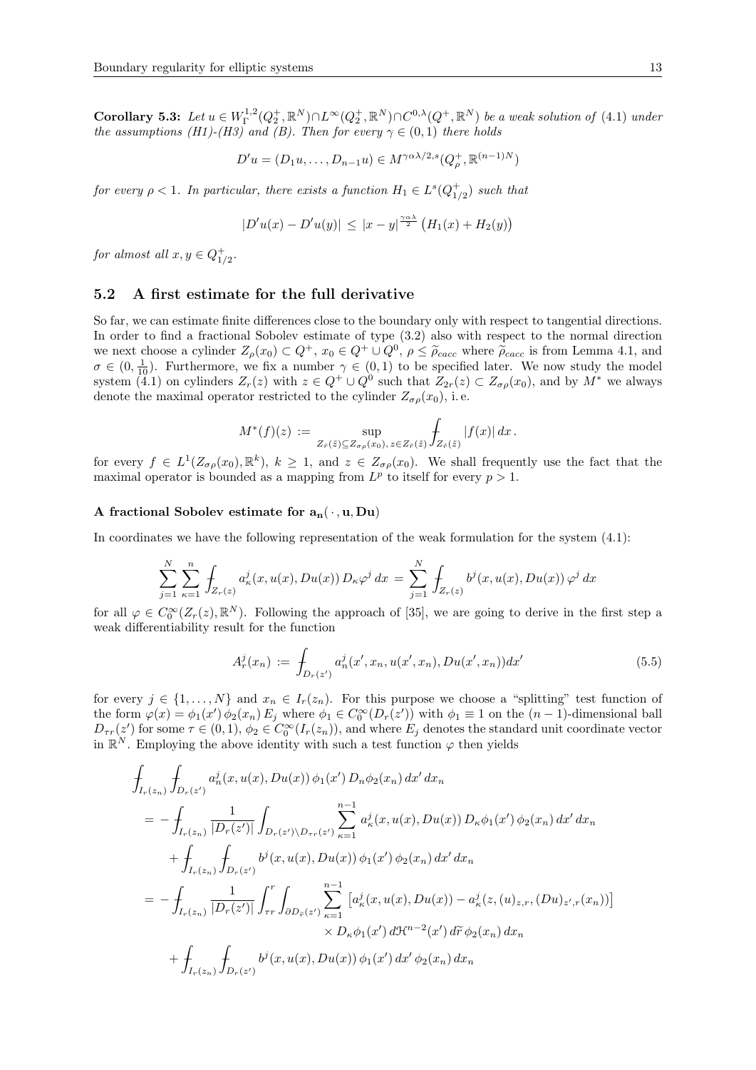**Corollary 5.3:** *Let $u \in W^{1,2}_\Gamma(Q_2^+, \mathbb{R}^N) \cap L^\infty(Q_2^+, \mathbb{R}^N) \cap C^{0,\lambda}(Q^+, \mathbb{R}^N)$ be a weak solution of (4.1) under the assumptions (H1)-(H3) and (B). Then for every $\gamma \in (0,1)$ there holds*

$$D'u = (D_1 u, \ldots, D_{n-1} u) \in M^{\gamma\alpha\lambda/2, s}(Q_\rho^+, \mathbb{R}^{(n-1)N})$$

*for every $\rho < 1$. In particular, there exists a function $H_1 \in L^s(Q_{1/2}^+)$ such that*

$$|D'u(x) - D'u(y)| \le |x-y|^{\frac{\gamma\alpha\lambda}{2}} \big(H_1(x) + H_2(y)\big)$$

*for almost all $x, y \in Q_{1/2}^+$.*

## 5.2 A first estimate for the full derivative

So far, we can estimate finite differences close to the boundary only with respect to tangential directions. In order to find a fractional Sobolev estimate of type (3.2) also with respect to the normal direction we next choose a cylinder $Z_\rho(x_0) \subset Q^+$, $x_0 \in Q^+ \cup Q^0$, $\rho \le \widetilde{\rho}_{cacc}$ where $\widetilde{\rho}_{cacc}$ is from Lemma 4.1, and $\sigma \in (0, \frac{1}{10})$. Furthermore, we fix a number $\gamma \in (0,1)$ to be specified later. We now study the model system (4.1) on cylinders $Z_r(z)$ with $z \in Q^+ \cup Q^0$ such that $Z_{2r}(z) \subset Z_{\sigma\rho}(x_0)$, and by $M^*$ we always denote the maximal operator restricted to the cylinder $Z_{\sigma\rho}(x_0)$, i. e.

$$M^*(f)(z) := \sup_{Z_{\tilde{r}}(\tilde{z}) \subseteq Z_{\sigma\rho}(x_0),\, z \in Z_{\tilde{r}}(\tilde{z})} \fint_{Z_{\tilde{r}}(\tilde{z})} |f(x)|\, dx\,.$$

for every $f \in L^1(Z_{\sigma\rho}(x_0), \mathbb{R}^k)$, $k \ge 1$, and $z \in Z_{\sigma\rho}(x_0)$. We shall frequently use the fact that the maximal operator is bounded as a mapping from $L^p$ to itself for every $p > 1$.

#### A fractional Sobolev estimate for $\mathbf{a_n(\,\cdot\,, u, Du)}$

In coordinates we have the following representation of the weak formulation for the system (4.1):

$$\sum_{j=1}^N \sum_{\kappa=1}^n \fint_{Z_r(z)} a_\kappa^j(x, u(x), Du(x))\, D_\kappa \varphi^j\, dx = \sum_{j=1}^N \fint_{Z_r(z)} b^j(x, u(x), Du(x))\, \varphi^j\, dx$$

for all $\varphi \in C_0^\infty(Z_r(z), \mathbb{R}^N)$. Following the approach of [35], we are going to derive in the first step a weak differentiability result for the function

$$A_r^j(x_n) := \fint_{D_r(z')} a_n^j(x', x_n, u(x', x_n), Du(x', x_n)) dx' \tag{5.5}$$

for every $j \in \{1, \ldots, N\}$ and $x_n \in I_r(z_n)$. For this purpose we choose a "splitting" test function of the form $\varphi(x) = \phi_1(x')\, \phi_2(x_n)\, E_j$ where $\phi_1 \in C_0^\infty(D_r(z'))$ with $\phi_1 \equiv 1$ on the $(n-1)$-dimensional ball $D_{\tau r}(z')$ for some $\tau \in (0,1)$, $\phi_2 \in C_0^\infty(I_r(z_n))$, and where $E_j$ denotes the standard unit coordinate vector in $\mathbb{R}^N$. Employing the above identity with such a test function $\varphi$ then yields

$$\begin{aligned}
&\fint_{I_r(z_n)} \fint_{D_r(z')} a_n^j(x, u(x), Du(x))\, \phi_1(x')\, D_n \phi_2(x_n)\, dx'\, dx_n \\
&= -\fint_{I_r(z_n)} \frac{1}{|D_r(z')|} \int_{D_r(z') \setminus D_{\tau r}(z')} \sum_{\kappa=1}^{n-1} a_\kappa^j(x, u(x), Du(x))\, D_\kappa \phi_1(x')\, \phi_2(x_n)\, dx'\, dx_n \\
&\quad + \fint_{I_r(z_n)} \fint_{D_r(z')} b^j(x, u(x), Du(x))\, \phi_1(x')\, \phi_2(x_n)\, dx'\, dx_n \\
&= -\fint_{I_r(z_n)} \frac{1}{|D_r(z')|} \int_{\tau r}^r \int_{\partial D_{\tilde{r}}(z')} \sum_{\kappa=1}^{n-1} \big[a_\kappa^j(x, u(x), Du(x)) - a_\kappa^j(z, (u)_{z,r}, (Du)_{z',r}(x_n))\big] \\
&\qquad\qquad \times D_\kappa \phi_1(x')\, d\mathcal{H}^{n-2}(x')\, d\tilde{r}\, \phi_2(x_n)\, dx_n \\
&\quad + \fint_{I_r(z_n)} \fint_{D_r(z')} b^j(x, u(x), Du(x))\, \phi_1(x')\, dx'\, \phi_2(x_n)\, dx_n
\end{aligned}$$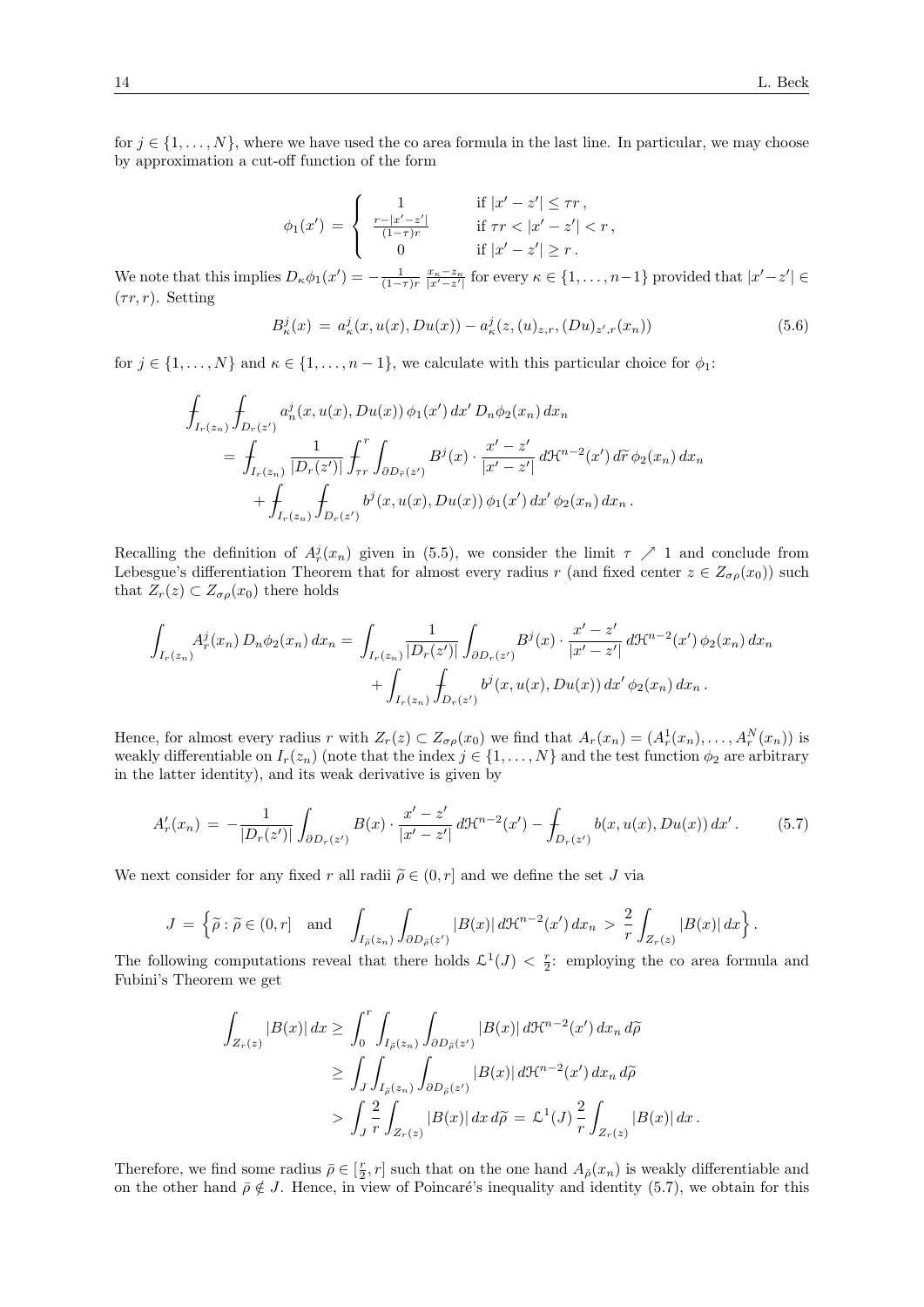for $j \in \{1, \dots, N\}$, where we have used the co area formula in the last line. In particular, we may choose by approximation a cut-off function of the form

$$
\phi_1(x') = \begin{cases} 1 & \text{if } |x'-z'| \leq \tau r\,, \\ \frac{r-|x'-z'|}{(1-\tau)r} & \text{if } \tau r < |x'-z'| < r\,, \\ 0 & \text{if } |x'-z'| \geq r\,. \end{cases}
$$

We note that this implies $D_\kappa \phi_1(x') = -\frac{1}{(1-\tau)r}\,\frac{x_\kappa - z_\kappa}{|x'-z'|}$ for every $\kappa \in \{1,\dots,n-1\}$ provided that $|x'-z'| \in (\tau r, r)$. Setting

$$
B^j_\kappa(x) \,=\, a^j_\kappa(x,u(x),Du(x)) - a^j_\kappa(z,(u)_{z,r},(Du)_{z',r}(x_n)) \tag{5.6}
$$

for $j \in \{1,\dots,N\}$ and $\kappa \in \{1,\dots,n-1\}$, we calculate with this particular choice for $\phi_1$:

$$
\begin{aligned}
&\fint_{I_r(z_n)} \fint_{D_r(z')} a^j_n(x,u(x),Du(x))\,\phi_1(x')\,dx'\,D_n\phi_2(x_n)\,dx_n \\
&\quad = \fint_{I_r(z_n)} \frac{1}{|D_r(z')|} \fint_{\tau r}^{r} \int_{\partial D_{\widetilde{r}}(z')} B^j(x)\cdot\frac{x'-z'}{|x'-z'|}\,d\mathcal{H}^{n-2}(x')\,d\widetilde{r}\,\phi_2(x_n)\,dx_n \\
&\qquad + \fint_{I_r(z_n)} \fint_{D_r(z')} b^j(x,u(x),Du(x))\,\phi_1(x')\,dx'\,\phi_2(x_n)\,dx_n\,.
\end{aligned}
$$

Recalling the definition of $A^j_r(x_n)$ given in (5.5), we consider the limit $\tau \nearrow 1$ and conclude from Lebesgue's differentiation Theorem that for almost every radius $r$ (and fixed center $z \in Z_{\sigma\rho}(x_0)$) such that $Z_r(z) \subset Z_{\sigma\rho}(x_0)$ there holds

$$
\begin{aligned}
\int_{I_r(z_n)} A^j_r(x_n)\,D_n\phi_2(x_n)\,dx_n \,=\, &\int_{I_r(z_n)} \frac{1}{|D_r(z')|} \int_{\partial D_r(z')} B^j(x)\cdot\frac{x'-z'}{|x'-z'|}\,d\mathcal{H}^{n-2}(x')\,\phi_2(x_n)\,dx_n \\
&+ \int_{I_r(z_n)} \fint_{D_r(z')} b^j(x,u(x),Du(x))\,dx'\,\phi_2(x_n)\,dx_n\,.
\end{aligned}
$$

Hence, for almost every radius $r$ with $Z_r(z) \subset Z_{\sigma\rho}(x_0)$ we find that $A_r(x_n) = (A^1_r(x_n),\dots,A^N_r(x_n))$ is weakly differentiable on $I_r(z_n)$ (note that the index $j \in \{1,\dots,N\}$ and the test function $\phi_2$ are arbitrary in the latter identity), and its weak derivative is given by

$$
A'_r(x_n) \,=\, -\frac{1}{|D_r(z')|} \int_{\partial D_r(z')} B(x)\cdot\frac{x'-z'}{|x'-z'|}\,d\mathcal{H}^{n-2}(x') - \fint_{D_r(z')} b(x,u(x),Du(x))\,dx'\,. \tag{5.7}
$$

We next consider for any fixed $r$ all radii $\widetilde{\rho} \in (0,r]$ and we define the set $J$ via

$$
J \,=\, \Big\{ \widetilde{\rho} : \widetilde{\rho} \in (0,r] \quad \text{and} \quad \int_{I_{\widetilde{\rho}}(z_n)} \int_{\partial D_{\widetilde{\rho}}(z')} |B(x)|\,d\mathcal{H}^{n-2}(x')\,dx_n \,>\, \frac{2}{r}\int_{Z_r(z)} |B(x)|\,dx \Big\}\,.
$$

The following computations reveal that there holds $\mathcal{L}^1(J) < \frac{r}{2}$: employing the co area formula and Fubini's Theorem we get

$$
\begin{aligned}
\int_{Z_r(z)} |B(x)|\,dx &\geq \int_0^r \int_{I_{\widetilde{\rho}}(z_n)} \int_{\partial D_{\widetilde{\rho}}(z')} |B(x)|\,d\mathcal{H}^{n-2}(x')\,dx_n\,d\widetilde{\rho} \\
&\geq \int_J \int_{I_{\widetilde{\rho}}(z_n)} \int_{\partial D_{\widetilde{\rho}}(z')} |B(x)|\,d\mathcal{H}^{n-2}(x')\,dx_n\,d\widetilde{\rho} \\
&> \int_J \frac{2}{r}\int_{Z_r(z)} |B(x)|\,dx\,d\widetilde{\rho} \,=\, \mathcal{L}^1(J)\,\frac{2}{r}\int_{Z_r(z)} |B(x)|\,dx\,.
\end{aligned}
$$

Therefore, we find some radius $\bar{\rho} \in [\frac{r}{2}, r]$ such that on the one hand $A_{\bar{\rho}}(x_n)$ is weakly differentiable and on the other hand $\bar{\rho} \notin J$. Hence, in view of Poincaré's inequality and identity (5.7), we obtain for this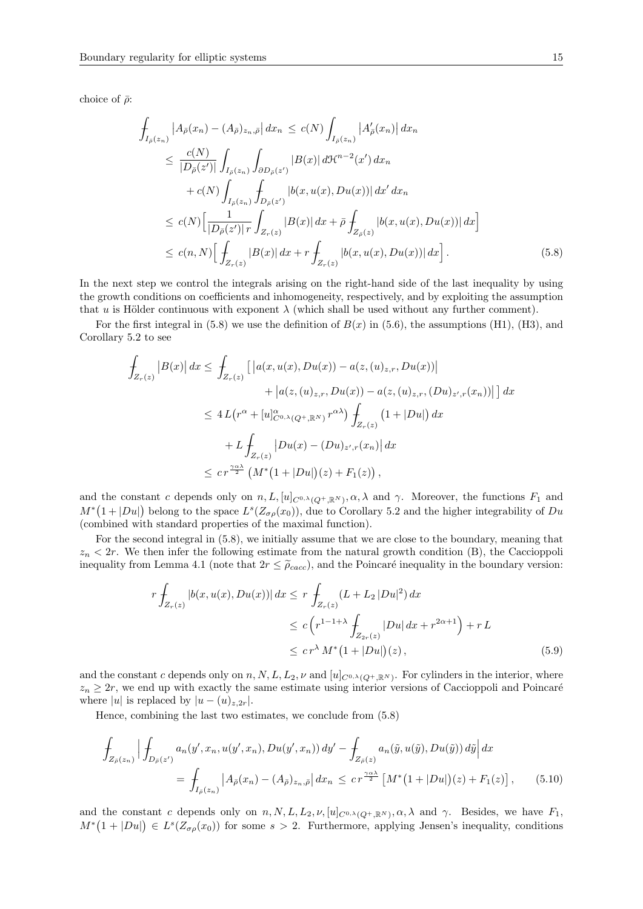choice of $\bar\rho$:

$$
\begin{aligned}
\fint_{I_{\bar\rho}(z_n)} \big|A_{\bar\rho}(x_n) - (A_{\bar\rho})_{z_n,\bar\rho}\big|\,dx_n \;&\leq\; c(N) \int_{I_{\bar\rho}(z_n)} \big|A_{\bar\rho}'(x_n)\big|\,dx_n \\
&\leq\; \frac{c(N)}{|D_{\bar\rho}(z')|} \int_{I_{\bar\rho}(z_n)} \int_{\partial D_{\bar\rho}(z')} |B(x)|\,d\mathcal{H}^{n-2}(x')\,dx_n \\
&\quad + c(N) \int_{I_{\bar\rho}(z_n)} \fint_{D_{\bar\rho}(z')} |b(x,u(x),Du(x))|\,dx'\,dx_n \\
&\leq\; c(N)\Big[\frac{1}{|D_{\bar\rho}(z')|\,r} \int_{Z_r(z)} |B(x)|\,dx + \bar\rho \fint_{Z_{\bar\rho}(z)} |b(x,u(x),Du(x))|\,dx\Big] \\
&\leq\; c(n,N)\Big[\fint_{Z_r(z)} |B(x)|\,dx + r \fint_{Z_r(z)} |b(x,u(x),Du(x))|\,dx\Big]\,. \qquad (5.8)
\end{aligned}
$$

In the next step we control the integrals arising on the right-hand side of the last inequality by using the growth conditions on coefficients and inhomogeneity, respectively, and by exploiting the assumption that $u$ is Hölder continuous with exponent $\lambda$ (which shall be used without any further comment).

For the first integral in (5.8) we use the definition of $B(x)$ in (5.6), the assumptions (H1), (H3), and Corollary 5.2 to see

$$
\begin{aligned}
\fint_{Z_r(z)} \big|B(x)\big|\,dx &\leq \fint_{Z_r(z)} \Big[\, \big|a(x,u(x),Du(x)) - a(z,(u)_{z,r},Du(x))\big| \\
&\qquad\qquad + \big|a(z,(u)_{z,r},Du(x)) - a(z,(u)_{z,r},(Du)_{z',r}(x_n))\big|\,\Big]\,dx \\
&\leq\; 4\,L\big(r^\alpha + [u]^\alpha_{C^{0,\lambda}(Q^+,\mathbb{R}^N)}\,r^{\alpha\lambda}\big) \fint_{Z_r(z)} \big(1+|Du|\big)\,dx \\
&\quad + L \fint_{Z_r(z)} \big|Du(x) - (Du)_{z',r}(x_n)\big|\,dx \\
&\leq\; c\,r^{\frac{\gamma\alpha\lambda}{2}} \big(M^*\big(1+|Du|\big)(z) + F_1(z)\big)\,,
\end{aligned}
$$

and the constant $c$ depends only on $n, L, [u]_{C^{0,\lambda}(Q^+,\mathbb{R}^N)}, \alpha, \lambda$ and $\gamma$. Moreover, the functions $F_1$ and $M^*\big(1+|Du|\big)$ belong to the space $L^s(Z_{\sigma\rho}(x_0))$, due to Corollary 5.2 and the higher integrability of $Du$ (combined with standard properties of the maximal function).

For the second integral in (5.8), we initially assume that we are close to the boundary, meaning that $z_n < 2r$. We then infer the following estimate from the natural growth condition (B), the Caccioppoli inequality from Lemma 4.1 (note that $2r \leq \widetilde\rho_{cacc}$), and the Poincaré inequality in the boundary version:

$$
\begin{aligned}
r \fint_{Z_r(z)} |b(x,u(x),Du(x))|\,dx &\leq\; r \fint_{Z_r(z)} (L + L_2\,|Du|^2)\,dx \\
&\leq\; c\Big(r^{1-1+\lambda} \fint_{Z_{2r}(z)} |Du|\,dx + r^{2\alpha+1}\Big) + r\,L \\
&\leq\; c\,r^\lambda\, M^*\big(1+|Du|\big)(z)\,, \qquad (5.9)
\end{aligned}
$$

and the constant $c$ depends only on $n, N, L, L_2, \nu$ and $[u]_{C^{0,\lambda}(Q^+,\mathbb{R}^N)}$. For cylinders in the interior, where $z_n \geq 2r$, we end up with exactly the same estimate using interior versions of Caccioppoli and Poincaré where $|u|$ is replaced by $|u-(u)_{z,2r}|$.

Hence, combining the last two estimates, we conclude from (5.8)

$$
\begin{aligned}
&\fint_{Z_{\bar\rho}(z_n)} \Big| \fint_{D_{\bar\rho}(z')} a_n(y',x_n,u(y',x_n),Du(y',x_n))\,dy' - \fint_{Z_{\bar\rho}(z)} a_n(\tilde y,u(\tilde y),Du(\tilde y))\,d\tilde y\Big|\,dx \\
&\qquad = \fint_{I_{\bar\rho}(z_n)} \big|A_{\bar\rho}(x_n) - (A_{\bar\rho})_{z_n,\bar\rho}\big|\,dx_n \;\leq\; c\,r^{\frac{\gamma\alpha\lambda}{2}} \big[M^*\big(1+|Du|\big)(z) + F_1(z)\big]\,, \qquad (5.10)
\end{aligned}
$$

and the constant $c$ depends only on $n, N, L, L_2, \nu, [u]_{C^{0,\lambda}(Q^+,\mathbb{R}^N)}, \alpha, \lambda$ and $\gamma$. Besides, we have $F_1$, $M^*\big(1+|Du|\big) \in L^s(Z_{\sigma\rho}(x_0))$ for some $s > 2$. Furthermore, applying Jensen's inequality, conditions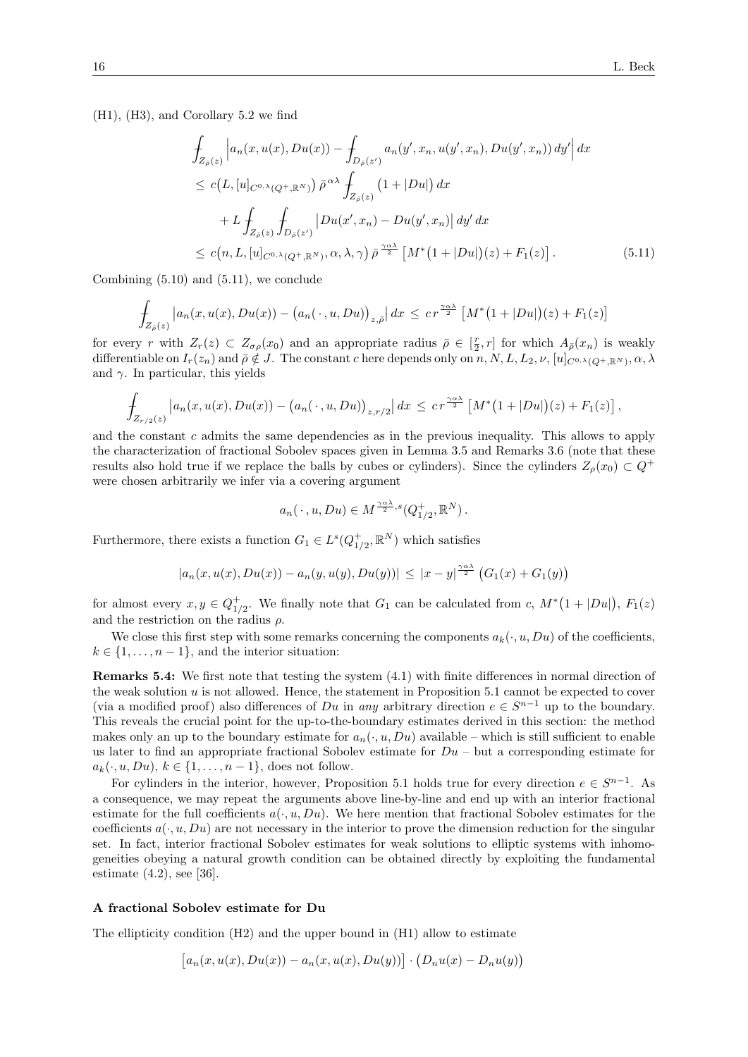(H1), (H3), and Corollary 5.2 we find

$$
\begin{aligned}
&\fint_{Z_{\bar\rho}(z)} \Big| a_n(x,u(x),Du(x)) - \fint_{D_{\bar\rho}(z')} a_n(y',x_n,u(y',x_n),Du(y',x_n))\,dy'\Big|\,dx \\
&\leq c\big(L,[u]_{C^{0,\lambda}(Q^+,\mathbb{R}^N)}\big)\,\bar\rho^{\,\alpha\lambda} \fint_{Z_{\bar\rho}(z)} \big(1+|Du|\big)\,dx \\
&\quad + L \fint_{Z_{\bar\rho}(z)} \fint_{D_{\bar\rho}(z')} \big|Du(x',x_n) - Du(y',x_n)\big|\,dy'\,dx \\
&\leq c\big(n,L,[u]_{C^{0,\lambda}(Q^+,\mathbb{R}^N)},\alpha,\lambda,\gamma\big)\,\bar\rho^{\,\frac{\gamma\alpha\lambda}{2}} \big[M^*\big(1+|Du|\big)(z) + F_1(z)\big]\,. \qquad (5.11)
\end{aligned}
$$

Combining (5.10) and (5.11), we conclude

$$
\fint_{Z_{\bar\rho}(z)} \big|a_n(x,u(x),Du(x)) - \big(a_n(\,\cdot\,,u,Du)\big)_{z,\bar\rho}\big|\,dx \,\leq\, c\,r^{\frac{\gamma\alpha\lambda}{2}} \big[M^*\big(1+|Du|\big)(z) + F_1(z)\big]
$$

for every $r$ with $Z_r(z) \subset Z_{\sigma\rho}(x_0)$ and an appropriate radius $\bar\rho \in [\frac{r}{2},r]$ for which $A_{\bar\rho}(x_n)$ is weakly differentiable on $I_r(z_n)$ and $\bar\rho \notin J$. The constant $c$ here depends only on $n,N,L,L_2,\nu,[u]_{C^{0,\lambda}(Q^+,\mathbb{R}^N)},\alpha,\lambda$ and $\gamma$. In particular, this yields

$$
\fint_{Z_{r/2}(z)} \big|a_n(x,u(x),Du(x)) - \big(a_n(\,\cdot\,,u,Du)\big)_{z,r/2}\big|\,dx \,\leq\, c\,r^{\frac{\gamma\alpha\lambda}{2}} \big[M^*\big(1+|Du|\big)(z) + F_1(z)\big]\,,
$$

and the constant $c$ admits the same dependencies as in the previous inequality. This allows to apply the characterization of fractional Sobolev spaces given in Lemma 3.5 and Remarks 3.6 (note that these results also hold true if we replace the balls by cubes or cylinders). Since the cylinders $Z_\rho(x_0) \subset Q^+$ were chosen arbitrarily we infer via a covering argument

$$
a_n(\,\cdot\,,u,Du) \in M^{\frac{\gamma\alpha\lambda}{2},s}(Q^+_{1/2},\mathbb{R}^N)\,.
$$

Furthermore, there exists a function $G_1 \in L^s(Q^+_{1/2},\mathbb{R}^N)$ which satisfies

$$
|a_n(x,u(x),Du(x)) - a_n(y,u(y),Du(y))| \,\leq\, |x-y|^{\frac{\gamma\alpha\lambda}{2}} \big(G_1(x) + G_1(y)\big)
$$

for almost every $x,y \in Q^+_{1/2}$. We finally note that $G_1$ can be calculated from $c$, $M^*\big(1+|Du|\big)$, $F_1(z)$ and the restriction on the radius $\rho$.

We close this first step with some remarks concerning the components $a_k(\cdot,u,Du)$ of the coefficients, $k \in \{1,\ldots,n-1\}$, and the interior situation:

**Remarks 5.4:** We first note that testing the system (4.1) with finite differences in normal direction of the weak solution $u$ is not allowed. Hence, the statement in Proposition 5.1 cannot be expected to cover (via a modified proof) also differences of $Du$ in *any* arbitrary direction $e \in S^{n-1}$ up to the boundary. This reveals the crucial point for the up-to-the-boundary estimates derived in this section: the method makes only an up to the boundary estimate for $a_n(\cdot,u,Du)$ available – which is still sufficient to enable us later to find an appropriate fractional Sobolev estimate for $Du$ – but a corresponding estimate for $a_k(\cdot,u,Du)$, $k \in \{1,\ldots,n-1\}$, does not follow.

For cylinders in the interior, however, Proposition 5.1 holds true for every direction $e \in S^{n-1}$. As a consequence, we may repeat the arguments above line-by-line and end up with an interior fractional estimate for the full coefficients $a(\cdot,u,Du)$. We here mention that fractional Sobolev estimates for the coefficients $a(\cdot,u,Du)$ are not necessary in the interior to prove the dimension reduction for the singular set. In fact, interior fractional Sobolev estimates for weak solutions to elliptic systems with inhomogeneities obeying a natural growth condition can be obtained directly by exploiting the fundamental estimate (4.2), see [36].

**A fractional Sobolev estimate for Du**

The ellipticity condition (H2) and the upper bound in (H1) allow to estimate

$$
\big[a_n(x,u(x),Du(x)) - a_n(x,u(x),Du(y))\big] \cdot \big(D_n u(x) - D_n u(y)\big)
$$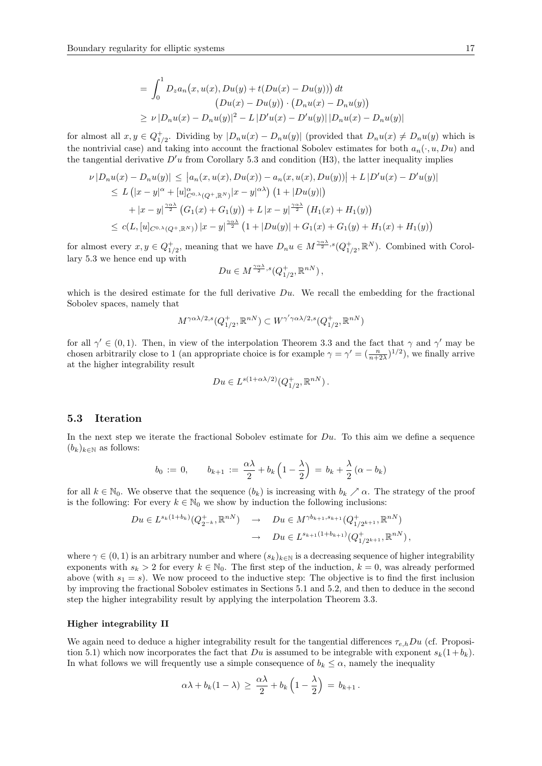$$
\begin{aligned}
&= \int_0^1 D_z a_n\big(x, u(x), Du(y) + t(Du(x) - Du(y))\big)\, dt \\
&\qquad\qquad \big(Du(x) - Du(y)\big) \cdot \big(D_n u(x) - D_n u(y)\big) \\
&\geq \nu\, |D_n u(x) - D_n u(y)|^2 - L\, |D' u(x) - D' u(y)|\, |D_n u(x) - D_n u(y)|
\end{aligned}
$$

for almost all $x, y \in Q^+_{1/2}$. Dividing by $|D_n u(x) - D_n u(y)|$ (provided that $D_n u(x) \neq D_n u(y)$ which is the nontrivial case) and taking into account the fractional Sobolev estimates for both $a_n(\cdot, u, Du)$ and the tangential derivative $D'u$ from Corollary 5.3 and condition (H3), the latter inequality implies

$$
\begin{aligned}
\nu\, |D_n u(x) - D_n u(y)| &\leq \big|a_n(x, u(x), Du(x)) - a_n(x, u(x), Du(y))\big| + L\, |D'u(x) - D'u(y)| \\
&\leq L\, \big(|x-y|^\alpha + [u]^\alpha_{C^{0,\lambda}(Q^+,\mathbb{R}^N)} |x-y|^{\alpha\lambda}\big)\, \big(1 + |Du(y)|\big) \\
&\quad + |x-y|^{\frac{\gamma\alpha\lambda}{2}}\, \big(G_1(x) + G_1(y)\big) + L\, |x-y|^{\frac{\gamma\alpha\lambda}{2}}\, \big(H_1(x) + H_1(y)\big) \\
&\leq c(L, [u]_{C^{0,\lambda}(Q^+,\mathbb{R}^N)})\, |x-y|^{\frac{\gamma\alpha\lambda}{2}}\, \big(1 + |Du(y)| + G_1(x) + G_1(y) + H_1(x) + H_1(y)\big)
\end{aligned}
$$

for almost every $x, y \in Q^+_{1/2}$, meaning that we have $D_n u \in M^{\frac{\gamma\alpha\lambda}{2}, s}(Q^+_{1/2}, \mathbb{R}^N)$. Combined with Corollary 5.3 we hence end up with

$$
Du \in M^{\frac{\gamma\alpha\lambda}{2}, s}(Q^+_{1/2}, \mathbb{R}^{nN})\,,
$$

which is the desired estimate for the full derivative $Du$. We recall the embedding for the fractional Sobolev spaces, namely that

$$
M^{\gamma\alpha\lambda/2, s}(Q^+_{1/2}, \mathbb{R}^{nN}) \subset W^{\gamma'\gamma\alpha\lambda/2, s}(Q^+_{1/2}, \mathbb{R}^{nN})
$$

for all $\gamma' \in (0,1)$. Then, in view of the interpolation Theorem 3.3 and the fact that $\gamma$ and $\gamma'$ may be chosen arbitrarily close to 1 (an appropriate choice is for example $\gamma = \gamma' = (\frac{n}{n+2\lambda})^{1/2}$), we finally arrive at the higher integrability result

$$
Du \in L^{s(1+\alpha\lambda/2)}(Q^+_{1/2}, \mathbb{R}^{nN})\,.
$$

### 5.3 Iteration

In the next step we iterate the fractional Sobolev estimate for $Du$. To this aim we define a sequence $(b_k)_{k\in\mathbb{N}}$ as follows:

$$
b_0 := 0, \qquad b_{k+1} := \frac{\alpha\lambda}{2} + b_k\Big(1 - \frac{\lambda}{2}\Big) = b_k + \frac{\lambda}{2}\,(\alpha - b_k)
$$

for all $k \in \mathbb{N}_0$. We observe that the sequence $(b_k)$ is increasing with $b_k \nearrow \alpha$. The strategy of the proof is the following: For every $k \in \mathbb{N}_0$ we show by induction the following inclusions:

$$
\begin{aligned}
Du \in L^{s_k(1+b_k)}(Q^+_{2^{-k}}, \mathbb{R}^{nN}) \quad &\to \quad Du \in M^{\gamma b_{k+1}, s_{k+1}}(Q^+_{1/2^{k+1}}, \mathbb{R}^{nN}) \\
&\to \quad Du \in L^{s_{k+1}(1+b_{k+1})}(Q^+_{1/2^{k+1}}, \mathbb{R}^{nN})\,,
\end{aligned}
$$

where $\gamma \in (0,1)$ is an arbitrary number and where $(s_k)_{k\in\mathbb{N}}$ is a decreasing sequence of higher integrability exponents with $s_k > 2$ for every $k \in \mathbb{N}_0$. The first step of the induction, $k = 0$, was already performed above (with $s_1 = s$). We now proceed to the inductive step: The objective is to find the first inclusion by improving the fractional Sobolev estimates in Sections 5.1 and 5.2, and then to deduce in the second step the higher integrability result by applying the interpolation Theorem 3.3.

**Higher integrability II**

We again need to deduce a higher integrability result for the tangential differences $\tau_{e,h} Du$ (cf. Proposition 5.1) which now incorporates the fact that $Du$ is assumed to be integrable with exponent $s_k(1+b_k)$. In what follows we will frequently use a simple consequence of $b_k \leq \alpha$, namely the inequality

$$
\alpha\lambda + b_k(1-\lambda) \geq \frac{\alpha\lambda}{2} + b_k\Big(1 - \frac{\lambda}{2}\Big) = b_{k+1}\,.
$$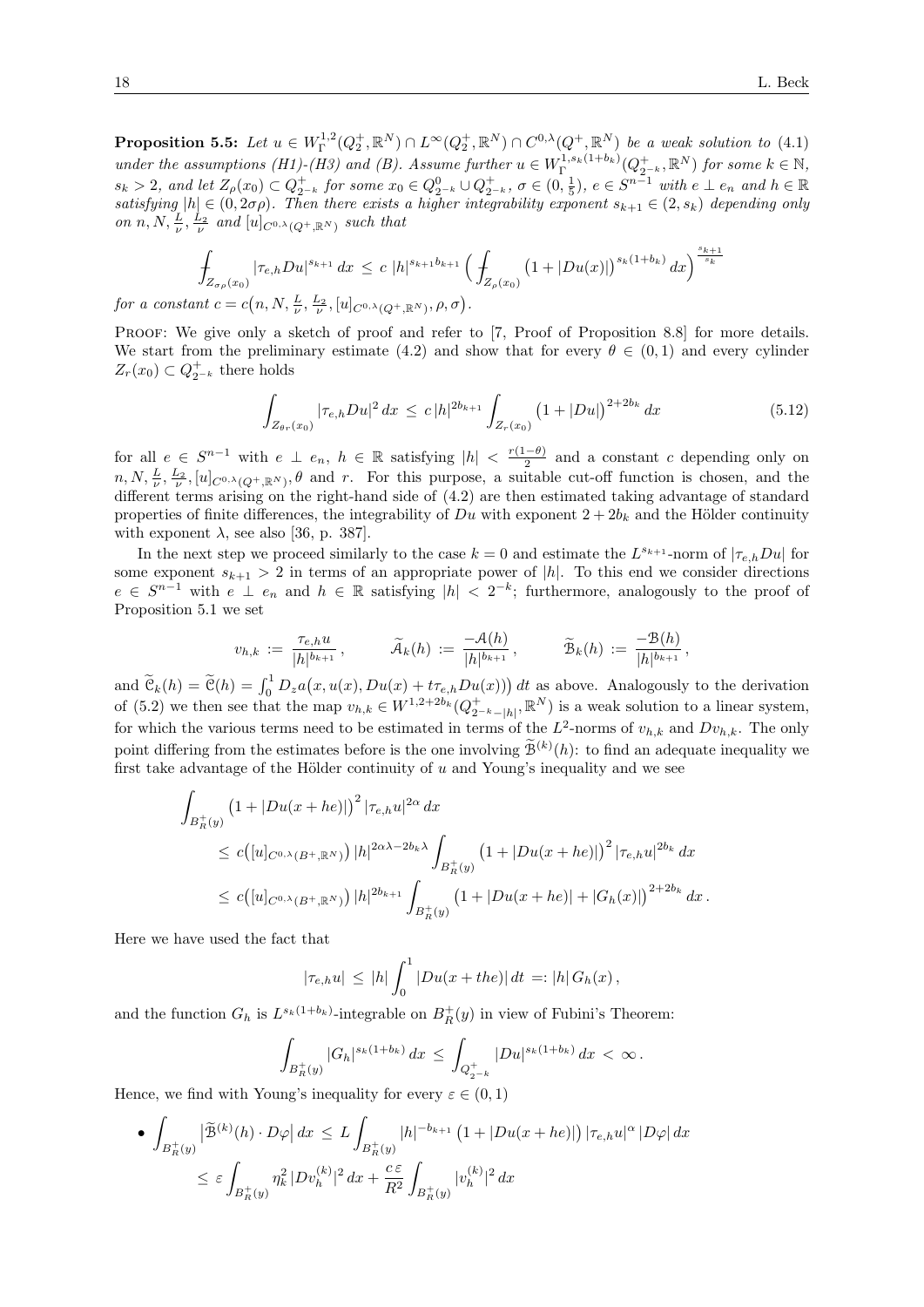**Proposition 5.5:** *Let $u \in W^{1,2}_\Gamma(Q_2^+,\mathbb{R}^N) \cap L^\infty(Q_2^+,\mathbb{R}^N) \cap C^{0,\lambda}(Q^+,\mathbb{R}^N)$ be a weak solution to (4.1) under the assumptions (H1)-(H3) and (B). Assume further $u \in W^{1,s_k(1+b_k)}_\Gamma(Q^+_{2^{-k}},\mathbb{R}^N)$ for some $k \in \mathbb{N}$, $s_k > 2$, and let $Z_\rho(x_0) \subset Q^+_{2^{-k}}$ for some $x_0 \in Q^0_{2^{-k}} \cup Q^+_{2^{-k}}$, $\sigma \in (0,\frac{1}{5})$, $e \in S^{n-1}$ with $e \perp e_n$ and $h \in \mathbb{R}$ satisfying $|h| \in (0, 2\sigma\rho)$. Then there exists a higher integrability exponent $s_{k+1} \in (2, s_k)$ depending only on $n, N, \frac{L}{\nu}, \frac{L_2}{\nu}$ and $[u]_{C^{0,\lambda}(Q^+,\mathbb{R}^N)}$ such that*

$$
\fint_{Z_{\sigma\rho}(x_0)} |\tau_{e,h} Du|^{s_{k+1}}\,dx \;\le\; c\,|h|^{s_{k+1}b_{k+1}} \Big( \fint_{Z_\rho(x_0)} \big(1+|Du(x)|\big)^{s_k(1+b_k)}\,dx\Big)^{\frac{s_{k+1}}{s_k}}
$$

*for a constant $c = c\big(n,N,\frac{L}{\nu},\frac{L_2}{\nu},[u]_{C^{0,\lambda}(Q^+,\mathbb{R}^N)},\rho,\sigma\big)$.*

Proof: We give only a sketch of proof and refer to [7, Proof of Proposition 8.8] for more details. We start from the preliminary estimate (4.2) and show that for every $\theta \in (0,1)$ and every cylinder $Z_r(x_0) \subset Q^+_{2^{-k}}$ there holds

$$
\int_{Z_{\theta r}(x_0)} |\tau_{e,h} Du|^2\,dx \;\le\; c\,|h|^{2b_{k+1}} \int_{Z_r(x_0)} \big(1+|Du|\big)^{2+2b_k}\,dx \tag{5.12}
$$

for all $e \in S^{n-1}$ with $e \perp e_n$, $h \in \mathbb{R}$ satisfying $|h| < \frac{r(1-\theta)}{2}$ and a constant $c$ depending only on $n, N, \frac{L}{\nu}, \frac{L_2}{\nu}, [u]_{C^{0,\lambda}(Q^+,\mathbb{R}^N)}, \theta$ and $r$. For this purpose, a suitable cut-off function is chosen, and the different terms arising on the right-hand side of (4.2) are then estimated taking advantage of standard properties of finite differences, the integrability of $Du$ with exponent $2+2b_k$ and the Hölder continuity with exponent $\lambda$, see also [36, p. 387].

In the next step we proceed similarly to the case $k=0$ and estimate the $L^{s_{k+1}}$-norm of $|\tau_{e,h}Du|$ for some exponent $s_{k+1} > 2$ in terms of an appropriate power of $|h|$. To this end we consider directions $e \in S^{n-1}$ with $e \perp e_n$ and $h \in \mathbb{R}$ satisfying $|h| < 2^{-k}$; furthermore, analogously to the proof of Proposition 5.1 we set

$$
v_{h,k} := \frac{\tau_{e,h} u}{|h|^{b_{k+1}}}\,, \qquad \widetilde{\mathcal{A}}_k(h) := \frac{-\mathcal{A}(h)}{|h|^{b_{k+1}}}\,, \qquad \widetilde{\mathcal{B}}_k(h) := \frac{-\mathcal{B}(h)}{|h|^{b_{k+1}}}\,,
$$

and $\widetilde{\mathcal{C}}_k(h) = \widetilde{\mathcal{C}}(h) = \int_0^1 D_z a\big(x,u(x),Du(x)+t\tau_{e,h}Du(x)\big)\,dt$ as above. Analogously to the derivation of (5.2) we then see that the map $v_{h,k} \in W^{1,2+2b_k}(Q^+_{2^{-k}-|h|},\mathbb{R}^N)$ is a weak solution to a linear system, for which the various terms need to be estimated in terms of the $L^2$-norms of $v_{h,k}$ and $Dv_{h,k}$. The only point differing from the estimates before is the one involving $\widetilde{\mathcal{B}}^{(k)}(h)$: to find an adequate inequality we first take advantage of the Hölder continuity of $u$ and Young's inequality and we see

$$
\begin{aligned}
\int_{B_R^+(y)} & \big(1+|Du(x+he)|\big)^2 |\tau_{e,h}u|^{2\alpha}\,dx \\
&\le c\big([u]_{C^{0,\lambda}(B^+,\mathbb{R}^N)}\big)\,|h|^{2\alpha\lambda-2b_k\lambda} \int_{B_R^+(y)} \big(1+|Du(x+he)|\big)^2 |\tau_{e,h}u|^{2b_k}\,dx \\
&\le c\big([u]_{C^{0,\lambda}(B^+,\mathbb{R}^N)}\big)\,|h|^{2b_{k+1}} \int_{B_R^+(y)} \big(1+|Du(x+he)|+|G_h(x)|\big)^{2+2b_k}\,dx\,.
\end{aligned}
$$

Here we have used the fact that

$$
|\tau_{e,h}u| \;\le\; |h| \int_0^1 |Du(x+the)|\,dt \;=:\; |h|\,G_h(x)\,,
$$

and the function $G_h$ is $L^{s_k(1+b_k)}$-integrable on $B_R^+(y)$ in view of Fubini's Theorem:

$$
\int_{B_R^+(y)} |G_h|^{s_k(1+b_k)}\,dx \;\le\; \int_{Q^+_{2^{-k}}} |Du|^{s_k(1+b_k)}\,dx \;<\; \infty\,.
$$

Hence, we find with Young's inequality for every $\varepsilon \in (0,1)$

- $$
\begin{aligned}
\int_{B_R^+(y)} \big|\widetilde{\mathcal{B}}^{(k)}(h)\cdot D\varphi\big|\,dx &\le L \int_{B_R^+(y)} |h|^{-b_{k+1}} \big(1+|Du(x+he)|\big)\,|\tau_{e,h}u|^\alpha\,|D\varphi|\,dx \\
&\le \varepsilon \int_{B_R^+(y)} \eta_k^2\,|Dv_h^{(k)}|^2\,dx + \frac{c\,\varepsilon}{R^2} \int_{B_R^+(y)} |v_h^{(k)}|^2\,dx
\end{aligned}
$$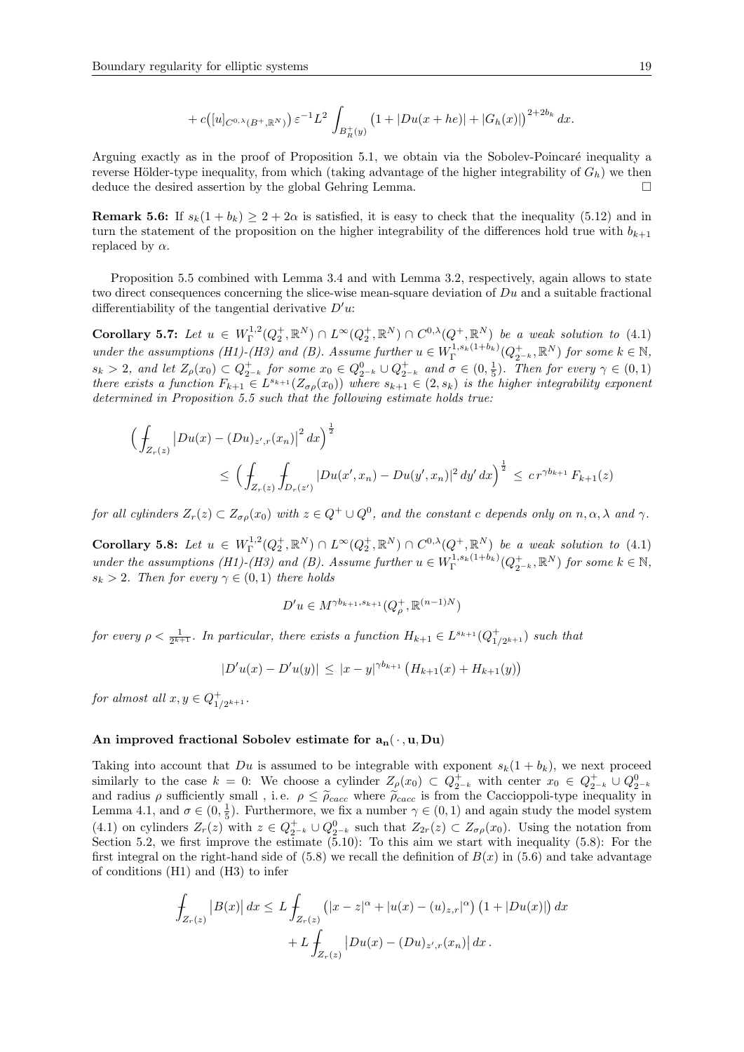$$+ c\big([u]_{C^{0,\lambda}(B^+,\mathbb{R}^N)}\big)\, \varepsilon^{-1} L^2 \int_{B_R^+(y)} \big(1 + |Du(x+he)| + |G_h(x)|\big)^{2+2b_k}\, dx.$$

Arguing exactly as in the proof of Proposition 5.1, we obtain via the Sobolev-Poincaré inequality a reverse Hölder-type inequality, from which (taking advantage of the higher integrability of $G_h$) we then deduce the desired assertion by the global Gehring Lemma. □

**Remark 5.6:** If $s_k(1+b_k) \geq 2+2\alpha$ is satisfied, it is easy to check that the inequality (5.12) and in turn the statement of the proposition on the higher integrability of the differences hold true with $b_{k+1}$ replaced by $\alpha$.

Proposition 5.5 combined with Lemma 3.4 and with Lemma 3.2, respectively, again allows to state two direct consequences concerning the slice-wise mean-square deviation of $Du$ and a suitable fractional differentiability of the tangential derivative $D'u$:

**Corollary 5.7:** *Let $u \in W^{1,2}_\Gamma(Q_2^+,\mathbb{R}^N) \cap L^\infty(Q_2^+,\mathbb{R}^N) \cap C^{0,\lambda}(Q^+,\mathbb{R}^N)$ be a weak solution to (4.1) under the assumptions (H1)-(H3) and (B). Assume further $u \in W^{1,s_k(1+b_k)}_\Gamma(Q^+_{2^{-k}},\mathbb{R}^N)$ for some $k \in \mathbb{N}$, $s_k > 2$, and let $Z_\rho(x_0) \subset Q^+_{2^{-k}}$ for some $x_0 \in Q^0_{2^{-k}} \cup Q^+_{2^{-k}}$ and $\sigma \in (0,\frac{1}{5})$. Then for every $\gamma \in (0,1)$ there exists a function $F_{k+1} \in L^{s_{k+1}}(Z_{\sigma\rho}(x_0))$ where $s_{k+1} \in (2,s_k)$ is the higher integrability exponent determined in Proposition 5.5 such that the following estimate holds true:*

$$\Big( \fint_{Z_r(z)} \big|Du(x) - (Du)_{z',r}(x_n)\big|^2\, dx\Big)^{\frac12} \leq \Big( \fint_{Z_r(z)} \fint_{D_r(z')} |Du(x',x_n) - Du(y',x_n)|^2\, dy'\, dx\Big)^{\frac12} \leq c\, r^{\gamma b_{k+1}}\, F_{k+1}(z)$$

*for all cylinders $Z_r(z) \subset Z_{\sigma\rho}(x_0)$ with $z \in Q^+ \cup Q^0$, and the constant $c$ depends only on $n,\alpha,\lambda$ and $\gamma$.*

**Corollary 5.8:** *Let $u \in W^{1,2}_\Gamma(Q_2^+,\mathbb{R}^N) \cap L^\infty(Q_2^+,\mathbb{R}^N) \cap C^{0,\lambda}(Q^+,\mathbb{R}^N)$ be a weak solution to (4.1) under the assumptions (H1)-(H3) and (B). Assume further $u \in W^{1,s_k(1+b_k)}_\Gamma(Q^+_{2^{-k}},\mathbb{R}^N)$ for some $k \in \mathbb{N}$, $s_k > 2$. Then for every $\gamma \in (0,1)$ there holds*

$$D'u \in M^{\gamma b_{k+1}, s_{k+1}}(Q^+_\rho, \mathbb{R}^{(n-1)N})$$

*for every $\rho < \frac{1}{2^{k+1}}$. In particular, there exists a function $H_{k+1} \in L^{s_{k+1}}(Q^+_{1/2^{k+1}})$ such that*

$$|D'u(x) - D'u(y)| \leq |x-y|^{\gamma b_{k+1}} \big(H_{k+1}(x) + H_{k+1}(y)\big)$$

*for almost all $x,y \in Q^+_{1/2^{k+1}}$.*

#### An improved fractional Sobolev estimate for $\mathbf{a_n(\cdot,u,Du)}$

Taking into account that $Du$ is assumed to be integrable with exponent $s_k(1+b_k)$, we next proceed similarly to the case $k=0$: We choose a cylinder $Z_\rho(x_0) \subset Q^+_{2^{-k}}$ with center $x_0 \in Q^+_{2^{-k}} \cup Q^0_{2^{-k}}$ and radius $\rho$ sufficiently small , i.e. $\rho \leq \widetilde{\rho}_{cacc}$ where $\widetilde{\rho}_{cacc}$ is from the Caccioppoli-type inequality in Lemma 4.1, and $\sigma \in (0,\frac15)$. Furthermore, we fix a number $\gamma \in (0,1)$ and again study the model system (4.1) on cylinders $Z_r(z)$ with $z \in Q^+_{2^{-k}} \cup Q^0_{2^{-k}}$ such that $Z_{2r}(z) \subset Z_{\sigma\rho}(x_0)$. Using the notation from Section 5.2, we first improve the estimate (5.10): To this aim we start with inequality (5.8): For the first integral on the right-hand side of (5.8) we recall the definition of $B(x)$ in (5.6) and take advantage of conditions (H1) and (H3) to infer

$$\fint_{Z_r(z)} \big|B(x)\big|\, dx \leq L \fint_{Z_r(z)} \big(|x-z|^\alpha + |u(x) - (u)_{z,r}|^\alpha\big)\big(1 + |Du(x)|\big)\, dx + L \fint_{Z_r(z)} \big|Du(x) - (Du)_{z',r}(x_n)\big|\, dx\,.$$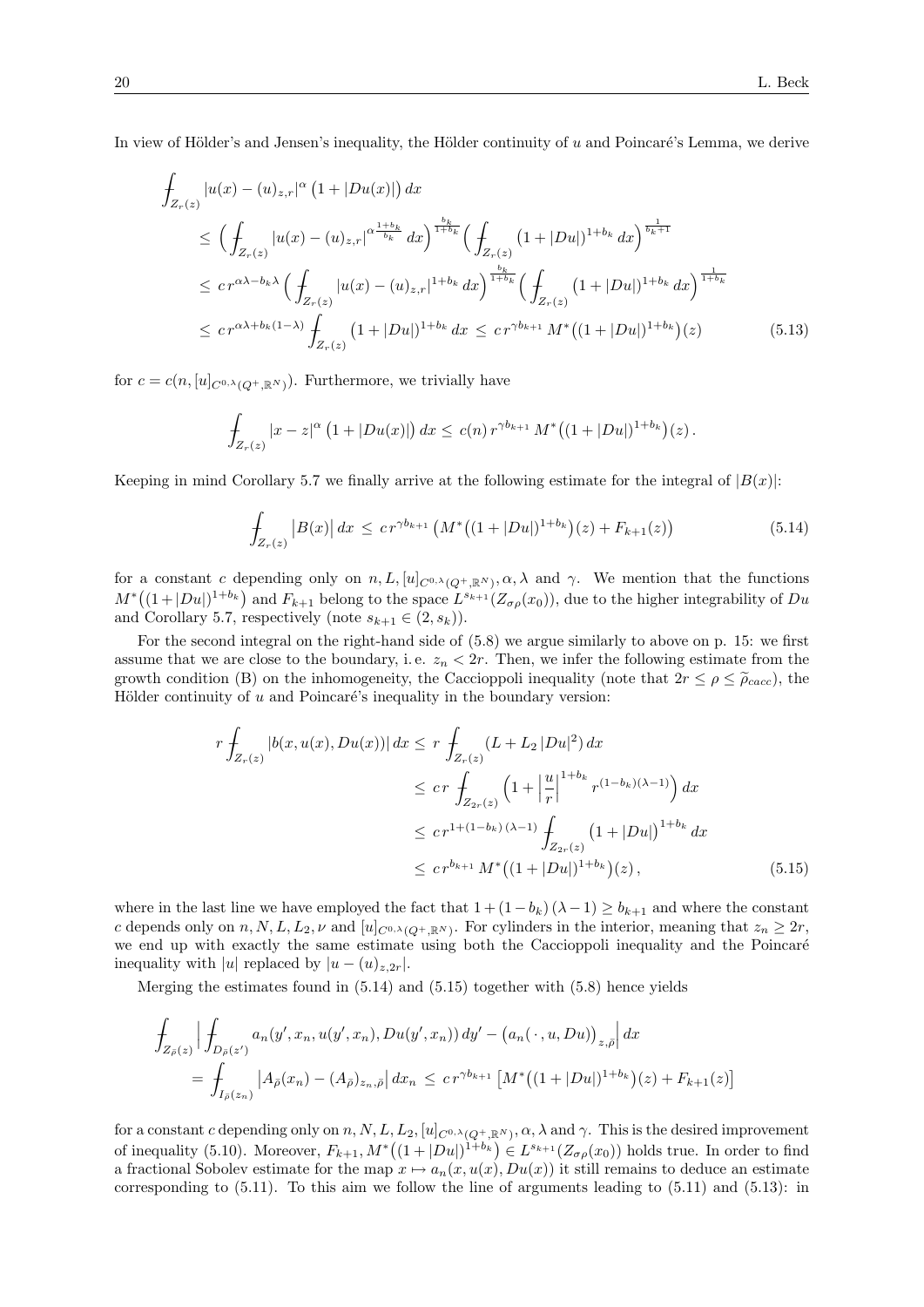In view of Hölder's and Jensen's inequality, the Hölder continuity of $u$ and Poincaré's Lemma, we derive

$$
\begin{aligned}
&\fint_{Z_r(z)} |u(x)-(u)_{z,r}|^{\alpha}\big(1+|Du(x)|\big)\,dx \\
&\quad\le \Big(\fint_{Z_r(z)} |u(x)-(u)_{z,r}|^{\alpha\frac{1+b_k}{b_k}}\,dx\Big)^{\frac{b_k}{1+b_k}}\Big(\fint_{Z_r(z)}\big(1+|Du|\big)^{1+b_k}\,dx\Big)^{\frac{1}{b_k+1}} \\
&\quad\le c\,r^{\alpha\lambda-b_k\lambda}\Big(\fint_{Z_r(z)} |u(x)-(u)_{z,r}|^{1+b_k}\,dx\Big)^{\frac{b_k}{1+b_k}}\Big(\fint_{Z_r(z)}\big(1+|Du|\big)^{1+b_k}\,dx\Big)^{\frac{1}{1+b_k}} \\
&\quad\le c\,r^{\alpha\lambda+b_k(1-\lambda)}\fint_{Z_r(z)}\big(1+|Du|\big)^{1+b_k}\,dx \;\le\; c\,r^{\gamma b_{k+1}}\,M^*\big((1+|Du|)^{1+b_k}\big)(z)
\end{aligned}
\tag{5.13}
$$

for $c=c(n,[u]_{C^{0,\lambda}(Q^+,\mathbb{R}^N)})$. Furthermore, we trivially have

$$
\fint_{Z_r(z)} |x-z|^{\alpha}\big(1+|Du(x)|\big)\,dx \le c(n)\,r^{\gamma b_{k+1}}\,M^*\big((1+|Du|)^{1+b_k}\big)(z)\,.
$$

Keeping in mind Corollary 5.7 we finally arrive at the following estimate for the integral of $|B(x)|$:

$$
\fint_{Z_r(z)} \big|B(x)\big|\,dx \;\le\; c\,r^{\gamma b_{k+1}}\big(M^*\big((1+|Du|)^{1+b_k}\big)(z)+F_{k+1}(z)\big)
\tag{5.14}
$$

for a constant $c$ depending only on $n, L, [u]_{C^{0,\lambda}(Q^+,\mathbb{R}^N)}, \alpha, \lambda$ and $\gamma$. We mention that the functions $M^*\big((1+|Du|)^{1+b_k}\big)$ and $F_{k+1}$ belong to the space $L^{s_{k+1}}(Z_{\sigma\rho}(x_0))$, due to the higher integrability of $Du$ and Corollary 5.7, respectively (note $s_{k+1}\in(2,s_k)$).

For the second integral on the right-hand side of (5.8) we argue similarly to above on p. 15: we first assume that we are close to the boundary, i. e. $z_n<2r$. Then, we infer the following estimate from the growth condition (B) on the inhomogeneity, the Caccioppoli inequality (note that $2r\le\rho\le\widetilde{\rho}_{cacc}$), the Hölder continuity of $u$ and Poincaré's inequality in the boundary version:

$$
\begin{aligned}
r\fint_{Z_r(z)} |b(x,u(x),Du(x))|\,dx &\le r\fint_{Z_r(z)} (L+L_2\,|Du|^2)\,dx \\
&\le c\,r\fint_{Z_{2r}(z)}\Big(1+\Big|\frac{u}{r}\Big|^{1+b_k} r^{(1-b_k)(\lambda-1)}\Big)\,dx \\
&\le c\,r^{1+(1-b_k)\,(\lambda-1)}\fint_{Z_{2r}(z)}\big(1+|Du|\big)^{1+b_k}\,dx \\
&\le c\,r^{b_{k+1}}\,M^*\big((1+|Du|)^{1+b_k}\big)(z)\,,
\end{aligned}
\tag{5.15}
$$

where in the last line we have employed the fact that $1+(1-b_k)\,(\lambda-1)\ge b_{k+1}$ and where the constant $c$ depends only on $n, N, L, L_2, \nu$ and $[u]_{C^{0,\lambda}(Q^+,\mathbb{R}^N)}$. For cylinders in the interior, meaning that $z_n\ge 2r$, we end up with exactly the same estimate using both the Caccioppoli inequality and the Poincaré inequality with $|u|$ replaced by $|u-(u)_{z,2r}|$.

Merging the estimates found in (5.14) and (5.15) together with (5.8) hence yields

$$
\begin{aligned}
&\fint_{Z_{\bar\rho}(z)}\Big|\fint_{D_{\bar\rho}(z')} a_n(y',x_n,u(y',x_n),Du(y',x_n))\,dy' - \big(a_n(\,\cdot\,,u,Du)\big)_{z,\bar\rho}\Big|\,dx \\
&\quad= \fint_{I_{\bar\rho}(z_n)}\big|A_{\bar\rho}(x_n)-(A_{\bar\rho})_{z_n,\bar\rho}\big|\,dx_n \;\le\; c\,r^{\gamma b_{k+1}}\big[M^*\big((1+|Du|)^{1+b_k}\big)(z)+F_{k+1}(z)\big]
\end{aligned}
$$

for a constant $c$ depending only on $n, N, L, L_2, [u]_{C^{0,\lambda}(Q^+,\mathbb{R}^N)}, \alpha, \lambda$ and $\gamma$. This is the desired improvement of inequality (5.10). Moreover, $F_{k+1}, M^*\big((1+|Du|)^{1+b_k}\big)\in L^{s_{k+1}}(Z_{\sigma\rho}(x_0))$ holds true. In order to find a fractional Sobolev estimate for the map $x\mapsto a_n(x,u(x),Du(x))$ it still remains to deduce an estimate corresponding to (5.11). To this aim we follow the line of arguments leading to (5.11) and (5.13): in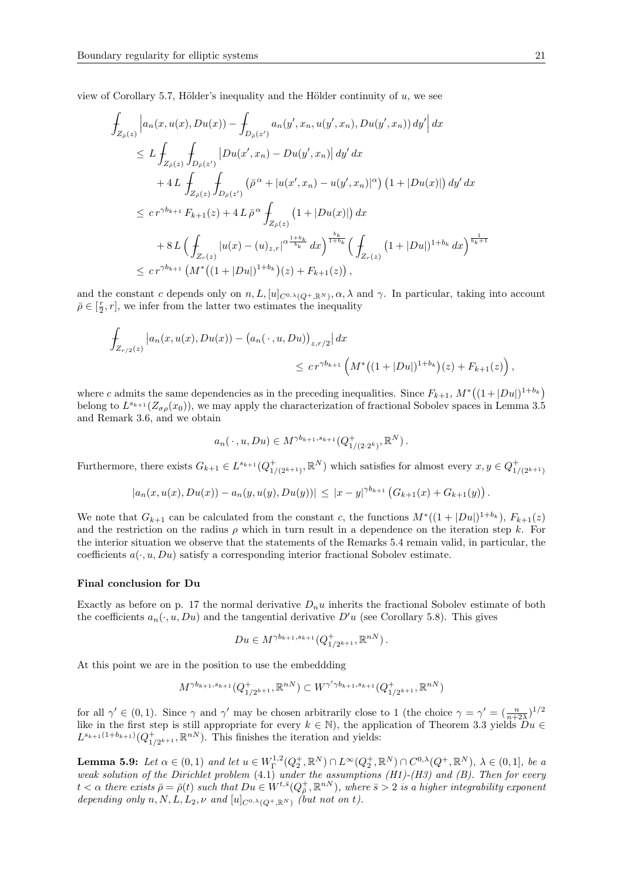view of Corollary 5.7, Hölder's inequality and the Hölder continuity of $u$, we see

$$
\begin{aligned}
&\fint_{Z_{\bar\rho}(z)} \Big| a_n(x,u(x),Du(x)) - \fint_{D_{\bar\rho}(z')} a_n(y',x_n,u(y',x_n),Du(y',x_n))\,dy' \Big|\,dx \\
&\le L \fint_{Z_{\bar\rho}(z)} \fint_{D_{\bar\rho}(z')} \big|Du(x',x_n) - Du(y',x_n)\big|\,dy'\,dx \\
&\quad + 4\,L \fint_{Z_{\bar\rho}(z)} \fint_{D_{\bar\rho}(z')} \big(\bar\rho^{\alpha} + |u(x',x_n) - u(y',x_n)|^{\alpha}\big)\big(1+|Du(x)|\big)\,dy'\,dx \\
&\le c\, r^{\gamma b_{k+1}} F_{k+1}(z) + 4\,L\,\bar\rho^{\alpha} \fint_{Z_{\bar\rho}(z)} \big(1+|Du(x)|\big)\,dx \\
&\quad + 8\,L \Big( \fint_{Z_r(z)} |u(x)-(u)_{z,r}|^{\alpha\frac{1+b_k}{b_k}}\,dx \Big)^{\frac{b_k}{1+b_k}} \Big( \fint_{Z_r(z)} \big(1+|Du|\big)^{1+b_k}\,dx \Big)^{\frac{1}{b_k+1}} \\
&\le c\, r^{\gamma b_{k+1}} \big( M^*\big((1+|Du|)^{1+b_k}\big)(z) + F_{k+1}(z) \big),
\end{aligned}
$$

and the constant $c$ depends only on $n, L, [u]_{C^{0,\lambda}(Q^+,\mathbb{R}^N)}, \alpha, \lambda$ and $\gamma$. In particular, taking into account $\bar\rho \in [\frac{r}{2}, r]$, we infer from the latter two estimates the inequality

$$
\fint_{Z_{r/2}(z)} \big| a_n(x,u(x),Du(x)) - \big(a_n(\,\cdot\,,u,Du)\big)_{z,r/2} \big|\,dx \\
\le c\, r^{\gamma b_{k+1}} \Big( M^*\big((1+|Du|)^{1+b_k}\big)(z) + F_{k+1}(z) \Big),
$$

where $c$ admits the same dependencies as in the preceding inequalities. Since $F_{k+1}$, $M^*\big((1+|Du|)^{1+b_k}\big)$ belong to $L^{s_{k+1}}(Z_{\sigma\rho}(x_0))$, we may apply the characterization of fractional Sobolev spaces in Lemma 3.5 and Remark 3.6, and we obtain

$$
a_n(\,\cdot\,,u,Du) \in M^{\gamma b_{k+1}, s_{k+1}}(Q^+_{1/(2\cdot 2^k)}, \mathbb{R}^N)\,.
$$

Furthermore, there exists $G_{k+1} \in L^{s_{k+1}}(Q^+_{1/(2^{k+1})}, \mathbb{R}^N)$ which satisfies for almost every $x, y \in Q^+_{1/(2^{k+1})}$

$$
|a_n(x,u(x),Du(x)) - a_n(y,u(y),Du(y))| \le |x-y|^{\gamma b_{k+1}} \big( G_{k+1}(x) + G_{k+1}(y) \big)\,.
$$

We note that $G_{k+1}$ can be calculated from the constant $c$, the functions $M^*((1+|Du|)^{1+b_k})$, $F_{k+1}(z)$ and the restriction on the radius $\rho$ which in turn result in a dependence on the iteration step $k$. For the interior situation we observe that the statements of the Remarks 5.4 remain valid, in particular, the coefficients $a(\cdot,u,Du)$ satisfy a corresponding interior fractional Sobolev estimate.

**Final conclusion for Du**

Exactly as before on p. 17 the normal derivative $D_n u$ inherits the fractional Sobolev estimate of both the coefficients $a_n(\cdot,u,Du)$ and the tangential derivative $D'u$ (see Corollary 5.8). This gives

$$
Du \in M^{\gamma b_{k+1}, s_{k+1}}(Q^+_{1/2^{k+1}}, \mathbb{R}^{nN})\,.
$$

At this point we are in the position to use the embeddding

$$
M^{\gamma b_{k+1}, s_{k+1}}(Q^+_{1/2^{k+1}}, \mathbb{R}^{nN}) \subset W^{\gamma'\gamma b_{k+1}, s_{k+1}}(Q^+_{1/2^{k+1}}, \mathbb{R}^{nN})
$$

for all $\gamma' \in (0,1)$. Since $\gamma$ and $\gamma'$ may be chosen arbitrarily close to 1 (the choice $\gamma = \gamma' = (\frac{n}{n+2\lambda})^{1/2}$ like in the first step is still appropriate for every $k \in \mathbb{N}$), the application of Theorem 3.3 yields $Du \in L^{s_{k+1}(1+b_{k+1})}(Q^+_{1/2^{k+1}}, \mathbb{R}^{nN})$. This finishes the iteration and yields:

**Lemma 5.9:** *Let $\alpha \in (0,1)$ and let $u \in W^{1,2}_\Gamma(Q_2^+, \mathbb{R}^N) \cap L^\infty(Q_2^+, \mathbb{R}^N) \cap C^{0,\lambda}(Q^+, \mathbb{R}^N)$, $\lambda \in (0,1]$, be a weak solution of the Dirichlet problem (4.1) under the assumptions (H1)-(H3) and (B). Then for every $t < \alpha$ there exists $\bar\rho = \bar\rho(t)$ such that $Du \in W^{t,\bar s}(Q^+_{\bar\rho}, \mathbb{R}^{nN})$, where $\bar s > 2$ is a higher integrability exponent depending only $n, N, L, L_2, \nu$ and $[u]_{C^{0,\lambda}(Q^+,\mathbb{R}^N)}$ (but not on $t$).*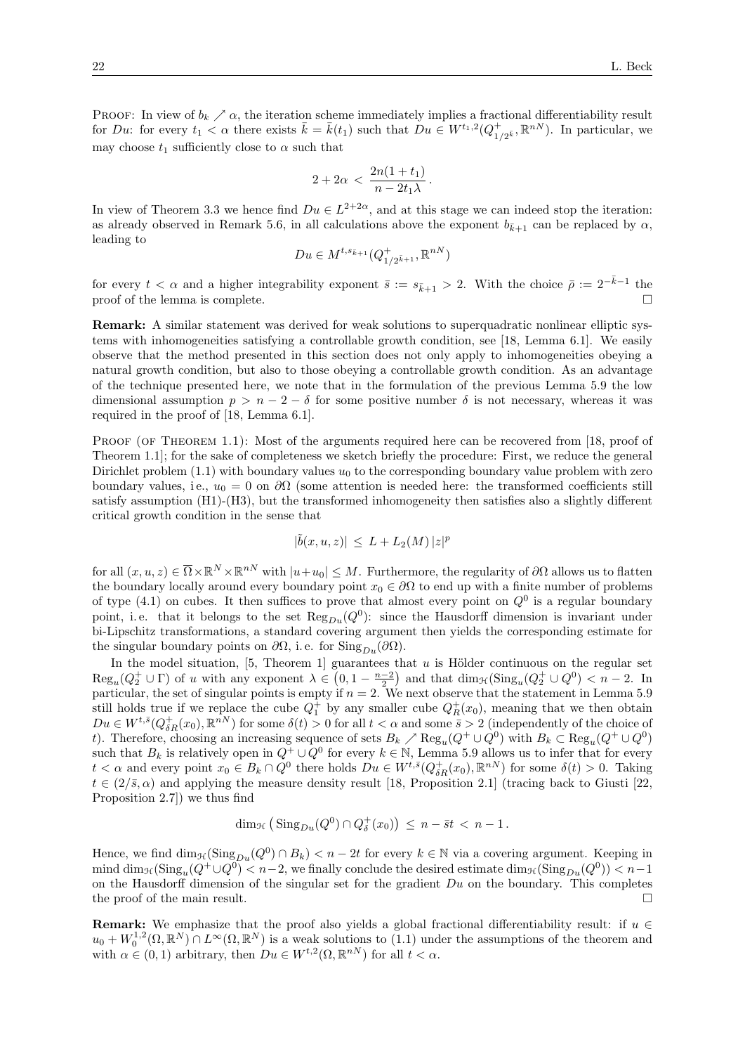PROOF: In view of $b_k \nearrow \alpha$, the iteration scheme immediately implies a fractional differentiability result for $Du$: for every $t_1 < \alpha$ there exists $\bar{k} = \bar{k}(t_1)$ such that $Du \in W^{t_1,2}(Q^+_{1/2^{\bar{k}}}, \mathbb{R}^{nN})$. In particular, we may choose $t_1$ sufficiently close to $\alpha$ such that

$$2 + 2\alpha \; < \; \frac{2n(1+t_1)}{n - 2t_1\lambda} \, .$$

In view of Theorem 3.3 we hence find $Du \in L^{2+2\alpha}$, and at this stage we can indeed stop the iteration: as already observed in Remark 5.6, in all calculations above the exponent $b_{\bar{k}+1}$ can be replaced by $\alpha$, leading to

$$Du \in M^{t, s_{\bar{k}+1}}(Q^+_{1/2^{\bar{k}+1}}, \mathbb{R}^{nN})$$

for every $t < \alpha$ and a higher integrability exponent $\bar{s} := s_{\bar{k}+1} > 2$. With the choice $\bar{\rho} := 2^{-\bar{k}-1}$ the proof of the lemma is complete. □

**Remark:** A similar statement was derived for weak solutions to superquadratic nonlinear elliptic systems with inhomogeneities satisfying a controllable growth condition, see [18, Lemma 6.1]. We easily observe that the method presented in this section does not only apply to inhomogeneities obeying a natural growth condition, but also to those obeying a controllable growth condition. As an advantage of the technique presented here, we note that in the formulation of the previous Lemma 5.9 the low dimensional assumption $p > n - 2 - \delta$ for some positive number $\delta$ is not necessary, whereas it was required in the proof of [18, Lemma 6.1].

PROOF (OF THEOREM 1.1): Most of the arguments required here can be recovered from [18, proof of Theorem 1.1]; for the sake of completeness we sketch briefly the procedure: First, we reduce the general Dirichlet problem (1.1) with boundary values $u_0$ to the corresponding boundary value problem with zero boundary values, i.e., $u_0 = 0$ on $\partial\Omega$ (some attention is needed here: the transformed coefficients still satisfy assumption (H1)-(H3), but the transformed inhomogeneity then satisfies also a slightly different critical growth condition in the sense that

$$|\tilde{b}(x,u,z)| \; \le \; L + L_2(M)\,|z|^p$$

for all $(x,u,z) \in \overline{\Omega} \times \mathbb{R}^N \times \mathbb{R}^{nN}$ with $|u + u_0| \le M$. Furthermore, the regularity of $\partial\Omega$ allows us to flatten the boundary locally around every boundary point $x_0 \in \partial\Omega$ to end up with a finite number of problems of type (4.1) on cubes. It then suffices to prove that almost every point on $Q^0$ is a regular boundary point, i.e. that it belongs to the set $\mathrm{Reg}_{Du}(Q^0)$: since the Hausdorff dimension is invariant under bi-Lipschitz transformations, a standard covering argument then yields the corresponding estimate for the singular boundary points on $\partial\Omega$, i.e. for $\mathrm{Sing}_{Du}(\partial\Omega)$.

In the model situation, [5, Theorem 1] guarantees that $u$ is Hölder continuous on the regular set $\mathrm{Reg}_u(Q^+_2 \cup \Gamma)$ of $u$ with any exponent $\lambda \in \big(0, 1 - \frac{n-2}{2}\big)$ and that $\dim_{\mathcal{H}}(\mathrm{Sing}_u(Q^+_2 \cup Q^0) < n-2$. In particular, the set of singular points is empty if $n = 2$. We next observe that the statement in Lemma 5.9 still holds true if we replace the cube $Q^+_1$ by any smaller cube $Q^+_R(x_0)$, meaning that we then obtain $Du \in W^{t,\bar{s}}(Q^+_{\delta R}(x_0), \mathbb{R}^{nN})$ for some $\delta(t) > 0$ for all $t < \alpha$ and some $\bar{s} > 2$ (independently of the choice of $t$). Therefore, choosing an increasing sequence of sets $B_k \nearrow \mathrm{Reg}_u(Q^+ \cup Q^0)$ with $B_k \subset \mathrm{Reg}_u(Q^+ \cup Q^0)$ such that $B_k$ is relatively open in $Q^+ \cup Q^0$ for every $k \in \mathbb{N}$, Lemma 5.9 allows us to infer that for every $t < \alpha$ and every point $x_0 \in B_k \cap Q^0$ there holds $Du \in W^{t,\bar{s}}(Q^+_{\delta R}(x_0), \mathbb{R}^{nN})$ for some $\delta(t) > 0$. Taking $t \in (2/\bar{s}, \alpha)$ and applying the measure density result [18, Proposition 2.1] (tracing back to Giusti [22, Proposition 2.7]) we thus find

$$\dim_{\mathcal{H}}\big(\mathrm{Sing}_{Du}(Q^0) \cap Q^+_\delta(x_0)\big) \; \le \; n - \bar{s}t \; < \; n-1 \, .$$

Hence, we find $\dim_{\mathcal{H}}(\mathrm{Sing}_{Du}(Q^0) \cap B_k) < n - 2t$ for every $k \in \mathbb{N}$ via a covering argument. Keeping in mind $\dim_{\mathcal{H}}(\mathrm{Sing}_u(Q^+ \cup Q^0) < n-2$, we finally conclude the desired estimate $\dim_{\mathcal{H}}(\mathrm{Sing}_{Du}(Q^0)) < n-1$ on the Hausdorff dimension of the singular set for the gradient $Du$ on the boundary. This completes the proof of the main result. □

**Remark:** We emphasize that the proof also yields a global fractional differentiability result: if $u \in u_0 + W^{1,2}_0(\Omega, \mathbb{R}^N) \cap L^\infty(\Omega, \mathbb{R}^N)$ is a weak solutions to (1.1) under the assumptions of the theorem and with $\alpha \in (0,1)$ arbitrary, then $Du \in W^{t,2}(\Omega, \mathbb{R}^{nN})$ for all $t < \alpha$.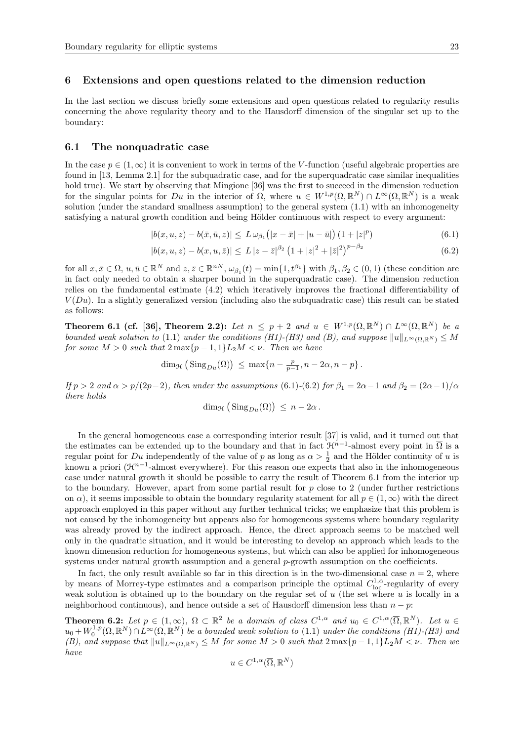## 6 Extensions and open questions related to the dimension reduction

In the last section we discuss briefly some extensions and open questions related to regularity results concerning the above regularity theory and to the Hausdorff dimension of the singular set up to the boundary:

### 6.1 The nonquadratic case

In the case $p \in (1,\infty)$ it is convenient to work in terms of the $V$-function (useful algebraic properties are found in [13, Lemma 2.1] for the subquadratic case, and for the superquadratic case similar inequalities hold true). We start by observing that Mingione [36] was the first to succeed in the dimension reduction for the singular points for $Du$ in the interior of $\Omega$, where $u \in W^{1,p}(\Omega,\mathbb{R}^N) \cap L^\infty(\Omega,\mathbb{R}^N)$ is a weak solution (under the standard smallness assumption) to the general system (1.1) with an inhomogeneity satisfying a natural growth condition and being Hölder continuous with respect to every argument:

$$|b(x,u,z) - b(\bar{x},\bar{u},z)| \leq L\,\omega_{\beta_1}\big(|x-\bar{x}| + |u-\bar{u}|\big)\,(1+|z|^p) \tag{6.1}$$

$$|b(x,u,z) - b(x,u,\bar{z})| \leq L\,|z-\bar{z}|^{\beta_2}\,\big(1+|z|^2+|\bar{z}|^2\big)^{p-\beta_2} \tag{6.2}$$

for all $x,\bar{x} \in \Omega$, $u,\bar{u} \in \mathbb{R}^N$ and $z,\bar{z} \in \mathbb{R}^{nN}$, $\omega_{\beta_1}(t) = \min\{1,t^{\beta_1}\}$ with $\beta_1,\beta_2 \in (0,1)$ (these condition are in fact only needed to obtain a sharper bound in the superquadratic case). The dimension reduction relies on the fundamental estimate (4.2) which iteratively improves the fractional differentiability of $V(Du)$. In a slightly generalized version (including also the subquadratic case) this result can be stated as follows:

**Theorem 6.1 (cf. [36], Theorem 2.2):** *Let $n \leq p+2$ and $u \in W^{1,p}(\Omega,\mathbb{R}^N) \cap L^\infty(\Omega,\mathbb{R}^N)$ be a bounded weak solution to* (1.1) *under the conditions (H1)-(H3) and (B), and suppose $\|u\|_{L^\infty(\Omega,\mathbb{R}^N)} \leq M$ for some $M>0$ such that $2\max\{p-1,1\}L_2 M < \nu$. Then we have*

$$\dim_{\mathcal{H}}\big(\operatorname{Sing}_{Du}(\Omega)\big) \leq \max\{n - \tfrac{p}{p-1}, n-2\alpha, n-p\}\,.$$

*If $p>2$ and $\alpha > p/(2p-2)$, then under the assumptions* (6.1)-(6.2) *for $\beta_1 = 2\alpha - 1$ and $\beta_2 = (2\alpha-1)/\alpha$ there holds*

$$\dim_{\mathcal{H}}\big(\operatorname{Sing}_{Du}(\Omega)\big) \leq n-2\alpha\,.$$

In the general homogeneous case a corresponding interior result [37] is valid, and it turned out that the estimates can be extended up to the boundary and that in fact $\mathcal{H}^{n-1}$-almost every point in $\overline{\Omega}$ is a regular point for $Du$ independently of the value of $p$ as long as $\alpha > \frac{1}{2}$ and the Hölder continuity of $u$ is known a priori ($\mathcal{H}^{n-1}$-almost everywhere). For this reason one expects that also in the inhomogeneous case under natural growth it should be possible to carry the result of Theorem 6.1 from the interior up to the boundary. However, apart from some partial result for $p$ close to 2 (under further restrictions on $\alpha$), it seems impossible to obtain the boundary regularity statement for all $p \in (1,\infty)$ with the direct approach employed in this paper without any further technical tricks; we emphasize that this problem is not caused by the inhomogeneity but appears also for homogeneous systems where boundary regularity was already proved by the indirect approach. Hence, the direct approach seems to be matched well only in the quadratic situation, and it would be interesting to develop an approach which leads to the known dimension reduction for homogeneous systems, but which can also be applied for inhomogeneous systems under natural growth assumption and a general $p$-growth assumption on the coefficients.

In fact, the only result available so far in this direction is in the two-dimensional case $n=2$, where by means of Morrey-type estimates and a comparison principle the optimal $C^{1,\alpha}_{\mathrm{loc}}$-regularity of every weak solution is obtained up to the boundary on the regular set of $u$ (the set where $u$ is locally in a neighborhood continuous), and hence outside a set of Hausdorff dimension less than $n-p$:

**Theorem 6.2:** *Let $p \in (1,\infty)$, $\Omega \subset \mathbb{R}^2$ be a domain of class $C^{1,\alpha}$ and $u_0 \in C^{1,\alpha}(\overline{\Omega},\mathbb{R}^N)$. Let $u \in u_0 + W^{1,p}_0(\Omega,\mathbb{R}^N) \cap L^\infty(\Omega,\mathbb{R}^N)$ be a bounded weak solution to* (1.1) *under the conditions (H1)-(H3) and (B), and suppose that $\|u\|_{L^\infty(\Omega,\mathbb{R}^N)} \leq M$ for some $M>0$ such that $2\max\{p-1,1\}L_2 M < \nu$. Then we have*

$$u \in C^{1,\alpha}(\overline{\Omega},\mathbb{R}^N)$$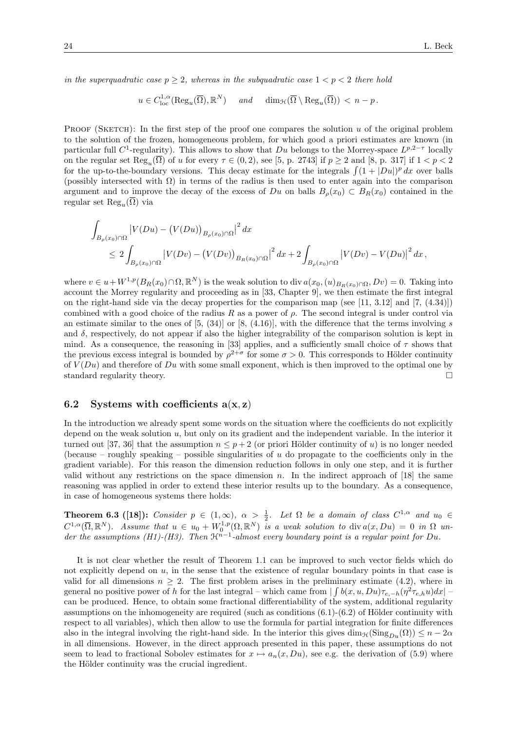*in the superquadratic case $p \geq 2$, whereas in the subquadratic case $1 < p < 2$ there hold*

$$u \in C^{1,\alpha}_{\mathrm{loc}}(\mathrm{Reg}_u(\overline{\Omega}), \mathbb{R}^N) \quad \text{and} \quad \dim_{\mathcal{H}}(\overline{\Omega} \setminus \mathrm{Reg}_u(\overline{\Omega})) \, < \, n - p \, .$$

Proof (Sketch): In the first step of the proof one compares the solution $u$ of the original problem to the solution of the frozen, homogeneous problem, for which good a priori estimates are known (in particular full $C^1$-regularity). This allows to show that $Du$ belongs to the Morrey-space $L^{p,2-\tau}$ locally on the regular set $\mathrm{Reg}_u(\overline{\Omega})$ of $u$ for every $\tau \in (0,2)$, see [5, p. 2743] if $p \geq 2$ and [8, p. 317] if $1 < p < 2$ for the up-to-the-boundary versions. This decay estimate for the integrals $\int (1 + |Du|)^p \, dx$ over balls (possibly intersected with $\Omega$) in terms of the radius is then used to enter again into the comparison argument and to improve the decay of the excess of $Du$ on balls $B_\rho(x_0) \subset B_R(x_0)$ contained in the regular set $\mathrm{Reg}_u(\overline{\Omega})$ via

$$\begin{aligned} &\int_{B_\rho(x_0) \cap \Omega} \big|V(Du) - \big(V(Du)\big)_{B_\rho(x_0) \cap \Omega}\big|^2 \, dx \\ &\qquad \leq 2 \int_{B_\rho(x_0) \cap \Omega} \big|V(Dv) - \big(V(Dv)\big)_{B_R(x_0) \cap \Omega}\big|^2 \, dx + 2 \int_{B_\rho(x_0) \cap \Omega} \big|V(Dv) - V(Du)\big|^2 \, dx \, , \end{aligned}$$

where $v \in u + W^{1,p}(B_R(x_0) \cap \Omega, \mathbb{R}^N)$ is the weak solution to $\operatorname{div} a(x_0, (u)_{B_R(x_0) \cap \Omega}, Dv) = 0$. Taking into account the Morrey regularity and proceeding as in [33, Chapter 9], we then estimate the first integral on the right-hand side via the decay properties for the comparison map (see [11, 3.12] and [7, (4.34)]) combined with a good choice of the radius $R$ as a power of $\rho$. The second integral is under control via an estimate similar to the ones of [5, (34)] or [8, (4.16)], with the difference that the terms involving $s$ and $\delta$, respectively, do not appear if also the higher integrability of the comparison solution is kept in mind. As a consequence, the reasoning in [33] applies, and a sufficiently small choice of $\tau$ shows that the previous excess integral is bounded by $\rho^{2+\sigma}$ for some $\sigma > 0$. This corresponds to Hölder continuity of $V(Du)$ and therefore of $Du$ with some small exponent, which is then improved to the optimal one by standard regularity theory. □

## 6.2 Systems with coefficients $\mathbf{a}(\mathbf{x}, \mathbf{z})$

In the introduction we already spent some words on the situation where the coefficients do not explicitly depend on the weak solution $u$, but only on its gradient and the independent variable. In the interior it turned out [37, 36] that the assumption $n \leq p + 2$ (or priori Hölder continuity of $u$) is no longer needed (because – roughly speaking – possible singularities of $u$ do propagate to the coefficients only in the gradient variable). For this reason the dimension reduction follows in only one step, and it is further valid without any restrictions on the space dimension $n$. In the indirect approach of [18] the same reasoning was applied in order to extend these interior results up to the boundary. As a consequence, in case of homogeneous systems there holds:

**Theorem 6.3 ([18]):** *Consider $p \in (1, \infty)$, $\alpha > \frac{1}{2}$. Let $\Omega$ be a domain of class $C^{1,\alpha}$ and $u_0 \in C^{1,\alpha}(\overline{\Omega}, \mathbb{R}^N)$. Assume that $u \in u_0 + W^{1,p}_0(\Omega, \mathbb{R}^N)$ is a weak solution to $\operatorname{div} a(x, Du) = 0$ in $\Omega$ under the assumptions (H1)-(H3). Then $\mathcal{H}^{n-1}$-almost every boundary point is a regular point for $Du$.*

It is not clear whether the result of Theorem 1.1 can be improved to such vector fields which do not explicitly depend on $u$, in the sense that the existence of regular boundary points in that case is valid for all dimensions $n \geq 2$. The first problem arises in the preliminary estimate (4.2), where in general no positive power of $h$ for the last integral – which came from $|\int b(x, u, Du) \tau_{e,-h}(\eta^2 \tau_{e,h} u) dx|$ – can be produced. Hence, to obtain some fractional differentiability of the system, additional regularity assumptions on the inhomogeneity are required (such as conditions (6.1)-(6.2) of Hölder continuity with respect to all variables), which then allow to use the formula for partial integration for finite differences also in the integral involving the right-hand side. In the interior this gives $\dim_{\mathcal{H}}(\mathrm{Sing}_{Du}(\Omega)) \leq n - 2\alpha$ in all dimensions. However, in the direct approach presented in this paper, these assumptions do not seem to lead to fractional Sobolev estimates for $x \mapsto a_n(x, Du)$, see e.g. the derivation of (5.9) where the Hölder continuity was the crucial ingredient.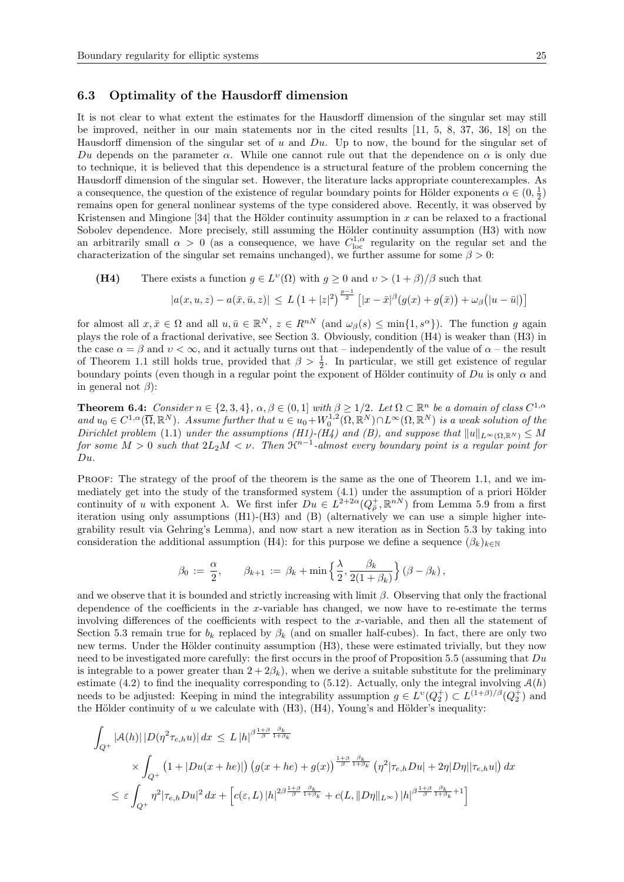### 6.3 Optimality of the Hausdorff dimension

It is not clear to what extent the estimates for the Hausdorff dimension of the singular set may still be improved, neither in our main statements nor in the cited results [11, 5, 8, 37, 36, 18] on the Hausdorff dimension of the singular set of $u$ and $Du$. Up to now, the bound for the singular set of $Du$ depends on the parameter $\alpha$. While one cannot rule out that the dependence on $\alpha$ is only due to technique, it is believed that this dependence is a structural feature of the problem concerning the Hausdorff dimension of the singular set. However, the literature lacks appropriate counterexamples. As a consequence, the question of the existence of regular boundary points for Hölder exponents $\alpha \in (0, \frac{1}{2})$ remains open for general nonlinear systems of the type considered above. Recently, it was observed by Kristensen and Mingione [34] that the Hölder continuity assumption in $x$ can be relaxed to a fractional Sobolev dependence. More precisely, still assuming the Hölder continuity assumption (H3) with now an arbitrarily small $\alpha > 0$ (as a consequence, we have $C^{1,\alpha}_{\mathrm{loc}}$ regularity on the regular set and the characterization of the singular set remains unchanged), we further assume for some $\beta > 0$:

**(H4)** There exists a function $g \in L^{\upsilon}(\Omega)$ with $g \geq 0$ and $\upsilon > (1+\beta)/\beta$ such that

$$|a(x,u,z) - a(\bar{x},\bar{u},z)| \leq L\left(1+|z|^2\right)^{\frac{p-1}{2}} \left[|x-\bar{x}|^{\beta}\big(g(x)+g(\bar{x})\big) + \omega_{\beta}\big(|u-\bar{u}|\big)\right]$$

for almost all $x, \bar{x} \in \Omega$ and all $u, \bar{u} \in \mathbb{R}^N$, $z \in R^{nN}$ (and $\omega_{\beta}(s) \leq \min\{1, s^{\alpha}\}$). The function $g$ again plays the role of a fractional derivative, see Section 3. Obviously, condition (H4) is weaker than (H3) in the case $\alpha = \beta$ and $\upsilon < \infty$, and it actually turns out that – independently of the value of $\alpha$ – the result of Theorem 1.1 still holds true, provided that $\beta > \frac{1}{2}$. In particular, we still get existence of regular boundary points (even though in a regular point the exponent of Hölder continuity of $Du$ is only $\alpha$ and in general not $\beta$):

**Theorem 6.4:** *Consider $n \in \{2,3,4\}$, $\alpha, \beta \in (0,1]$ with $\beta \geq 1/2$. Let $\Omega \subset \mathbb{R}^n$ be a domain of class $C^{1,\alpha}$ and $u_0 \in C^{1,\alpha}(\overline{\Omega}, \mathbb{R}^N)$. Assume further that $u \in u_0 + W^{1,2}_0(\Omega,\mathbb{R}^N) \cap L^{\infty}(\Omega,\mathbb{R}^N)$ is a weak solution of the Dirichlet problem* (1.1) *under the assumptions (H1)-(H4) and (B), and suppose that $\|u\|_{L^{\infty}(\Omega,\mathbb{R}^N)} \leq M$ for some $M > 0$ such that $2L_2 M < \nu$. Then $\mathcal{H}^{n-1}$-almost every boundary point is a regular point for $Du$.*

Proof: The strategy of the proof of the theorem is the same as the one of Theorem 1.1, and we immediately get into the study of the transformed system (4.1) under the assumption of a priori Hölder continuity of $u$ with exponent $\lambda$. We first infer $Du \in L^{2+2\alpha}(Q^+_{\hat{\rho}}, \mathbb{R}^{nN})$ from Lemma 5.9 from a first iteration using only assumptions (H1)-(H3) and (B) (alternatively we can use a simple higher integrability result via Gehring's Lemma), and now start a new iteration as in Section 5.3 by taking into consideration the additional assumption (H4): for this purpose we define a sequence $(\beta_k)_{k\in\mathbb{N}}$

$$\beta_0 := \frac{\alpha}{2}, \qquad \beta_{k+1} := \beta_k + \min\Big\{\frac{\lambda}{2}, \frac{\beta_k}{2(1+\beta_k)}\Big\}\,(\beta - \beta_k),$$

and we observe that it is bounded and strictly increasing with limit $\beta$. Observing that only the fractional dependence of the coefficients in the $x$-variable has changed, we now have to re-estimate the terms involving differences of the coefficients with respect to the $x$-variable, and then all the statement of Section 5.3 remain true for $b_k$ replaced by $\beta_k$ (and on smaller half-cubes). In fact, there are only two new terms. Under the Hölder continuity assumption (H3), these were estimated trivially, but they now need to be investigated more carefully: the first occurs in the proof of Proposition 5.5 (assuming that $Du$ is integrable to a power greater than $2 + 2\beta_k$), when we derive a suitable substitute for the preliminary estimate (4.2) to find the inequality corresponding to (5.12). Actually, only the integral involving $\mathcal{A}(h)$ needs to be adjusted: Keeping in mind the integrability assumption $g \in L^{\upsilon}(Q_2^+) \subset L^{(1+\beta)/\beta}(Q_2^+)$ and the Hölder continuity of $u$ we calculate with (H3), (H4), Young's and Hölder's inequality:

$$\begin{aligned}
\int_{Q^+} |\mathcal{A}(h)|\,|D(\eta^2 \tau_{e,h} u)|\,dx \;&\leq\; L\,|h|^{\beta\frac{1+\beta}{\beta}\frac{\beta_k}{1+\beta_k}} \\
&\quad\times \int_{Q^+} \big(1 + |Du(x+he)|\big)\,\big(g(x+he)+g(x)\big)^{\frac{1+\beta}{\beta}\frac{\beta_k}{1+\beta_k}}\,\big(\eta^2|\tau_{e,h}Du| + 2\eta|D\eta||\tau_{e,h}u|\big)\,dx \\
&\leq\; \varepsilon \int_{Q^+} \eta^2 |\tau_{e,h} Du|^2\,dx + \Big[c(\varepsilon, L)\,|h|^{2\beta\frac{1+\beta}{\beta}\frac{\beta_k}{1+\beta_k}} + c(L, \|D\eta\|_{L^{\infty}})\,|h|^{\beta\frac{1+\beta}{\beta}\frac{\beta_k}{1+\beta_k}+1}\Big]
\end{aligned}$$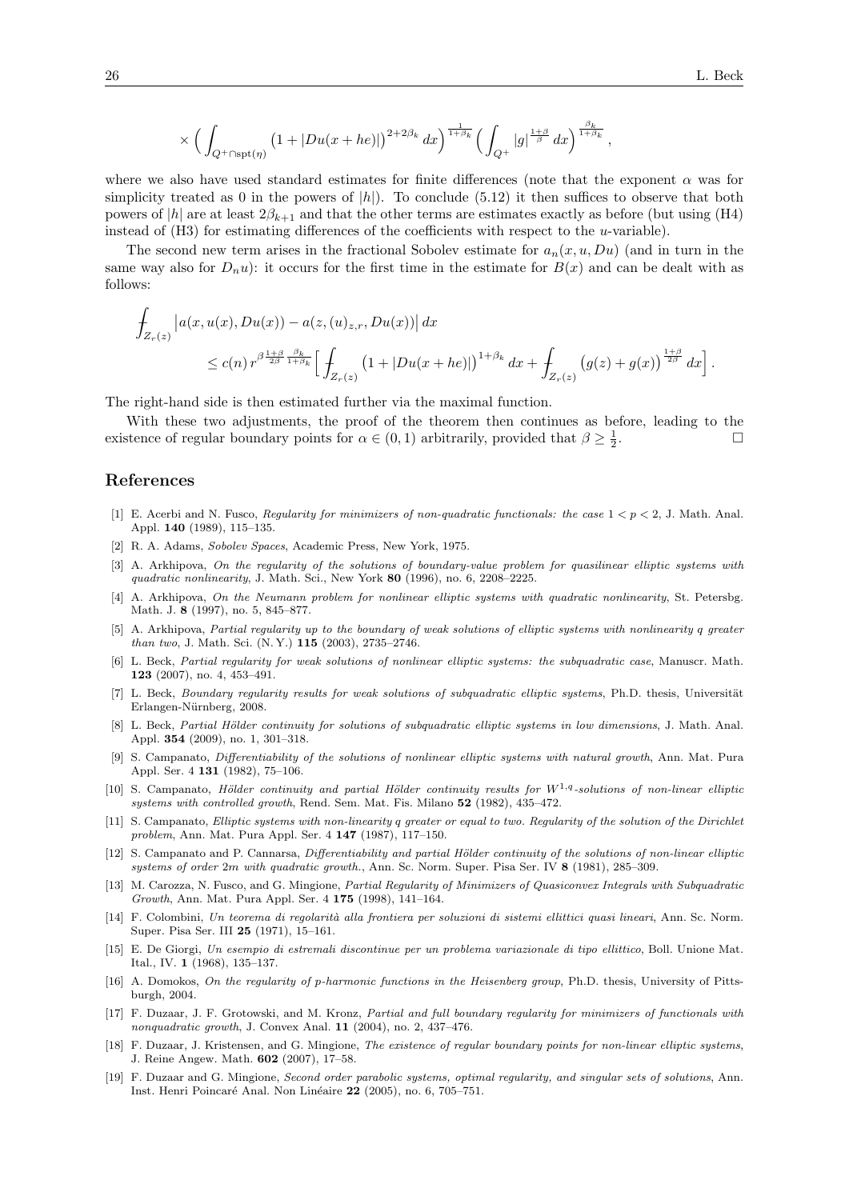$$\times \Big( \int_{Q^+ \cap \operatorname{spt}(\eta)} \big(1 + |Du(x + he)|\big)^{2+2\beta_k} \, dx \Big)^{\frac{1}{1+\beta_k}} \Big( \int_{Q^+} |g|^{\frac{1+\beta}{\beta}} \, dx \Big)^{\frac{\beta_k}{1+\beta_k}} ,$$

where we also have used standard estimates for finite differences (note that the exponent $\alpha$ was for simplicity treated as 0 in the powers of $|h|$). To conclude (5.12) it then suffices to observe that both powers of $|h|$ are at least $2\beta_{k+1}$ and that the other terms are estimates exactly as before (but using (H4) instead of (H3) for estimating differences of the coefficients with respect to the $u$-variable).

The second new term arises in the fractional Sobolev estimate for $a_n(x, u, Du)$ (and in turn in the same way also for $D_n u$): it occurs for the first time in the estimate for $B(x)$ and can be dealt with as follows:

$$\begin{aligned} &\fint_{Z_r(z)} \big| a(x, u(x), Du(x)) - a(z, (u)_{z,r}, Du(x)) \big| \, dx \\ &\qquad \le c(n) \, r^{\beta \frac{1+\beta}{2\beta} \frac{\beta_k}{1+\beta_k}} \Big[ \fint_{Z_r(z)} \big(1 + |Du(x + he)|\big)^{1+\beta_k} \, dx + \fint_{Z_r(z)} \big(g(z) + g(x)\big)^{\frac{1+\beta}{2\beta}} \, dx \Big] . \end{aligned}$$

The right-hand side is then estimated further via the maximal function.

With these two adjustments, the proof of the theorem then continues as before, leading to the existence of regular boundary points for $\alpha \in (0, 1)$ arbitrarily, provided that $\beta \ge \frac{1}{2}$. □

## References

[1] E. Acerbi and N. Fusco, *Regularity for minimizers of non-quadratic functionals: the case $1 < p < 2$*, J. Math. Anal. Appl. **140** (1989), 115–135.

[2] R. A. Adams, *Sobolev Spaces*, Academic Press, New York, 1975.

[3] A. Arkhipova, *On the regularity of the solutions of boundary-value problem for quasilinear elliptic systems with quadratic nonlinearity*, J. Math. Sci., New York **80** (1996), no. 6, 2208–2225.

[4] A. Arkhipova, *On the Neumann problem for nonlinear elliptic systems with quadratic nonlinearity*, St. Petersbg. Math. J. **8** (1997), no. 5, 845–877.

[5] A. Arkhipova, *Partial regularity up to the boundary of weak solutions of elliptic systems with nonlinearity q greater than two*, J. Math. Sci. (N. Y.) **115** (2003), 2735–2746.

[6] L. Beck, *Partial regularity for weak solutions of nonlinear elliptic systems: the subquadratic case*, Manuscr. Math. **123** (2007), no. 4, 453–491.

[7] L. Beck, *Boundary regularity results for weak solutions of subquadratic elliptic systems*, Ph.D. thesis, Universität Erlangen-Nürnberg, 2008.

[8] L. Beck, *Partial Hölder continuity for solutions of subquadratic elliptic systems in low dimensions*, J. Math. Anal. Appl. **354** (2009), no. 1, 301–318.

[9] S. Campanato, *Differentiability of the solutions of nonlinear elliptic systems with natural growth*, Ann. Mat. Pura Appl. Ser. 4 **131** (1982), 75–106.

[10] S. Campanato, *Hölder continuity and partial Hölder continuity results for $W^{1,q}$-solutions of non-linear elliptic systems with controlled growth*, Rend. Sem. Mat. Fis. Milano **52** (1982), 435–472.

[11] S. Campanato, *Elliptic systems with non-linearity q greater or equal to two. Regularity of the solution of the Dirichlet problem*, Ann. Mat. Pura Appl. Ser. 4 **147** (1987), 117–150.

[12] S. Campanato and P. Cannarsa, *Differentiability and partial Hölder continuity of the solutions of non-linear elliptic systems of order 2m with quadratic growth.*, Ann. Sc. Norm. Super. Pisa Ser. IV **8** (1981), 285–309.

[13] M. Carozza, N. Fusco, and G. Mingione, *Partial Regularity of Minimizers of Quasiconvex Integrals with Subquadratic Growth*, Ann. Mat. Pura Appl. Ser. 4 **175** (1998), 141–164.

[14] F. Colombini, *Un teorema di regolarità alla frontiera per soluzioni di sistemi ellittici quasi lineari*, Ann. Sc. Norm. Super. Pisa Ser. III **25** (1971), 15–161.

[15] E. De Giorgi, *Un esempio di estremali discontinue per un problema variazionale di tipo ellittico*, Boll. Unione Mat. Ital., IV. **1** (1968), 135–137.

[16] A. Domokos, *On the regularity of p-harmonic functions in the Heisenberg group*, Ph.D. thesis, University of Pittsburgh, 2004.

[17] F. Duzaar, J. F. Grotowski, and M. Kronz, *Partial and full boundary regularity for minimizers of functionals with nonquadratic growth*, J. Convex Anal. **11** (2004), no. 2, 437–476.

[18] F. Duzaar, J. Kristensen, and G. Mingione, *The existence of regular boundary points for non-linear elliptic systems*, J. Reine Angew. Math. **602** (2007), 17–58.

[19] F. Duzaar and G. Mingione, *Second order parabolic systems, optimal regularity, and singular sets of solutions*, Ann. Inst. Henri Poincaré Anal. Non Linéaire **22** (2005), no. 6, 705–751.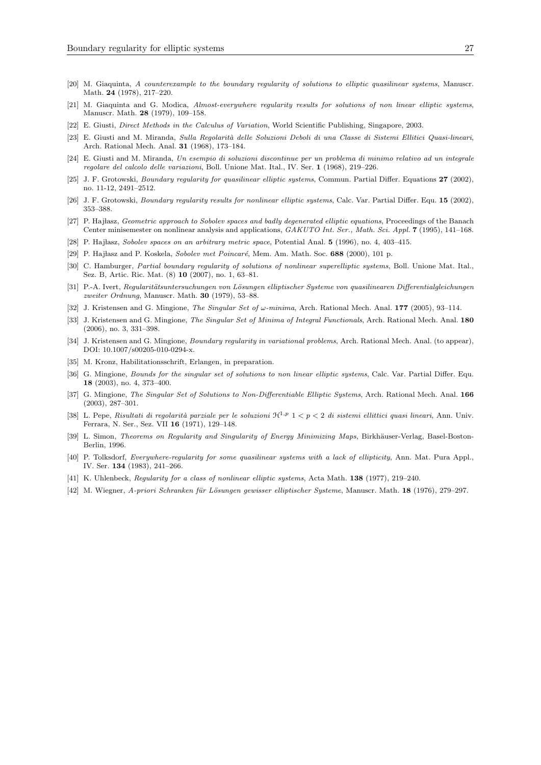[20] M. Giaquinta, *A counterexample to the boundary regularity of solutions to elliptic quasilinear systems*, Manuscr. Math. **24** (1978), 217–220.

[21] M. Giaquinta and G. Modica, *Almost-everywhere regularity results for solutions of non linear elliptic systems*, Manuscr. Math. **28** (1979), 109–158.

[22] E. Giusti, *Direct Methods in the Calculus of Variation*, World Scientific Publishing, Singapore, 2003.

[23] E. Giusti and M. Miranda, *Sulla Regolarità delle Soluzioni Deboli di una Classe di Sistemi Ellitici Quasi-lineari*, Arch. Rational Mech. Anal. **31** (1968), 173–184.

[24] E. Giusti and M. Miranda, *Un esempio di soluzioni discontinue per un problema di minimo relativo ad un integrale regolare del calcolo delle variazioni*, Boll. Unione Mat. Ital., IV. Ser. **1** (1968), 219–226.

[25] J. F. Grotowski, *Boundary regularity for quasilinear elliptic systems*, Commun. Partial Differ. Equations **27** (2002), no. 11-12, 2491–2512.

[26] J. F. Grotowski, *Boundary regularity results for nonlinear elliptic systems*, Calc. Var. Partial Differ. Equ. **15** (2002), 353–388.

[27] P. Hajłasz, *Geometric approach to Sobolev spaces and badly degenerated elliptic equations*, Proceedings of the Banach Center minisemester on nonlinear analysis and applications, *GAKUTO Int. Ser., Math. Sci. Appl.* **7** (1995), 141–168.

[28] P. Hajłasz, *Sobolev spaces on an arbitrary metric space*, Potential Anal. **5** (1996), no. 4, 403–415.

[29] P. Hajłasz and P. Koskela, *Sobolev met Poincaré*, Mem. Am. Math. Soc. **688** (2000), 101 p.

[30] C. Hamburger, *Partial boundary regularity of solutions of nonlinear superelliptic systems*, Boll. Unione Mat. Ital., Sez. B, Artic. Ric. Mat. (8) **10** (2007), no. 1, 63–81.

[31] P.-A. Ivert, *Regularitätsuntersuchungen von Lösungen elliptischer Systeme von quasilinearen Differentialgleichungen zweiter Ordnung*, Manuscr. Math. **30** (1979), 53–88.

[32] J. Kristensen and G. Mingione, *The Singular Set of $\omega$-minima*, Arch. Rational Mech. Anal. **177** (2005), 93–114.

[33] J. Kristensen and G. Mingione, *The Singular Set of Minima of Integral Functionals*, Arch. Rational Mech. Anal. **180** (2006), no. 3, 331–398.

[34] J. Kristensen and G. Mingione, *Boundary regularity in variational problems*, Arch. Rational Mech. Anal. (to appear), DOI: 10.1007/s00205-010-0294-x.

[35] M. Kronz, Habilitationsschrift, Erlangen, in preparation.

[36] G. Mingione, *Bounds for the singular set of solutions to non linear elliptic systems*, Calc. Var. Partial Differ. Equ. **18** (2003), no. 4, 373–400.

[37] G. Mingione, *The Singular Set of Solutions to Non-Differentiable Elliptic Systems*, Arch. Rational Mech. Anal. **166** (2003), 287–301.

[38] L. Pepe, *Risultati di regolarità parziale per le soluzioni $\mathcal{H}^{1,p}$ $1 < p < 2$ di sistemi ellittici quasi lineari*, Ann. Univ. Ferrara, N. Ser., Sez. VII **16** (1971), 129–148.

[39] L. Simon, *Theorems on Regularity and Singularity of Energy Minimizing Maps*, Birkhäuser-Verlag, Basel-Boston-Berlin, 1996.

[40] P. Tolksdorf, *Everywhere-regularity for some quasilinear systems with a lack of ellipticity*, Ann. Mat. Pura Appl., IV. Ser. **134** (1983), 241–266.

[41] K. Uhlenbeck, *Regularity for a class of nonlinear elliptic systems*, Acta Math. **138** (1977), 219–240.

[42] M. Wiegner, *A-priori Schranken für Lösungen gewisser elliptischer Systeme*, Manuscr. Math. **18** (1976), 279–297.